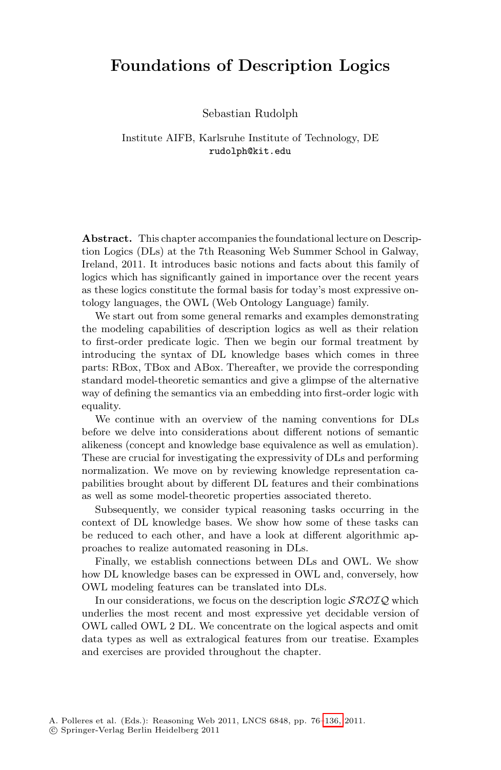# Foundations of Description Logics

Sebastian Rudolph

Institute AIFB, Karlsruhe Institute of Technology, DE
rudolph@kit.edu

**Abstract.** This chapter accompanies the foundational lecture on Description Logics (DLs) at the 7th Reasoning Web Summer School in Galway, Ireland, 2011. It introduces basic notions and facts about this family of logics which has significantly gained in importance over the recent years as these logics constitute the formal basis for today's most expressive ontology languages, the OWL (Web Ontology Language) family.

We start out from some general remarks and examples demonstrating the modeling capabilities of description logics as well as their relation to first-order predicate logic. Then we begin our formal treatment by introducing the syntax of DL knowledge bases which comes in three parts: RBox, TBox and ABox. Thereafter, we provide the corresponding standard model-theoretic semantics and give a glimpse of the alternative way of defining the semantics via an embedding into first-order logic with equality.

We continue with an overview of the naming conventions for DLs before we delve into considerations about different notions of semantic alikeness (concept and knowledge base equivalence as well as emulation). These are crucial for investigating the expressivity of DLs and performing normalization. We move on by reviewing knowledge representation capabilities brought about by different DL features and their combinations as well as some model-theoretic properties associated thereto.

Subsequently, we consider typical reasoning tasks occurring in the context of DL knowledge bases. We show how some of these tasks can be reduced to each other, and have a look at different algorithmic approaches to realize automated reasoning in DLs.

Finally, we establish connections between DLs and OWL. We show how DL knowledge bases can be expressed in OWL and, conversely, how OWL modeling features can be translated into DLs.

In our considerations, we focus on the description logic $\mathcal{SROIQ}$ which underlies the most recent and most expressive yet decidable version of OWL called OWL 2 DL. We concentrate on the logical aspects and omit data types as well as extralogical features from our treatise. Examples and exercises are provided throughout the chapter.

A. Polleres et al. (Eds.): Reasoning Web 2011, LNCS 6848, pp. 76–136, 2011.
© Springer-Verlag Berlin Heidelberg 2011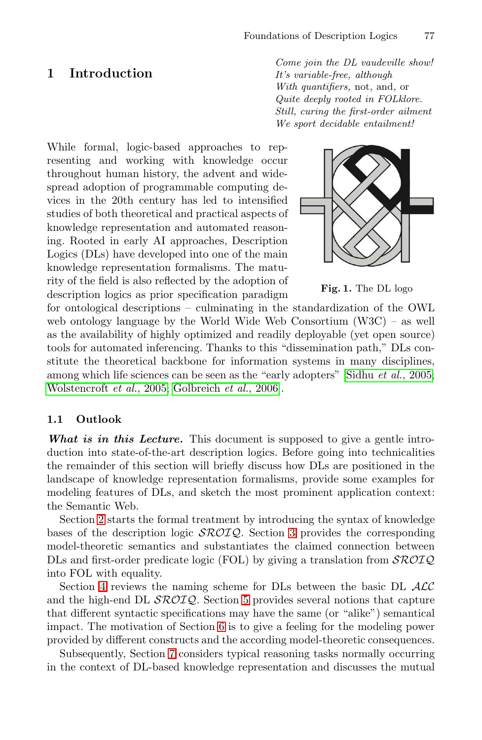## 1 Introduction

*Come join the DL vaudeville show!*
*It's variable-free, although*
*With quantifiers,* not, and, *or*
*Quite deeply rooted in FOLklore.*
*Still, curing the first-order ailment*
*We sport decidable entailment!*

While formal, logic-based approaches to representing and working with knowledge occur throughout human history, the advent and widespread adoption of programmable computing devices in the 20th century has led to intensified studies of both theoretical and practical aspects of knowledge representation and automated reasoning. Rooted in early AI approaches, Description Logics (DLs) have developed into one of the main knowledge representation formalisms. The maturity of the field is also reflected by the adoption of description logics as prior specification paradigm for ontological descriptions – culminating in the standardization of the OWL web ontology language by the World Wide Web Consortium (W3C) – as well as the availability of highly optimized and readily deployable (yet open source) tools for automated inferencing. Thanks to this "dissemination path," DLs constitute the theoretical backbone for information systems in many disciplines, among which life sciences can be seen as the "early adopters" [Sidhu *et al.*, 2005; Wolstencroft *et al.*, 2005; Golbreich *et al.*, 2006].

**Fig. 1.** The DL logo

### 1.1 Outlook

***What is in this Lecture.*** This document is supposed to give a gentle introduction into state-of-the-art description logics. Before going into technicalities the remainder of this section will briefly discuss how DLs are positioned in the landscape of knowledge representation formalisms, provide some examples for modeling features of DLs, and sketch the most prominent application context: the Semantic Web.

Section 2 starts the formal treatment by introducing the syntax of knowledge bases of the description logic $\mathcal{SROIQ}$. Section 3 provides the corresponding model-theoretic semantics and substantiates the claimed connection between DLs and first-order predicate logic (FOL) by giving a translation from $\mathcal{SROIQ}$ into FOL with equality.

Section 4 reviews the naming scheme for DLs between the basic DL $\mathcal{ALC}$ and the high-end DL $\mathcal{SROIQ}$. Section 5 provides several notions that capture that different syntactic specifications may have the same (or "alike") semantical impact. The motivation of Section 6 is to give a feeling for the modeling power provided by different constructs and the according model-theoretic consequences.

Subsequently, Section 7 considers typical reasoning tasks normally occurring in the context of DL-based knowledge representation and discusses the mutual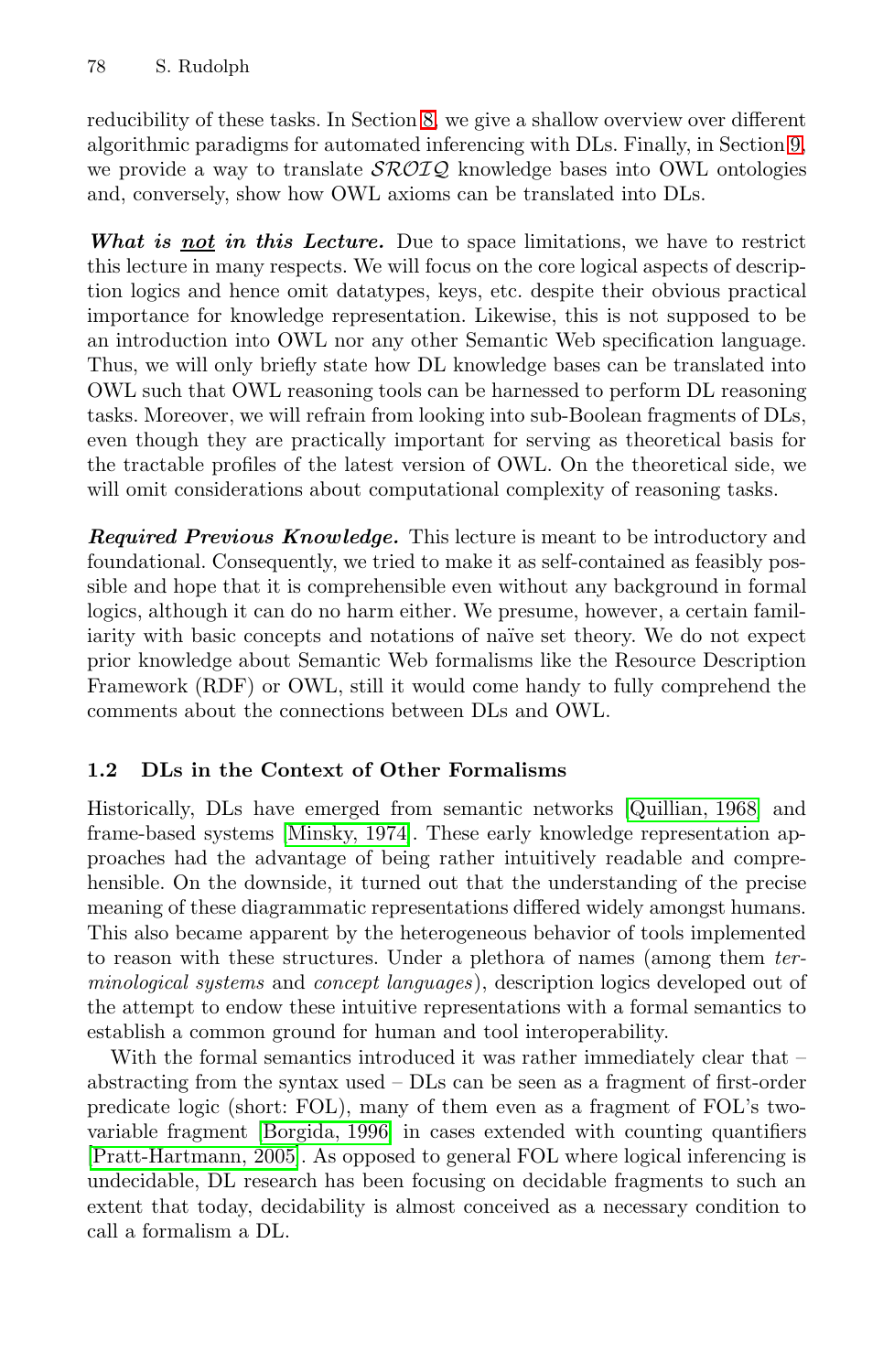reducibility of these tasks. In Section 8, we give a shallow overview over different algorithmic paradigms for automated inferencing with DLs. Finally, in Section 9, we provide a way to translate $\mathcal{SROIQ}$ knowledge bases into OWL ontologies and, conversely, show how OWL axioms can be translated into DLs.

***What is <u>not</u> in this Lecture.*** Due to space limitations, we have to restrict this lecture in many respects. We will focus on the core logical aspects of description logics and hence omit datatypes, keys, etc. despite their obvious practical importance for knowledge representation. Likewise, this is not supposed to be an introduction into OWL nor any other Semantic Web specification language. Thus, we will only briefly state how DL knowledge bases can be translated into OWL such that OWL reasoning tools can be harnessed to perform DL reasoning tasks. Moreover, we will refrain from looking into sub-Boolean fragments of DLs, even though they are practically important for serving as theoretical basis for the tractable profiles of the latest version of OWL. On the theoretical side, we will omit considerations about computational complexity of reasoning tasks.

***Required Previous Knowledge.*** This lecture is meant to be introductory and foundational. Consequently, we tried to make it as self-contained as feasibly possible and hope that it is comprehensible even without any background in formal logics, although it can do no harm either. We presume, however, a certain familiarity with basic concepts and notations of naïve set theory. We do not expect prior knowledge about Semantic Web formalisms like the Resource Description Framework (RDF) or OWL, still it would come handy to fully comprehend the comments about the connections between DLs and OWL.

### 1.2 DLs in the Context of Other Formalisms

Historically, DLs have emerged from semantic networks [Quillian, 1968] and frame-based systems [Minsky, 1974]. These early knowledge representation approaches had the advantage of being rather intuitively readable and comprehensible. On the downside, it turned out that the understanding of the precise meaning of these diagrammatic representations differed widely amongst humans. This also became apparent by the heterogeneous behavior of tools implemented to reason with these structures. Under a plethora of names (among them *terminological systems* and *concept languages*), description logics developed out of the attempt to endow these intuitive representations with a formal semantics to establish a common ground for human and tool interoperability.

With the formal semantics introduced it was rather immediately clear that – abstracting from the syntax used – DLs can be seen as a fragment of first-order predicate logic (short: FOL), many of them even as a fragment of FOL's two-variable fragment [Borgida, 1996] in cases extended with counting quantifiers [Pratt-Hartmann, 2005]. As opposed to general FOL where logical inferencing is undecidable, DL research has been focusing on decidable fragments to such an extent that today, decidability is almost conceived as a necessary condition to call a formalism a DL.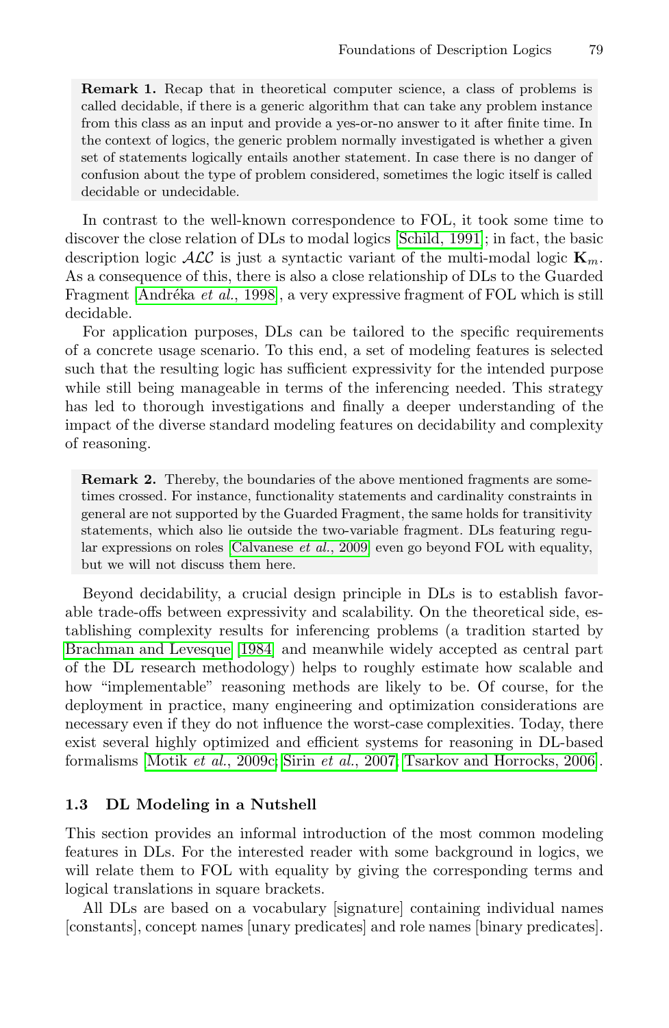**Remark 1.** Recap that in theoretical computer science, a class of problems is called decidable, if there is a generic algorithm that can take any problem instance from this class as an input and provide a yes-or-no answer to it after finite time. In the context of logics, the generic problem normally investigated is whether a given set of statements logically entails another statement. In case there is no danger of confusion about the type of problem considered, sometimes the logic itself is called decidable or undecidable.

In contrast to the well-known correspondence to FOL, it took some time to discover the close relation of DLs to modal logics [Schild, 1991]; in fact, the basic description logic $\mathcal{ALC}$ is just a syntactic variant of the multi-modal logic $\mathbf{K}_m$. As a consequence of this, there is also a close relationship of DLs to the Guarded Fragment [Andréka *et al.*, 1998], a very expressive fragment of FOL which is still decidable.

For application purposes, DLs can be tailored to the specific requirements of a concrete usage scenario. To this end, a set of modeling features is selected such that the resulting logic has sufficient expressivity for the intended purpose while still being manageable in terms of the inferencing needed. This strategy has led to thorough investigations and finally a deeper understanding of the impact of the diverse standard modeling features on decidability and complexity of reasoning.

**Remark 2.** Thereby, the boundaries of the above mentioned fragments are sometimes crossed. For instance, functionality statements and cardinality constraints in general are not supported by the Guarded Fragment, the same holds for transitivity statements, which also lie outside the two-variable fragment. DLs featuring regular expressions on roles [Calvanese *et al.*, 2009] even go beyond FOL with equality, but we will not discuss them here.

Beyond decidability, a crucial design principle in DLs is to establish favorable trade-offs between expressivity and scalability. On the theoretical side, establishing complexity results for inferencing problems (a tradition started by Brachman and Levesque [1984] and meanwhile widely accepted as central part of the DL research methodology) helps to roughly estimate how scalable and how "implementable" reasoning methods are likely to be. Of course, for the deployment in practice, many engineering and optimization considerations are necessary even if they do not influence the worst-case complexities. Today, there exist several highly optimized and efficient systems for reasoning in DL-based formalisms [Motik *et al.*, 2009c; Sirin *et al.*, 2007; Tsarkov and Horrocks, 2006].

### 1.3 DL Modeling in a Nutshell

This section provides an informal introduction of the most common modeling features in DLs. For the interested reader with some background in logics, we will relate them to FOL with equality by giving the corresponding terms and logical translations in square brackets.

All DLs are based on a vocabulary [signature] containing individual names [constants], concept names [unary predicates] and role names [binary predicates].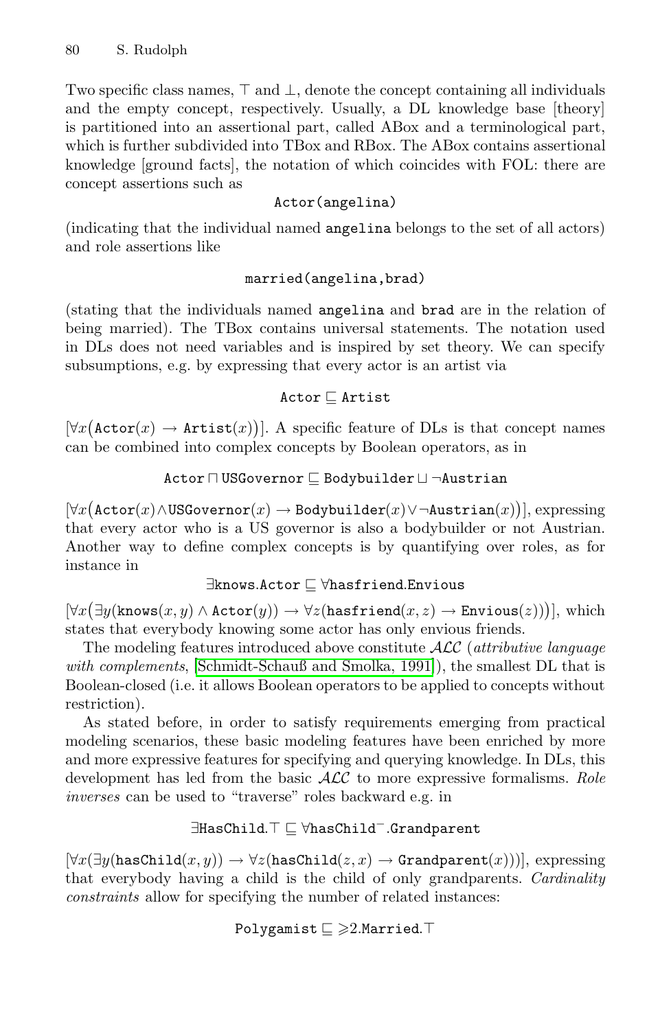Two specific class names, $\top$ and $\bot$, denote the concept containing all individuals and the empty concept, respectively. Usually, a DL knowledge base [theory] is partitioned into an assertional part, called ABox and a terminological part, which is further subdivided into TBox and RBox. The ABox contains assertional knowledge [ground facts], the notation of which coincides with FOL: there are concept assertions such as

$$\texttt{Actor(angelina)}$$

(indicating that the individual named `angelina` belongs to the set of all actors) and role assertions like

$$\texttt{married(angelina,brad)}$$

(stating that the individuals named `angelina` and `brad` are in the relation of being married). The TBox contains universal statements. The notation used in DLs does not need variables and is inspired by set theory. We can specify subsumptions, e.g. by expressing that every actor is an artist via

$$\texttt{Actor} \sqsubseteq \texttt{Artist}$$

[$\forall x\big(\texttt{Actor}(x) \rightarrow \texttt{Artist}(x)\big)$]. A specific feature of DLs is that concept names can be combined into complex concepts by Boolean operators, as in

$$\texttt{Actor} \sqcap \texttt{USGovernor} \sqsubseteq \texttt{Bodybuilder} \sqcup \neg\texttt{Austrian}$$

[$\forall x\big(\texttt{Actor}(x) \land \texttt{USGovernor}(x) \rightarrow \texttt{Bodybuilder}(x) \lor \neg\texttt{Austrian}(x)\big)$], expressing that every actor who is a US governor is also a bodybuilder or not Austrian. Another way to define complex concepts is by quantifying over roles, as for instance in

$$\exists\texttt{knows}.\texttt{Actor} \sqsubseteq \forall\texttt{hasfriend}.\texttt{Envious}$$

[$\forall x\big(\exists y(\texttt{knows}(x,y) \land \texttt{Actor}(y)) \rightarrow \forall z(\texttt{hasfriend}(x,z) \rightarrow \texttt{Envious}(z))\big)$], which states that everybody knowing some actor has only envious friends.

The modeling features introduced above constitute $\mathcal{ALC}$ (*attributive language with complements*, [Schmidt-Schauß and Smolka, 1991]), the smallest DL that is Boolean-closed (i.e. it allows Boolean operators to be applied to concepts without restriction).

As stated before, in order to satisfy requirements emerging from practical modeling scenarios, these basic modeling features have been enriched by more and more expressive features for specifying and querying knowledge. In DLs, this development has led from the basic $\mathcal{ALC}$ to more expressive formalisms. *Role inverses* can be used to "traverse" roles backward e.g. in

$$\exists\texttt{HasChild}.\top \sqsubseteq \forall\texttt{hasChild}^{-}.\texttt{Grandparent}$$

[$\forall x(\exists y(\texttt{hasChild}(x,y)) \rightarrow \forall z(\texttt{hasChild}(z,x) \rightarrow \texttt{Grandparent}(x)))$], expressing that everybody having a child is the child of only grandparents. *Cardinality constraints* allow for specifying the number of related instances:

$$\texttt{Polygamist} \sqsubseteq \geqslant 2.\texttt{Married}.\top$$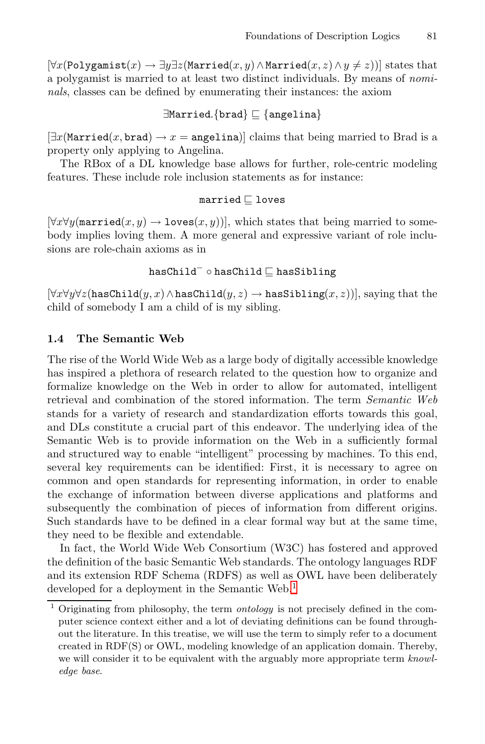$[\forall x(\texttt{Polygamist}(x) \rightarrow \exists y \exists z(\texttt{Married}(x, y) \wedge \texttt{Married}(x, z) \wedge y \neq z))]$ states that a polygamist is married to at least two distinct individuals. By means of *nominals*, classes can be defined by enumerating their instances: the axiom

$$\exists \texttt{Married}.\{\texttt{brad}\} \sqsubseteq \{\texttt{angelina}\}$$

$[\exists x(\texttt{Married}(x, \texttt{brad}) \rightarrow x = \texttt{angelina})]$ claims that being married to Brad is a property only applying to Angelina.

The RBox of a DL knowledge base allows for further, role-centric modeling features. These include role inclusion statements as for instance:

$$\texttt{married} \sqsubseteq \texttt{loves}$$

$[\forall x \forall y(\texttt{married}(x, y) \rightarrow \texttt{loves}(x, y))]$, which states that being married to somebody implies loving them. A more general and expressive variant of role inclusions are role-chain axioms as in

$$\texttt{hasChild}^{-} \circ \texttt{hasChild} \sqsubseteq \texttt{hasSibling}$$

$[\forall x \forall y \forall z(\texttt{hasChild}(y, x) \wedge \texttt{hasChild}(y, z) \rightarrow \texttt{hasSibling}(x, z))]$, saying that the child of somebody I am a child of is my sibling.

### 1.4 The Semantic Web

The rise of the World Wide Web as a large body of digitally accessible knowledge has inspired a plethora of research related to the question how to organize and formalize knowledge on the Web in order to allow for automated, intelligent retrieval and combination of the stored information. The term *Semantic Web* stands for a variety of research and standardization efforts towards this goal, and DLs constitute a crucial part of this endeavor. The underlying idea of the Semantic Web is to provide information on the Web in a sufficiently formal and structured way to enable "intelligent" processing by machines. To this end, several key requirements can be identified: First, it is necessary to agree on common and open standards for representing information, in order to enable the exchange of information between diverse applications and platforms and subsequently the combination of pieces of information from different origins. Such standards have to be defined in a clear formal way but at the same time, they need to be flexible and extendable.

In fact, the World Wide Web Consortium (W3C) has fostered and approved the definition of the basic Semantic Web standards. The ontology languages RDF and its extension RDF Schema (RDFS) as well as OWL have been deliberately developed for a deployment in the Semantic Web.[1]

[1] Originating from philosophy, the term *ontology* is not precisely defined in the computer science context either and a lot of deviating definitions can be found throughout the literature. In this treatise, we will use the term to simply refer to a document created in RDF(S) or OWL, modeling knowledge of an application domain. Thereby, we will consider it to be equivalent with the arguably more appropriate term *knowledge base*.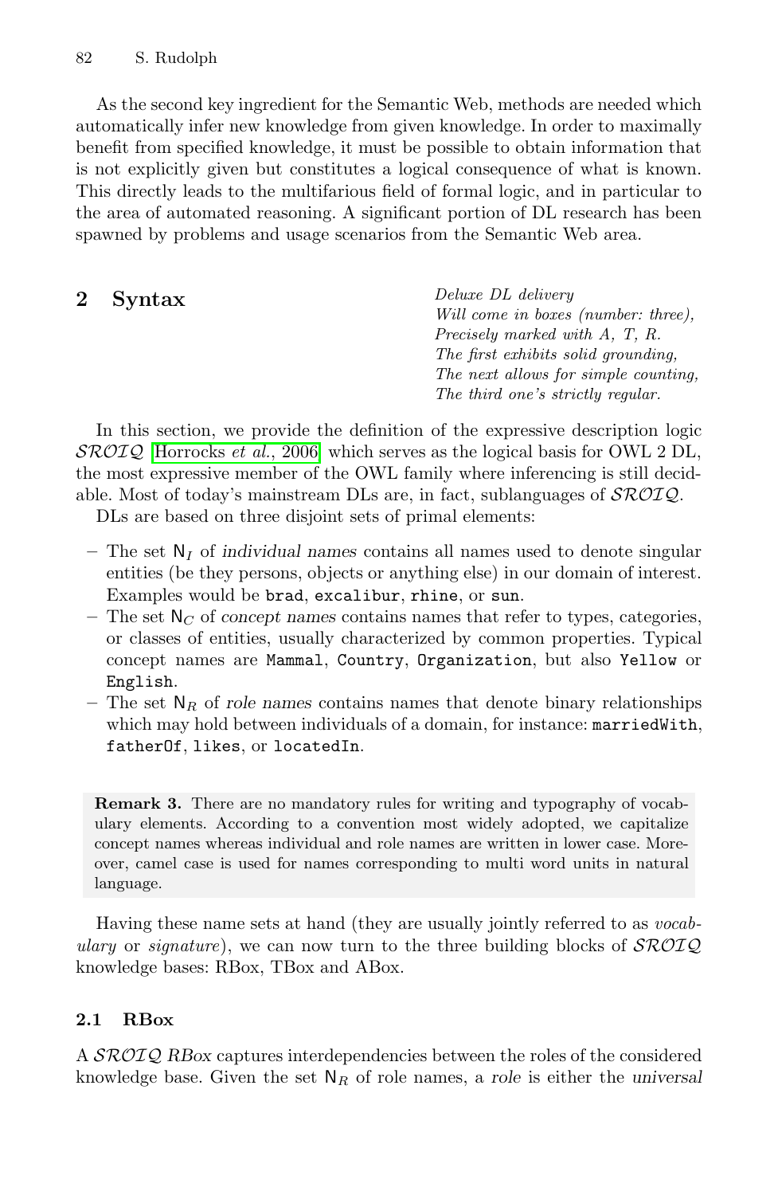As the second key ingredient for the Semantic Web, methods are needed which automatically infer new knowledge from given knowledge. In order to maximally benefit from specified knowledge, it must be possible to obtain information that is not explicitly given but constitutes a logical consequence of what is known. This directly leads to the multifarious field of formal logic, and in particular to the area of automated reasoning. A significant portion of DL research has been spawned by problems and usage scenarios from the Semantic Web area.

## 2 Syntax

*Deluxe DL delivery*
*Will come in boxes (number: three),*
*Precisely marked with A, T, R.*
*The first exhibits solid grounding,*
*The next allows for simple counting,*
*The third one's strictly regular.*

In this section, we provide the definition of the expressive description logic $\mathcal{SROIQ}$ [Horrocks *et al.*, 2006] which serves as the logical basis for OWL 2 DL, the most expressive member of the OWL family where inferencing is still decidable. Most of today's mainstream DLs are, in fact, sublanguages of $\mathcal{SROIQ}$.

DLs are based on three disjoint sets of primal elements:

- The set $\mathsf{N}_I$ of *individual names* contains all names used to denote singular entities (be they persons, objects or anything else) in our domain of interest. Examples would be `brad`, `excalibur`, `rhine`, or `sun`.
- The set $\mathsf{N}_C$ of *concept names* contains names that refer to types, categories, or classes of entities, usually characterized by common properties. Typical concept names are `Mammal`, `Country`, `Organization`, but also `Yellow` or `English`.
- The set $\mathsf{N}_R$ of *role names* contains names that denote binary relationships which may hold between individuals of a domain, for instance: `marriedWith`, `fatherOf`, `likes`, or `locatedIn`.

**Remark 3.** There are no mandatory rules for writing and typography of vocabulary elements. According to a convention most widely adopted, we capitalize concept names whereas individual and role names are written in lower case. Moreover, camel case is used for names corresponding to multi word units in natural language.

Having these name sets at hand (they are usually jointly referred to as *vocabulary* or *signature*), we can now turn to the three building blocks of $\mathcal{SROIQ}$ knowledge bases: RBox, TBox and ABox.

### 2.1 RBox

A $\mathcal{SROIQ}$ *RBox* captures interdependencies between the roles of the considered knowledge base. Given the set $\mathsf{N}_R$ of role names, a *role* is either the *universal*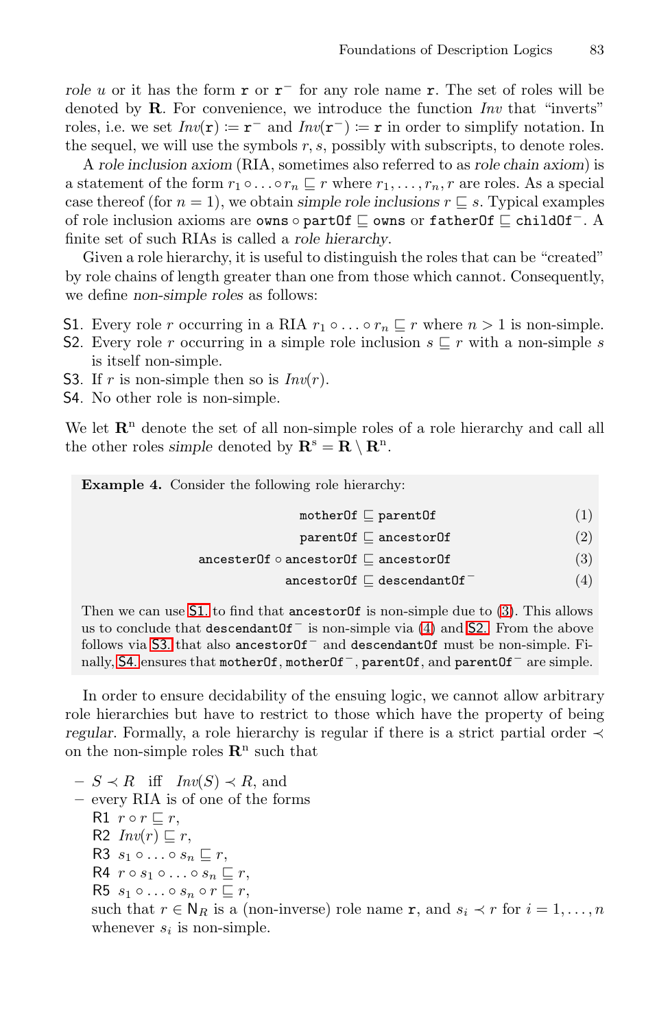*role* $u$ or it has the form $\mathtt{r}$ or $\mathtt{r}^-$ for any role name $\mathtt{r}$. The set of roles will be denoted by $\mathbf{R}$. For convenience, we introduce the function *Inv* that "inverts" roles, i.e. we set $\mathit{Inv}(\mathtt{r}) := \mathtt{r}^-$ and $\mathit{Inv}(\mathtt{r}^-) := \mathtt{r}$ in order to simplify notation. In the sequel, we will use the symbols $r, s$, possibly with subscripts, to denote roles.

A *role inclusion axiom* (RIA, sometimes also referred to as *role chain axiom*) is a statement of the form $r_1 \circ \ldots \circ r_n \sqsubseteq r$ where $r_1, \ldots, r_n, r$ are roles. As a special case thereof (for $n = 1$), we obtain *simple role inclusions* $r \sqsubseteq s$. Typical examples of role inclusion axioms are $\mathtt{owns} \circ \mathtt{partOf} \sqsubseteq \mathtt{owns}$ or $\mathtt{fatherOf} \sqsubseteq \mathtt{childOf}^-$. A finite set of such RIAs is called a *role hierarchy*.

Given a role hierarchy, it is useful to distinguish the roles that can be "created" by role chains of length greater than one from those which cannot. Consequently, we define *non-simple roles* as follows:

- S1. Every role $r$ occurring in a RIA $r_1 \circ \ldots \circ r_n \sqsubseteq r$ where $n > 1$ is non-simple.
- S2. Every role $r$ occurring in a simple role inclusion $s \sqsubseteq r$ with a non-simple $s$ is itself non-simple.
- S3. If $r$ is non-simple then so is $\mathit{Inv}(r)$.
- S4. No other role is non-simple.

We let $\mathbf{R}^{\mathrm{n}}$ denote the set of all non-simple roles of a role hierarchy and call all the other roles *simple* denoted by $\mathbf{R}^{\mathrm{s}} = \mathbf{R} \setminus \mathbf{R}^{\mathrm{n}}$.

**Example 4.** Consider the following role hierarchy:

$$\mathtt{motherOf} \sqsubseteq \mathtt{parentOf} \tag{1}$$

$$\mathtt{parentOf} \sqsubseteq \mathtt{ancestorOf} \tag{2}$$

$$\mathtt{ancesterOf} \circ \mathtt{ancestorOf} \sqsubseteq \mathtt{ancestorOf} \tag{3}$$

$$\mathtt{ancestorOf} \sqsubseteq \mathtt{descendantOf}^- \tag{4}$$

Then we can use S1. to find that $\mathtt{ancestorOf}$ is non-simple due to (3). This allows us to conclude that $\mathtt{descendantOf}^-$ is non-simple via (4) and S2. From the above follows via S3. that also $\mathtt{ancestorOf}^-$ and $\mathtt{descendantOf}$ must be non-simple. Finally, S4. ensures that $\mathtt{motherOf}$, $\mathtt{motherOf}^-$, $\mathtt{parentOf}$, and $\mathtt{parentOf}^-$ are simple.

In order to ensure decidability of the ensuing logic, we cannot allow arbitrary role hierarchies but have to restrict to those which have the property of being *regular*. Formally, a role hierarchy is regular if there is a strict partial order $\prec$ on the non-simple roles $\mathbf{R}^{\mathrm{n}}$ such that

- $S \prec R$ iff $\mathit{Inv}(S) \prec R$, and
- every RIA is of one of the forms
  - R1 $r \circ r \sqsubseteq r$,
  - R2 $\mathit{Inv}(r) \sqsubseteq r$,
  - R3 $s_1 \circ \ldots \circ s_n \sqsubseteq r$,
  - R4 $r \circ s_1 \circ \ldots \circ s_n \sqsubseteq r$,
  - R5 $s_1 \circ \ldots \circ s_n \circ r \sqsubseteq r$,

  such that $r \in \mathsf{N}_R$ is a (non-inverse) role name $\mathtt{r}$, and $s_i \prec r$ for $i = 1, \ldots, n$ whenever $s_i$ is non-simple.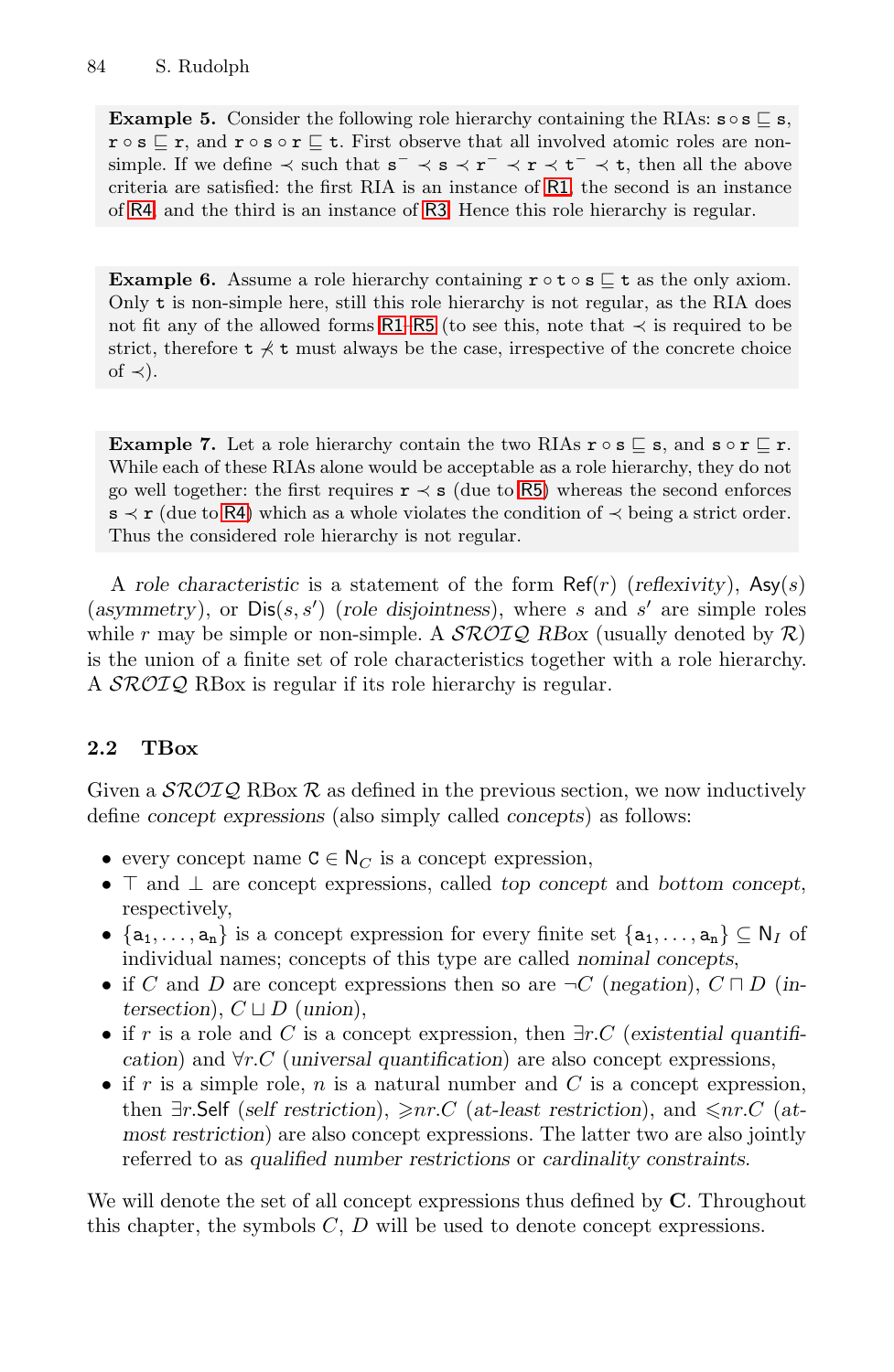**Example 5.** Consider the following role hierarchy containing the RIAs: $\mathtt{s} \circ \mathtt{s} \sqsubseteq \mathtt{s}$, $\mathtt{r} \circ \mathtt{s} \sqsubseteq \mathtt{r}$, and $\mathtt{r} \circ \mathtt{s} \circ \mathtt{r} \sqsubseteq \mathtt{t}$. First observe that all involved atomic roles are non-simple. If we define $\prec$ such that $\mathtt{s}^- \prec \mathtt{s} \prec \mathtt{r}^- \prec \mathtt{r} \prec \mathtt{t}^- \prec \mathtt{t}$, then all the above criteria are satisfied: the first RIA is an instance of R1, the second is an instance of R4, and the third is an instance of R3. Hence this role hierarchy is regular.

**Example 6.** Assume a role hierarchy containing $\mathtt{r} \circ \mathtt{t} \circ \mathtt{s} \sqsubseteq \mathtt{t}$ as the only axiom. Only $\mathtt{t}$ is non-simple here, still this role hierarchy is not regular, as the RIA does not fit any of the allowed forms R1–R5 (to see this, note that $\prec$ is required to be strict, therefore $\mathtt{t} \not\prec \mathtt{t}$ must always be the case, irrespective of the concrete choice of $\prec$).

**Example 7.** Let a role hierarchy contain the two RIAs $\mathtt{r} \circ \mathtt{s} \sqsubseteq \mathtt{s}$, and $\mathtt{s} \circ \mathtt{r} \sqsubseteq \mathtt{r}$. While each of these RIAs alone would be acceptable as a role hierarchy, they do not go well together: the first requires $\mathtt{r} \prec \mathtt{s}$ (due to R5) whereas the second enforces $\mathtt{s} \prec \mathtt{r}$ (due to R4) which as a whole violates the condition of $\prec$ being a strict order. Thus the considered role hierarchy is not regular.

A *role characteristic* is a statement of the form $\mathsf{Ref}(r)$ (*reflexivity*), $\mathsf{Asy}(s)$ (*asymmetry*), or $\mathsf{Dis}(s, s')$ (*role disjointness*), where $s$ and $s'$ are simple roles while $r$ may be simple or non-simple. A $\mathcal{SROIQ}$ *RBox* (usually denoted by $\mathcal{R}$) is the union of a finite set of role characteristics together with a role hierarchy. A $\mathcal{SROIQ}$ RBox is regular if its role hierarchy is regular.

## 2.2 TBox

Given a $\mathcal{SROIQ}$ RBox $\mathcal{R}$ as defined in the previous section, we now inductively define *concept expressions* (also simply called *concepts*) as follows:

- every concept name $\mathtt{C} \in \mathsf{N}_C$ is a concept expression,
- $\top$ and $\bot$ are concept expressions, called *top concept* and *bottom concept*, respectively,
- $\{\mathtt{a}_1, \ldots, \mathtt{a}_n\}$ is a concept expression for every finite set $\{\mathtt{a}_1, \ldots, \mathtt{a}_n\} \subseteq \mathsf{N}_I$ of individual names; concepts of this type are called *nominal concepts*,
- if $C$ and $D$ are concept expressions then so are $\neg C$ (*negation*), $C \sqcap D$ (*intersection*), $C \sqcup D$ (*union*),
- if $r$ is a role and $C$ is a concept expression, then $\exists r.C$ (*existential quantification*) and $\forall r.C$ (*universal quantification*) are also concept expressions,
- if $r$ is a simple role, $n$ is a natural number and $C$ is a concept expression, then $\exists r.\mathsf{Self}$ (*self restriction*), $\geqslant n r.C$ (*at-least restriction*), and $\leqslant n r.C$ (*at-most restriction*) are also concept expressions. The latter two are also jointly referred to as *qualified number restrictions* or *cardinality constraints*.

We will denote the set of all concept expressions thus defined by $\mathbf{C}$. Throughout this chapter, the symbols $C$, $D$ will be used to denote concept expressions.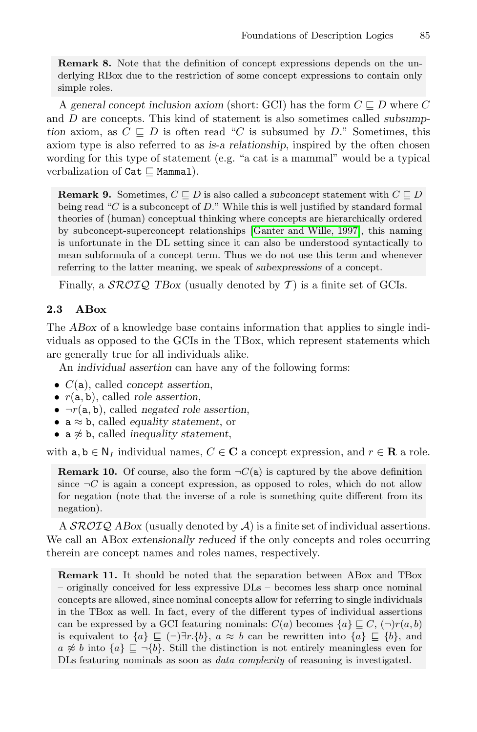**Remark 8.** Note that the definition of concept expressions depends on the underlying RBox due to the restriction of some concept expressions to contain only simple roles.

A *general concept inclusion axiom* (short: GCI) has the form $C \sqsubseteq D$ where $C$ and $D$ are concepts. This kind of statement is also sometimes called *subsumption* axiom, as $C \sqsubseteq D$ is often read "$C$ is subsumed by $D$." Sometimes, this axiom type is also referred to as *is-a relationship*, inspired by the often chosen wording for this type of statement (e.g. "a cat is a mammal" would be a typical verbalization of $\texttt{Cat} \sqsubseteq \texttt{Mammal}$).

**Remark 9.** Sometimes, $C \sqsubseteq D$ is also called a *subconcept* statement with $C \sqsubseteq D$ being read "$C$ is a subconcept of $D$." While this is well justified by standard formal theories of (human) conceptual thinking where concepts are hierarchically ordered by subconcept-superconcept relationships [Ganter and Wille, 1997], this naming is unfortunate in the DL setting since it can also be understood syntactically to mean subformula of a concept term. Thus we do not use this term and whenever referring to the latter meaning, we speak of *subexpressions* of a concept.

Finally, a $\mathcal{SROIQ}$ *TBox* (usually denoted by $\mathcal{T}$) is a finite set of GCIs.

## 2.3 ABox

The *ABox* of a knowledge base contains information that applies to single individuals as opposed to the GCIs in the TBox, which represent statements which are generally true for all individuals alike.

An *individual assertion* can have any of the following forms:

- $C(\mathtt{a})$, called *concept assertion*,
- $r(\mathtt{a}, \mathtt{b})$, called *role assertion*,
- $\neg r(\mathtt{a}, \mathtt{b})$, called *negated role assertion*,
- $\mathtt{a} \approx \mathtt{b}$, called *equality statement*, or
- $\mathtt{a} \not\approx \mathtt{b}$, called *inequality statement*,

with $\mathtt{a}, \mathtt{b} \in \mathsf{N}_I$ individual names, $C \in \mathbf{C}$ a concept expression, and $r \in \mathbf{R}$ a role.

**Remark 10.** Of course, also the form $\neg C(\mathtt{a})$ is captured by the above definition since $\neg C$ is again a concept expression, as opposed to roles, which do not allow for negation (note that the inverse of a role is something quite different from its negation).

A $\mathcal{SROIQ}$ *ABox* (usually denoted by $\mathcal{A}$) is a finite set of individual assertions. We call an ABox *extensionally reduced* if the only concepts and roles occurring therein are concept names and roles names, respectively.

**Remark 11.** It should be noted that the separation between ABox and TBox – originally conceived for less expressive DLs – becomes less sharp once nominal concepts are allowed, since nominal concepts allow for referring to single individuals in the TBox as well. In fact, every of the different types of individual assertions can be expressed by a GCI featuring nominals: $C(a)$ becomes $\{a\} \sqsubseteq C$, $(\neg)r(a, b)$ is equivalent to $\{a\} \sqsubseteq (\neg)\exists r.\{b\}$, $a \approx b$ can be rewritten into $\{a\} \sqsubseteq \{b\}$, and $a \not\approx b$ into $\{a\} \sqsubseteq \neg\{b\}$. Still the distinction is not entirely meaningless even for DLs featuring nominals as soon as *data complexity* of reasoning is investigated.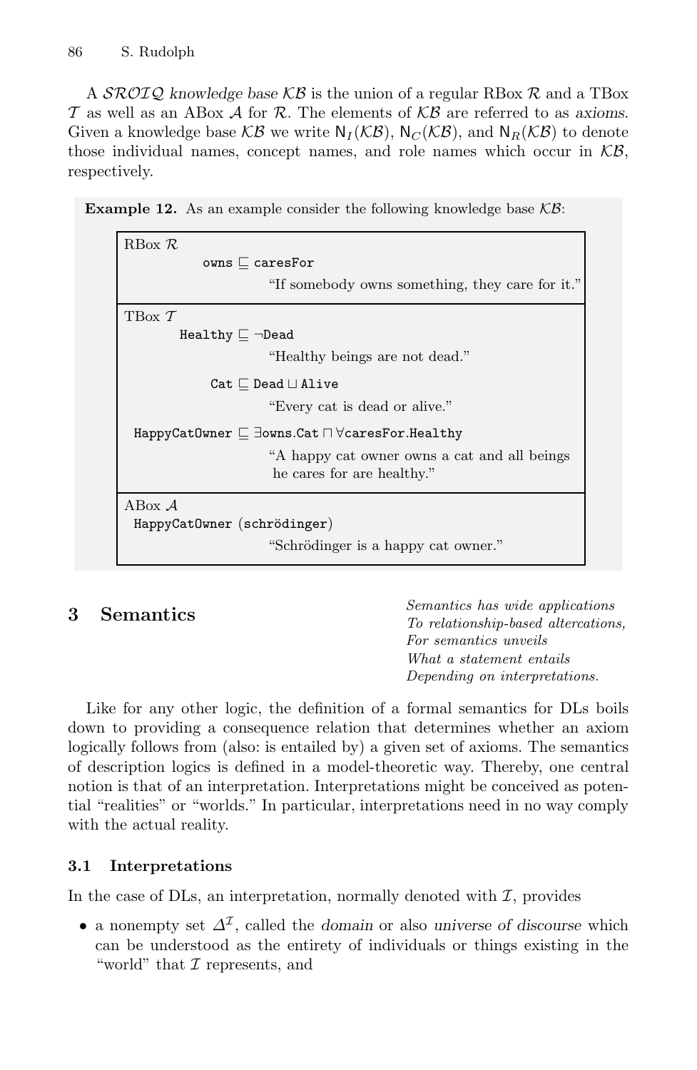A $\mathcal{SROIQ}$ *knowledge base* $\mathcal{KB}$ is the union of a regular RBox $\mathcal{R}$ and a TBox $\mathcal{T}$ as well as an ABox $\mathcal{A}$ for $\mathcal{R}$. The elements of $\mathcal{KB}$ are referred to as *axioms*. Given a knowledge base $\mathcal{KB}$ we write $\mathsf{N}_I(\mathcal{KB})$, $\mathsf{N}_C(\mathcal{KB})$, and $\mathsf{N}_R(\mathcal{KB})$ to denote those individual names, concept names, and role names which occur in $\mathcal{KB}$, respectively.

**Example 12.** As an example consider the following knowledge base $\mathcal{KB}$:

RBox $\mathcal{R}$

$\mathtt{owns} \sqsubseteq \mathtt{caresFor}$

"If somebody owns something, they care for it."

TBox $\mathcal{T}$

$\mathtt{Healthy} \sqsubseteq \neg\mathtt{Dead}$

"Healthy beings are not dead."

$\mathtt{Cat} \sqsubseteq \mathtt{Dead} \sqcup \mathtt{Alive}$

"Every cat is dead or alive."

$\mathtt{HappyCatOwner} \sqsubseteq \exists\mathtt{owns}.\mathtt{Cat} \sqcap \forall\mathtt{caresFor}.\mathtt{Healthy}$

"A happy cat owner owns a cat and all beings he cares for are healthy."

ABox $\mathcal{A}$

$\mathtt{HappyCatOwner}\,(\mathtt{schrödinger})$

"Schrödinger is a happy cat owner."

## 3 Semantics

*Semantics has wide applications*
*To relationship-based altercations,*
*For semantics unveils*
*What a statement entails*
*Depending on interpretations.*

Like for any other logic, the definition of a formal semantics for DLs boils down to providing a consequence relation that determines whether an axiom logically follows from (also: is entailed by) a given set of axioms. The semantics of description logics is defined in a model-theoretic way. Thereby, one central notion is that of an interpretation. Interpretations might be conceived as potential "realities" or "worlds." In particular, interpretations need in no way comply with the actual reality.

### 3.1 Interpretations

In the case of DLs, an interpretation, normally denoted with $\mathcal{I}$, provides

- a nonempty set $\Delta^{\mathcal{I}}$, called the *domain* or also *universe of discourse* which can be understood as the entirety of individuals or things existing in the "world" that $\mathcal{I}$ represents, and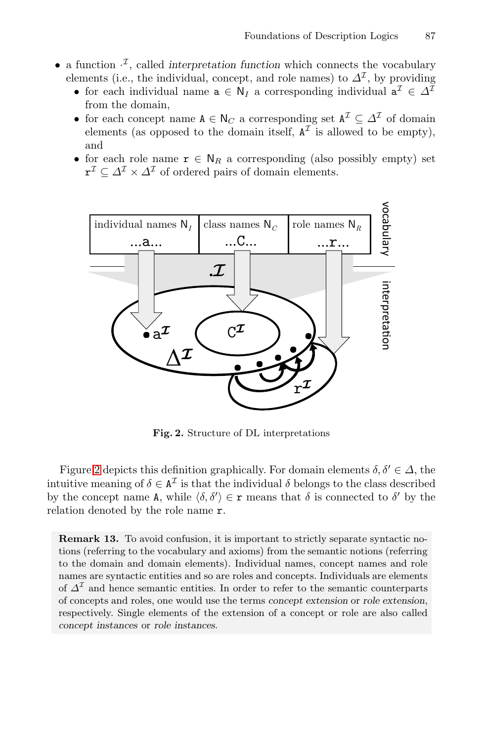- a function $\cdot^{\mathcal{I}}$, called *interpretation function* which connects the vocabulary elements (i.e., the individual, concept, and role names) to $\Delta^{\mathcal{I}}$, by providing
  - for each individual name $\mathtt{a} \in \mathsf{N}_I$ a corresponding individual $\mathtt{a}^{\mathcal{I}} \in \Delta^{\mathcal{I}}$ from the domain,
  - for each concept name $\mathtt{A} \in \mathsf{N}_C$ a corresponding set $\mathtt{A}^{\mathcal{I}} \subseteq \Delta^{\mathcal{I}}$ of domain elements (as opposed to the domain itself, $\mathtt{A}^{\mathcal{I}}$ is allowed to be empty), and
  - for each role name $\mathtt{r} \in \mathsf{N}_R$ a corresponding (also possibly empty) set $\mathtt{r}^{\mathcal{I}} \subseteq \Delta^{\mathcal{I}} \times \Delta^{\mathcal{I}}$ of ordered pairs of domain elements.

**Fig. 2.** Structure of DL interpretations

Figure 2 depicts this definition graphically. For domain elements $\delta, \delta' \in \Delta$, the intuitive meaning of $\delta \in \mathtt{A}^{\mathcal{I}}$ is that the individual $\delta$ belongs to the class described by the concept name $\mathtt{A}$, while $\langle \delta, \delta' \rangle \in \mathtt{r}$ means that $\delta$ is connected to $\delta'$ by the relation denoted by the role name $\mathtt{r}$.

**Remark 13.** To avoid confusion, it is important to strictly separate syntactic notions (referring to the vocabulary and axioms) from the semantic notions (referring to the domain and domain elements). Individual names, concept names and role names are syntactic entities and so are roles and concepts. Individuals are elements of $\Delta^{\mathcal{I}}$ and hence semantic entities. In order to refer to the semantic counterparts of concepts and roles, one would use the terms *concept extension* or *role extension*, respectively. Single elements of the extension of a concept or role are also called *concept instances* or *role instances*.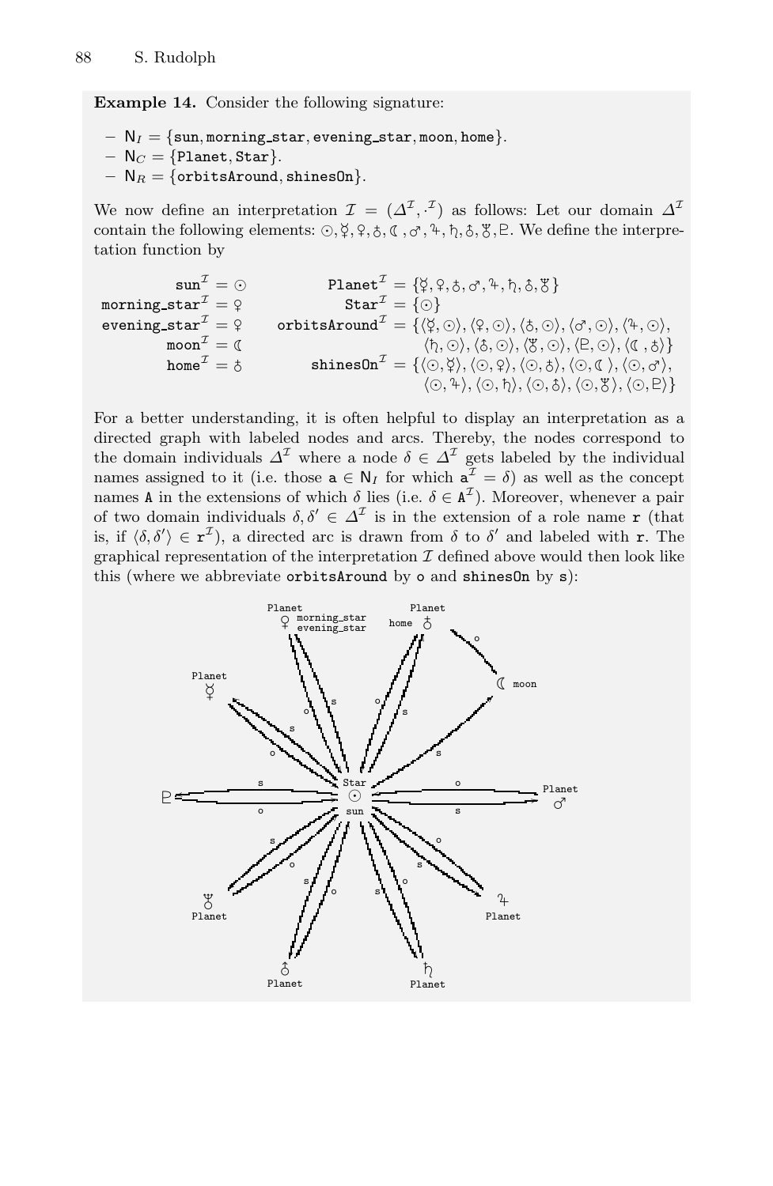**Example 14.** Consider the following signature:

- $\mathsf{N}_I$ = {sun, morning_star, evening_star, moon, home}.
- $\mathsf{N}_C$ = {Planet, Star}.
- $\mathsf{N}_R$ = {orbitsAround, shinesOn}.

We now define an interpretation $\mathcal{I} = (\Delta^\mathcal{I}, \cdot^\mathcal{I})$ as follows: Let our domain $\Delta^\mathcal{I}$ contain the following elements: ⊙, ☿, ♀, ♁, ☾, ♂, ♃, ♄, ⛢, ♆, ♇. We define the interpretation function by

sun$^\mathcal{I}$ = ⊙
morning_star$^\mathcal{I}$ = ♀
evening_star$^\mathcal{I}$ = ♀
moon$^\mathcal{I}$ = ☾
home$^\mathcal{I}$ = ♁

Planet$^\mathcal{I}$ = {☿, ♀, ♁, ♂, ♃, ♄, ⛢, ♆}
Star$^\mathcal{I}$ = {⊙}
orbitsAround$^\mathcal{I}$ = {⟨☿, ⊙⟩, ⟨♀, ⊙⟩, ⟨♁, ⊙⟩, ⟨♂, ⊙⟩, ⟨♃, ⊙⟩, ⟨♄, ⊙⟩, ⟨⛢, ⊙⟩, ⟨♆, ⊙⟩, ⟨♇, ⊙⟩, ⟨☾, ♁⟩}
shinesOn$^\mathcal{I}$ = {⟨⊙, ☿⟩, ⟨⊙, ♀⟩, ⟨⊙, ♁⟩, ⟨⊙, ☾⟩, ⟨⊙, ♂⟩, ⟨⊙, ♃⟩, ⟨⊙, ♄⟩, ⟨⊙, ⛢⟩, ⟨⊙, ♆⟩, ⟨⊙, ♇⟩}

For a better understanding, it is often helpful to display an interpretation as a directed graph with labeled nodes and arcs. Thereby, the nodes correspond to the domain individuals $\Delta^\mathcal{I}$ where a node $\delta \in \Delta^\mathcal{I}$ gets labeled by the individual names assigned to it (i.e. those $\mathtt{a} \in \mathsf{N}_I$ for which $\mathtt{a}^\mathcal{I} = \delta$) as well as the concept names A in the extensions of which $\delta$ lies (i.e. $\delta \in \mathtt{A}^\mathcal{I}$). Moreover, whenever a pair of two domain individuals $\delta, \delta' \in \Delta^\mathcal{I}$ is in the extension of a role name r (that is, if $\langle \delta, \delta' \rangle \in \mathtt{r}^\mathcal{I}$), a directed arc is drawn from $\delta$ to $\delta'$ and labeled with r. The graphical representation of the interpretation $\mathcal{I}$ defined above would then look like this (where we abbreviate orbitsAround by o and shinesOn by s):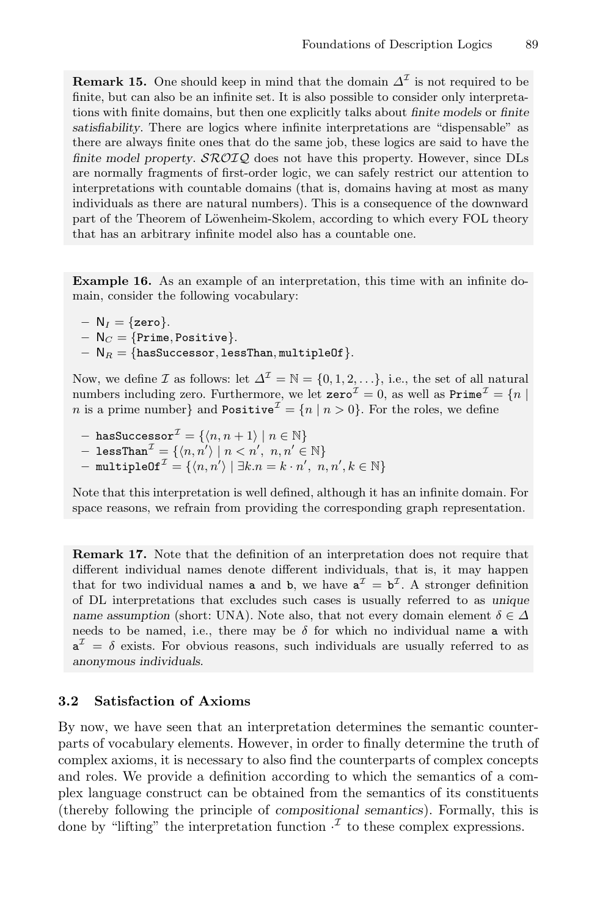**Remark 15.** One should keep in mind that the domain $\Delta^\mathcal{I}$ is not required to be finite, but can also be an infinite set. It is also possible to consider only interpretations with finite domains, but then one explicitly talks about *finite models* or *finite satisfiability*. There are logics where infinite interpretations are "dispensable" as there are always finite ones that do the same job, these logics are said to have the *finite model property*. $\mathcal{SROIQ}$ does not have this property. However, since DLs are normally fragments of first-order logic, we can safely restrict our attention to interpretations with countable domains (that is, domains having at most as many individuals as there are natural numbers). This is a consequence of the downward part of the Theorem of Löwenheim-Skolem, according to which every FOL theory that has an arbitrary infinite model also has a countable one.

**Example 16.** As an example of an interpretation, this time with an infinite domain, consider the following vocabulary:

- $\mathsf{N}_I = \{\texttt{zero}\}$.
- $\mathsf{N}_C = \{\texttt{Prime}, \texttt{Positive}\}$.
- $\mathsf{N}_R = \{\texttt{hasSuccessor}, \texttt{lessThan}, \texttt{multipleOf}\}$.

Now, we define $\mathcal{I}$ as follows: let $\Delta^\mathcal{I} = \mathbb{N} = \{0, 1, 2, \ldots\}$, i.e., the set of all natural numbers including zero. Furthermore, we let $\texttt{zero}^\mathcal{I} = 0$, as well as $\texttt{Prime}^\mathcal{I} = \{n \mid n \text{ is a prime number}\}$ and $\texttt{Positive}^\mathcal{I} = \{n \mid n > 0\}$. For the roles, we define

- $\texttt{hasSuccessor}^\mathcal{I} = \{\langle n, n+1\rangle \mid n \in \mathbb{N}\}$
- $\texttt{lessThan}^\mathcal{I} = \{\langle n, n'\rangle \mid n < n',\ n, n' \in \mathbb{N}\}$
- $\texttt{multipleOf}^\mathcal{I} = \{\langle n, n'\rangle \mid \exists k.n = k \cdot n',\ n, n', k \in \mathbb{N}\}$

Note that this interpretation is well defined, although it has an infinite domain. For space reasons, we refrain from providing the corresponding graph representation.

**Remark 17.** Note that the definition of an interpretation does not require that different individual names denote different individuals, that is, it may happen that for two individual names $\texttt{a}$ and $\texttt{b}$, we have $\texttt{a}^\mathcal{I} = \texttt{b}^\mathcal{I}$. A stronger definition of DL interpretations that excludes such cases is usually referred to as *unique name assumption* (short: UNA). Note also, that not every domain element $\delta \in \Delta$ needs to be named, i.e., there may be $\delta$ for which no individual name $\texttt{a}$ with $\texttt{a}^\mathcal{I} = \delta$ exists. For obvious reasons, such individuals are usually referred to as *anonymous individuals*.

### 3.2 Satisfaction of Axioms

By now, we have seen that an interpretation determines the semantic counterparts of vocabulary elements. However, in order to finally determine the truth of complex axioms, it is necessary to also find the counterparts of complex concepts and roles. We provide a definition according to which the semantics of a complex language construct can be obtained from the semantics of its constituents (thereby following the principle of *compositional semantics*). Formally, this is done by "lifting" the interpretation function $\cdot^\mathcal{I}$ to these complex expressions.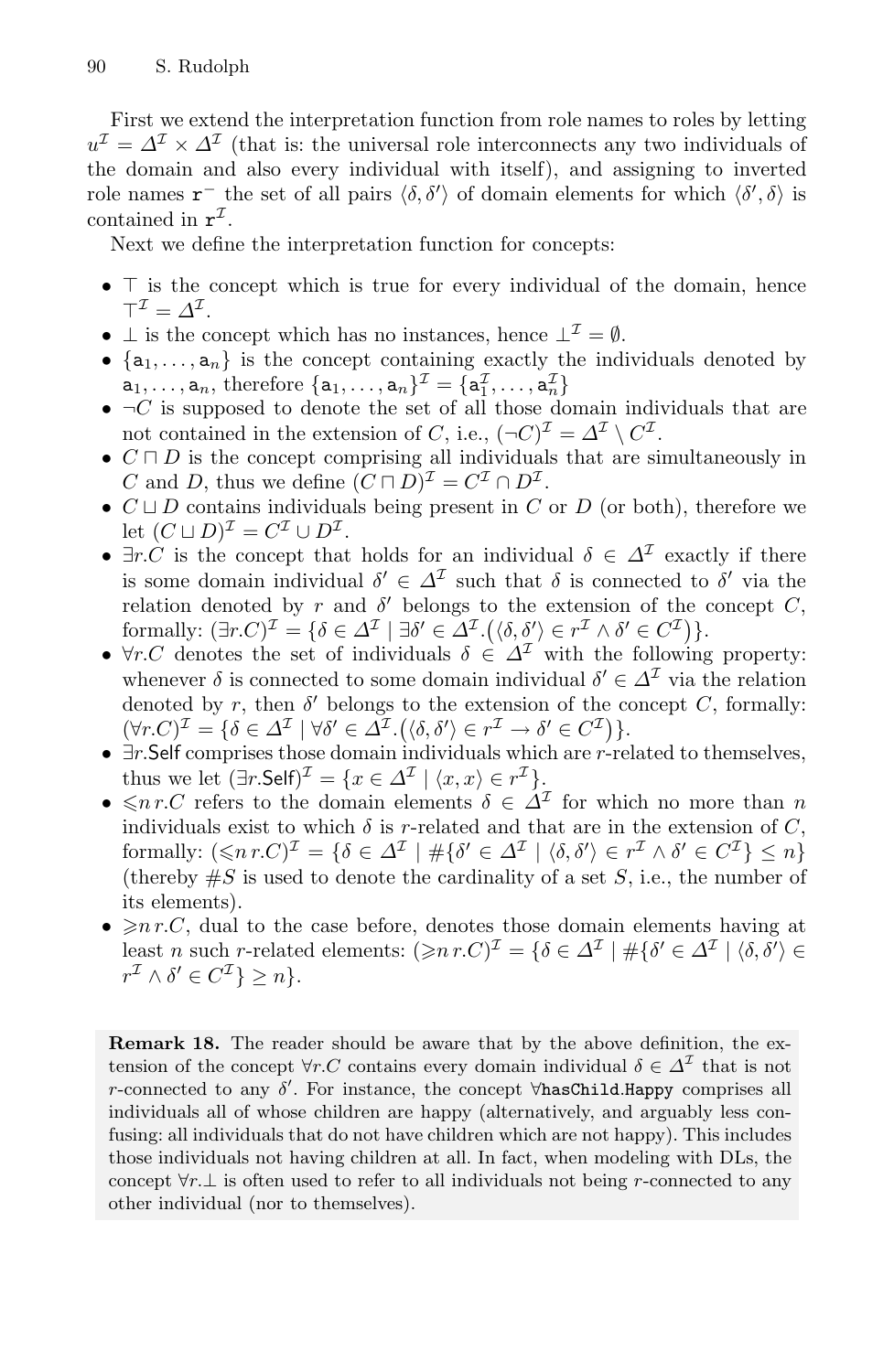First we extend the interpretation function from role names to roles by letting $u^{\mathcal{I}} = \Delta^{\mathcal{I}} \times \Delta^{\mathcal{I}}$ (that is: the universal role interconnects any two individuals of the domain and also every individual with itself), and assigning to inverted role names $\mathtt{r}^{-}$ the set of all pairs $\langle \delta, \delta' \rangle$ of domain elements for which $\langle \delta', \delta \rangle$ is contained in $\mathtt{r}^{\mathcal{I}}$.

Next we define the interpretation function for concepts:

- $\top$ is the concept which is true for every individual of the domain, hence $\top^{\mathcal{I}} = \Delta^{\mathcal{I}}$.
- $\bot$ is the concept which has no instances, hence $\bot^{\mathcal{I}} = \emptyset$.
- $\{\mathtt{a}_1, \ldots, \mathtt{a}_n\}$ is the concept containing exactly the individuals denoted by $\mathtt{a}_1, \ldots, \mathtt{a}_n$, therefore $\{\mathtt{a}_1, \ldots, \mathtt{a}_n\}^{\mathcal{I}} = \{\mathtt{a}_1^{\mathcal{I}}, \ldots, \mathtt{a}_n^{\mathcal{I}}\}$
- $\neg C$ is supposed to denote the set of all those domain individuals that are not contained in the extension of $C$, i.e., $(\neg C)^{\mathcal{I}} = \Delta^{\mathcal{I}} \setminus C^{\mathcal{I}}$.
- $C \sqcap D$ is the concept comprising all individuals that are simultaneously in $C$ and $D$, thus we define $(C \sqcap D)^{\mathcal{I}} = C^{\mathcal{I}} \cap D^{\mathcal{I}}$.
- $C \sqcup D$ contains individuals being present in $C$ or $D$ (or both), therefore we let $(C \sqcup D)^{\mathcal{I}} = C^{\mathcal{I}} \cup D^{\mathcal{I}}$.
- $\exists r.C$ is the concept that holds for an individual $\delta \in \Delta^{\mathcal{I}}$ exactly if there is some domain individual $\delta' \in \Delta^{\mathcal{I}}$ such that $\delta$ is connected to $\delta'$ via the relation denoted by $r$ and $\delta'$ belongs to the extension of the concept $C$, formally: $(\exists r.C)^{\mathcal{I}} = \{\delta \in \Delta^{\mathcal{I}} \mid \exists \delta' \in \Delta^{\mathcal{I}}.\big(\langle \delta, \delta' \rangle \in r^{\mathcal{I}} \wedge \delta' \in C^{\mathcal{I}}\big)\}$.
- $\forall r.C$ denotes the set of individuals $\delta \in \Delta^{\mathcal{I}}$ with the following property: whenever $\delta$ is connected to some domain individual $\delta' \in \Delta^{\mathcal{I}}$ via the relation denoted by $r$, then $\delta'$ belongs to the extension of the concept $C$, formally: $(\forall r.C)^{\mathcal{I}} = \{\delta \in \Delta^{\mathcal{I}} \mid \forall \delta' \in \Delta^{\mathcal{I}}.\big(\langle \delta, \delta' \rangle \in r^{\mathcal{I}} \rightarrow \delta' \in C^{\mathcal{I}}\big)\}$.
- $\exists r.\mathsf{Self}$ comprises those domain individuals which are $r$-related to themselves, thus we let $(\exists r.\mathsf{Self})^{\mathcal{I}} = \{x \in \Delta^{\mathcal{I}} \mid \langle x, x \rangle \in r^{\mathcal{I}}\}$.
- $\leqslant n\, r.C$ refers to the domain elements $\delta \in \Delta^{\mathcal{I}}$ for which no more than $n$ individuals exist to which $\delta$ is $r$-related and that are in the extension of $C$, formally: $(\leqslant n\, r.C)^{\mathcal{I}} = \{\delta \in \Delta^{\mathcal{I}} \mid \#\{\delta' \in \Delta^{\mathcal{I}} \mid \langle \delta, \delta' \rangle \in r^{\mathcal{I}} \wedge \delta' \in C^{\mathcal{I}}\} \leq n\}$ (thereby $\#S$ is used to denote the cardinality of a set $S$, i.e., the number of its elements).
- $\geqslant n\, r.C$, dual to the case before, denotes those domain elements having at least $n$ such $r$-related elements: $(\geqslant n\, r.C)^{\mathcal{I}} = \{\delta \in \Delta^{\mathcal{I}} \mid \#\{\delta' \in \Delta^{\mathcal{I}} \mid \langle \delta, \delta' \rangle \in r^{\mathcal{I}} \wedge \delta' \in C^{\mathcal{I}}\} \geq n\}$.

**Remark 18.** The reader should be aware that by the above definition, the extension of the concept $\forall r.C$ contains every domain individual $\delta \in \Delta^{\mathcal{I}}$ that is not $r$-connected to any $\delta'$. For instance, the concept $\forall$`hasChild`.`Happy` comprises all individuals all of whose children are happy (alternatively, and arguably less confusing: all individuals that do not have children which are not happy). This includes those individuals not having children at all. In fact, when modeling with DLs, the concept $\forall r.\bot$ is often used to refer to all individuals not being $r$-connected to any other individual (nor to themselves).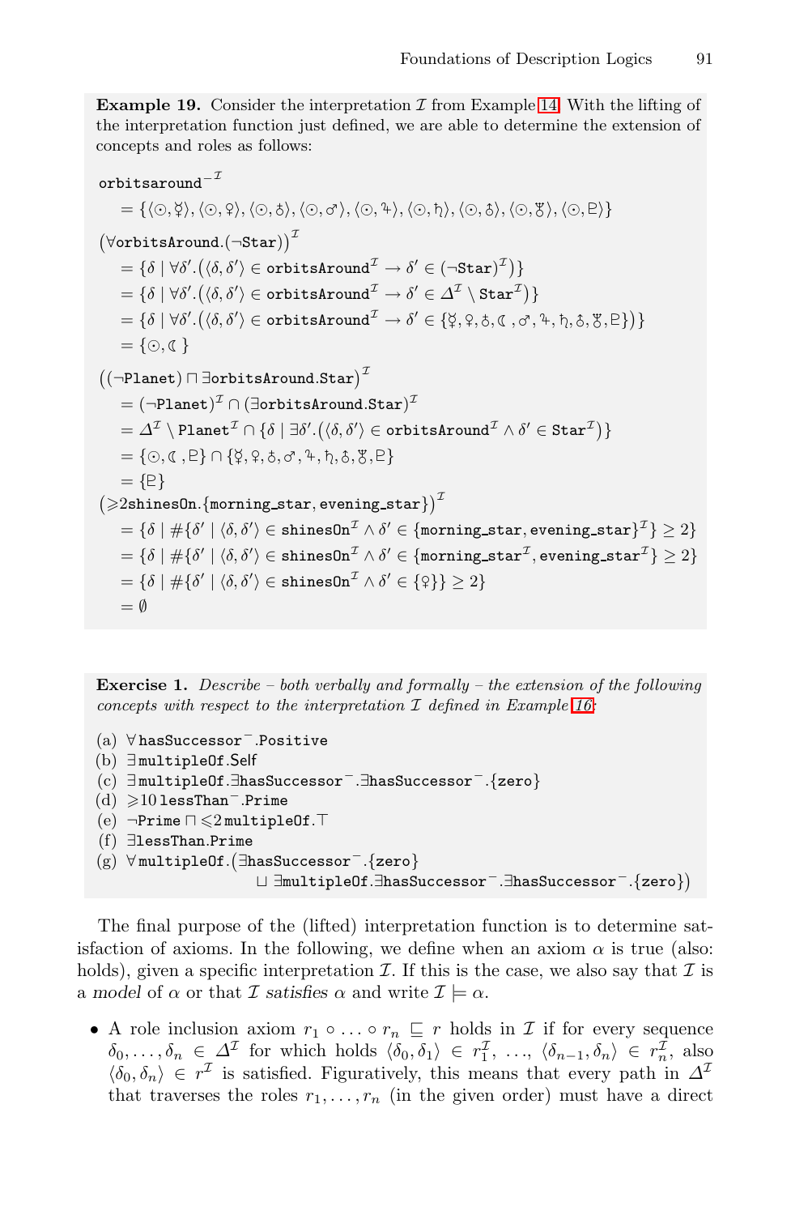**Example 19.** Consider the interpretation $\mathcal{I}$ from Example 14. With the lifting of the interpretation function just defined, we are able to determine the extension of concepts and roles as follows:

$$\mathtt{orbitsaround}^{-\mathcal{I}}$$
$$= \{\langle\odot,☿\rangle, \langle\odot,♀\rangle, \langle\odot,♁\rangle, \langle\odot,♂\rangle, \langle\odot,♃\rangle, \langle\odot,♄\rangle, \langle\odot,⛢\rangle, \langle\odot,♆\rangle, \langle\odot,♇\rangle\}$$

$$\big(\forall\mathtt{orbitsAround}.(\neg\mathtt{Star})\big)^{\mathcal{I}}$$
$$= \{\delta \mid \forall\delta'.\big(\langle\delta,\delta'\rangle \in \mathtt{orbitsAround}^{\mathcal{I}} \rightarrow \delta' \in (\neg\mathtt{Star})^{\mathcal{I}}\big)\}$$
$$= \{\delta \mid \forall\delta'.\big(\langle\delta,\delta'\rangle \in \mathtt{orbitsAround}^{\mathcal{I}} \rightarrow \delta' \in \Delta^{\mathcal{I}} \setminus \mathtt{Star}^{\mathcal{I}}\big)\}$$
$$= \{\delta \mid \forall\delta'.\big(\langle\delta,\delta'\rangle \in \mathtt{orbitsAround}^{\mathcal{I}} \rightarrow \delta' \in \{☿,♀,♁,☾,♂,♃,♄,⛢,♆,♇\}\big)\}$$
$$= \{\odot,☾\}$$

$$\big((\neg\mathtt{Planet}) \sqcap \exists\mathtt{orbitsAround}.\mathtt{Star}\big)^{\mathcal{I}}$$
$$= (\neg\mathtt{Planet})^{\mathcal{I}} \cap (\exists\mathtt{orbitsAround}.\mathtt{Star})^{\mathcal{I}}$$
$$= \Delta^{\mathcal{I}} \setminus \mathtt{Planet}^{\mathcal{I}} \cap \{\delta \mid \exists\delta'.\big(\langle\delta,\delta'\rangle \in \mathtt{orbitsAround}^{\mathcal{I}} \wedge \delta' \in \mathtt{Star}^{\mathcal{I}}\big)\}$$
$$= \{\odot,☾,♇\} \cap \{☿,♀,♁,♂,♃,♄,⛢,♆,♇\}$$
$$= \{♇\}$$

$$\big(\geqslant 2\mathtt{shinesOn}.\{\mathtt{morning\_star},\mathtt{evening\_star}\}\big)^{\mathcal{I}}$$
$$= \{\delta \mid \#\{\delta' \mid \langle\delta,\delta'\rangle \in \mathtt{shinesOn}^{\mathcal{I}} \wedge \delta' \in \{\mathtt{morning\_star},\mathtt{evening\_star}\}^{\mathcal{I}}\} \geq 2\}$$
$$= \{\delta \mid \#\{\delta' \mid \langle\delta,\delta'\rangle \in \mathtt{shinesOn}^{\mathcal{I}} \wedge \delta' \in \{\mathtt{morning\_star}^{\mathcal{I}},\mathtt{evening\_star}^{\mathcal{I}}\}\} \geq 2\}$$
$$= \{\delta \mid \#\{\delta' \mid \langle\delta,\delta'\rangle \in \mathtt{shinesOn}^{\mathcal{I}} \wedge \delta' \in \{♀\}\} \geq 2\}$$
$$= \emptyset$$

**Exercise 1.** *Describe – both verbally and formally – the extension of the following concepts with respect to the interpretation $\mathcal{I}$ defined in Example 16:*

(a) $\forall\,\mathtt{hasSuccessor}^{-}.\mathtt{Positive}$
(b) $\exists\,\mathtt{multipleOf}.\mathsf{Self}$
(c) $\exists\,\mathtt{multipleOf}.\exists\mathtt{hasSuccessor}^{-}.\exists\mathtt{hasSuccessor}^{-}.\{\mathtt{zero}\}$
(d) $\geqslant 10\,\mathtt{lessThan}^{-}.\mathtt{Prime}$
(e) $\neg\mathtt{Prime} \sqcap \leqslant 2\,\mathtt{multipleOf}.\top$
(f) $\exists\mathtt{lessThan}.\mathtt{Prime}$
(g) $\forall\,\mathtt{multipleOf}.\big(\exists\mathtt{hasSuccessor}^{-}.\{\mathtt{zero}\} \sqcup \exists\mathtt{multipleOf}.\exists\mathtt{hasSuccessor}^{-}.\exists\mathtt{hasSuccessor}^{-}.\{\mathtt{zero}\}\big)$

The final purpose of the (lifted) interpretation function is to determine satisfaction of axioms. In the following, we define when an axiom $\alpha$ is true (also: holds), given a specific interpretation $\mathcal{I}$. If this is the case, we also say that $\mathcal{I}$ is a *model* of $\alpha$ or that $\mathcal{I}$ *satisfies* $\alpha$ and write $\mathcal{I} \models \alpha$.

- A role inclusion axiom $r_1 \circ \ldots \circ r_n \sqsubseteq r$ holds in $\mathcal{I}$ if for every sequence $\delta_0, \ldots, \delta_n \in \Delta^{\mathcal{I}}$ for which holds $\langle\delta_0,\delta_1\rangle \in r_1^{\mathcal{I}}$, …, $\langle\delta_{n-1},\delta_n\rangle \in r_n^{\mathcal{I}}$, also $\langle\delta_0,\delta_n\rangle \in r^{\mathcal{I}}$ is satisfied. Figuratively, this means that every path in $\Delta^{\mathcal{I}}$ that traverses the roles $r_1, \ldots, r_n$ (in the given order) must have a direct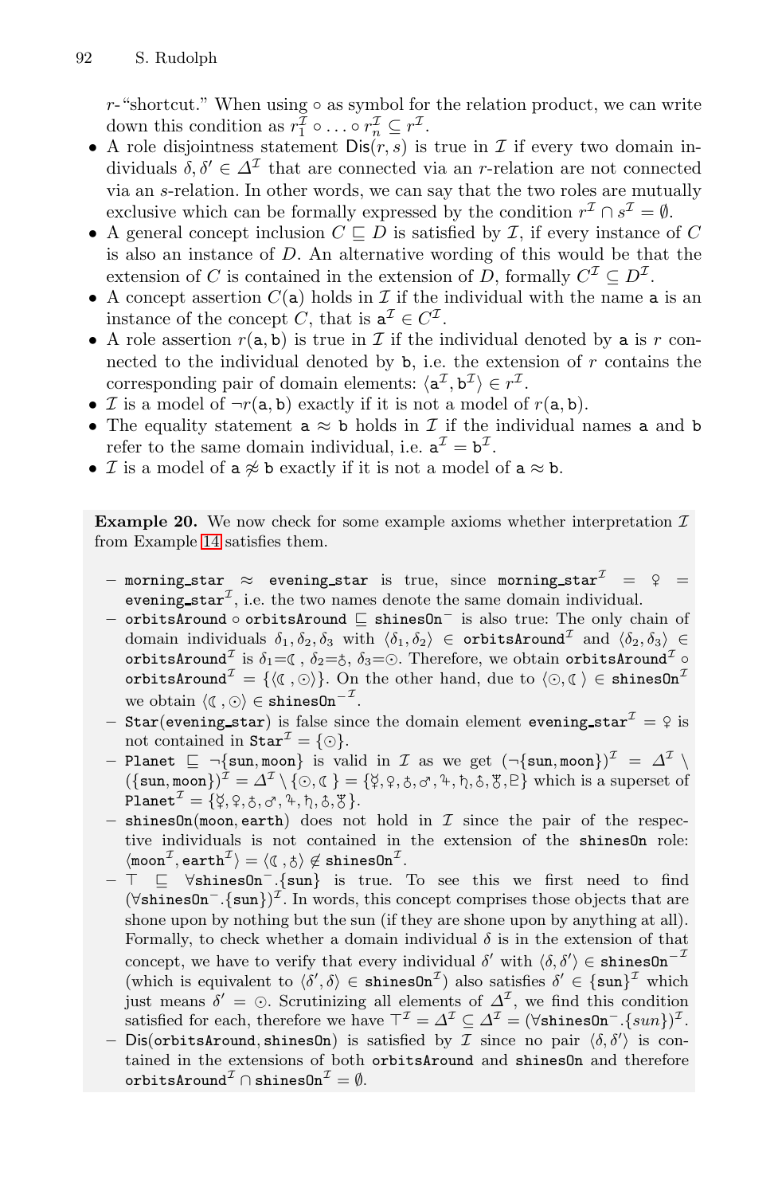$r$-"shortcut." When using $\circ$ as symbol for the relation product, we can write down this condition as $r_1^{\mathcal{I}} \circ \ldots \circ r_n^{\mathcal{I}} \subseteq r^{\mathcal{I}}$.

- A role disjointness statement $\mathsf{Dis}(r, s)$ is true in $\mathcal{I}$ if every two domain individuals $\delta, \delta' \in \Delta^{\mathcal{I}}$ that are connected via an $r$-relation are not connected via an $s$-relation. In other words, we can say that the two roles are mutually exclusive which can be formally expressed by the condition $r^{\mathcal{I}} \cap s^{\mathcal{I}} = \emptyset$.
- A general concept inclusion $C \sqsubseteq D$ is satisfied by $\mathcal{I}$, if every instance of $C$ is also an instance of $D$. An alternative wording of this would be that the extension of $C$ is contained in the extension of $D$, formally $C^{\mathcal{I}} \subseteq D^{\mathcal{I}}$.
- A concept assertion $C(\mathtt{a})$ holds in $\mathcal{I}$ if the individual with the name $\mathtt{a}$ is an instance of the concept $C$, that is $\mathtt{a}^{\mathcal{I}} \in C^{\mathcal{I}}$.
- A role assertion $r(\mathtt{a}, \mathtt{b})$ is true in $\mathcal{I}$ if the individual denoted by $\mathtt{a}$ is $r$ connected to the individual denoted by $\mathtt{b}$, i.e. the extension of $r$ contains the corresponding pair of domain elements: $\langle \mathtt{a}^{\mathcal{I}}, \mathtt{b}^{\mathcal{I}} \rangle \in r^{\mathcal{I}}$.
- $\mathcal{I}$ is a model of $\neg r(\mathtt{a}, \mathtt{b})$ exactly if it is not a model of $r(\mathtt{a}, \mathtt{b})$.
- The equality statement $\mathtt{a} \approx \mathtt{b}$ holds in $\mathcal{I}$ if the individual names $\mathtt{a}$ and $\mathtt{b}$ refer to the same domain individual, i.e. $\mathtt{a}^{\mathcal{I}} = \mathtt{b}^{\mathcal{I}}$.
- $\mathcal{I}$ is a model of $\mathtt{a} \not\approx \mathtt{b}$ exactly if it is not a model of $\mathtt{a} \approx \mathtt{b}$.

**Example 20.** We now check for some example axioms whether interpretation $\mathcal{I}$ from Example 14 satisfies them.

- $\mathtt{morning\_star} \approx \mathtt{evening\_star}$ is true, since $\mathtt{morning\_star}^{\mathcal{I}} = ♀ = \mathtt{evening\_star}^{\mathcal{I}}$, i.e. the two names denote the same domain individual.
- $\mathtt{orbitsAround} \circ \mathtt{orbitsAround} \sqsubseteq \mathtt{shinesOn}^-$ is also true: The only chain of domain individuals $\delta_1, \delta_2, \delta_3$ with $\langle \delta_1, \delta_2 \rangle \in \mathtt{orbitsAround}^{\mathcal{I}}$ and $\langle \delta_2, \delta_3 \rangle \in \mathtt{orbitsAround}^{\mathcal{I}}$ is $\delta_1$=☾, $\delta_2$=♁, $\delta_3$=☉. Therefore, we obtain $\mathtt{orbitsAround}^{\mathcal{I}} \circ \mathtt{orbitsAround}^{\mathcal{I}} = \{\langle$☾, ☉$\rangle\}$. On the other hand, due to $\langle$☉, ☾$\rangle \in \mathtt{shinesOn}^{\mathcal{I}}$ we obtain $\langle$☾, ☉$\rangle \in \mathtt{shinesOn}^{-\mathcal{I}}$.
- $\mathtt{Star}(\mathtt{evening\_star})$ is false since the domain element $\mathtt{evening\_star}^{\mathcal{I}} = ♀$ is not contained in $\mathtt{Star}^{\mathcal{I}} = \{$☉$\}$.
- $\mathtt{Planet} \sqsubseteq \neg\{\mathtt{sun}, \mathtt{moon}\}$ is valid in $\mathcal{I}$ as we get $(\neg\{\mathtt{sun}, \mathtt{moon}\})^{\mathcal{I}} = \Delta^{\mathcal{I}} \setminus (\{\mathtt{sun}, \mathtt{moon}\})^{\mathcal{I}} = \Delta^{\mathcal{I}} \setminus \{$☉, ☾$\} = \{$☿, ♀, ♁, ♂, ♃, ♄, ♅, ♆, ♇$\}$ which is a superset of $\mathtt{Planet}^{\mathcal{I}} = \{$☿, ♀, ♁, ♂, ♃, ♄, ♅, ♆$\}$.
- $\mathtt{shinesOn}(\mathtt{moon}, \mathtt{earth})$ does not hold in $\mathcal{I}$ since the pair of the respective individuals is not contained in the extension of the $\mathtt{shinesOn}$ role: $\langle \mathtt{moon}^{\mathcal{I}}, \mathtt{earth}^{\mathcal{I}} \rangle = \langle$☾, ♁$\rangle \notin \mathtt{shinesOn}^{\mathcal{I}}$.
- $\top \sqsubseteq \forall \mathtt{shinesOn}^-.\{\mathtt{sun}\}$ is true. To see this we first need to find $(\forall \mathtt{shinesOn}^-.\{\mathtt{sun}\})^{\mathcal{I}}$. In words, this concept comprises those objects that are shone upon by nothing but the sun (if they are shone upon by anything at all). Formally, to check whether a domain individual $\delta$ is in the extension of that concept, we have to verify that every individual $\delta'$ with $\langle \delta, \delta' \rangle \in \mathtt{shinesOn}^{-\mathcal{I}}$ (which is equivalent to $\langle \delta', \delta \rangle \in \mathtt{shinesOn}^{\mathcal{I}}$) also satisfies $\delta' \in \{\mathtt{sun}\}^{\mathcal{I}}$ which just means $\delta'$ = ☉. Scrutinizing all elements of $\Delta^{\mathcal{I}}$, we find this condition satisfied for each, therefore we have $\top^{\mathcal{I}} = \Delta^{\mathcal{I}} \subseteq \Delta^{\mathcal{I}} = (\forall \mathtt{shinesOn}^-.\{sun\})^{\mathcal{I}}$.
- $\mathsf{Dis}(\mathtt{orbitsAround}, \mathtt{shinesOn})$ is satisfied by $\mathcal{I}$ since no pair $\langle \delta, \delta' \rangle$ is contained in the extensions of both $\mathtt{orbitsAround}$ and $\mathtt{shinesOn}$ and therefore $\mathtt{orbitsAround}^{\mathcal{I}} \cap \mathtt{shinesOn}^{\mathcal{I}} = \emptyset$.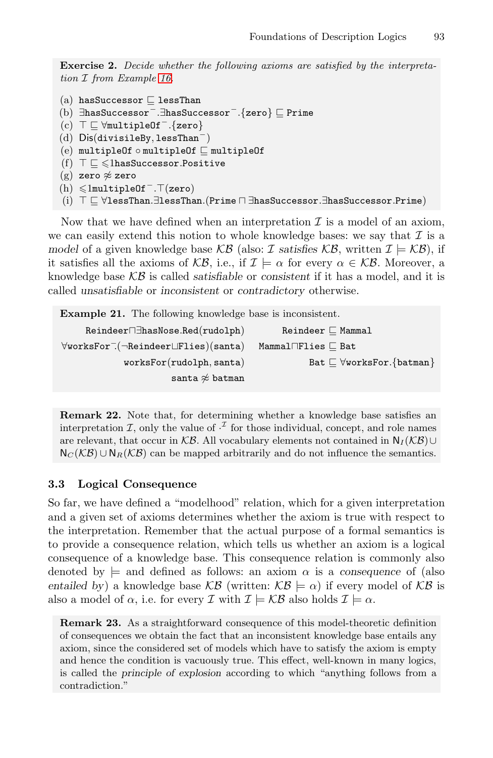**Exercise 2.** *Decide whether the following axioms are satisfied by the interpretation $\mathcal{I}$ from Example 16.*

(a) $\mathtt{hasSuccessor} \sqsubseteq \mathtt{lessThan}$
(b) $\exists\mathtt{hasSuccessor}^{-}.\exists\mathtt{hasSuccessor}^{-}.\{\mathtt{zero}\} \sqsubseteq \mathtt{Prime}$
(c) $\top \sqsubseteq \forall\mathtt{multipleOf}^{-}.\{\mathtt{zero}\}$
(d) $\mathsf{Dis}(\mathtt{divisileBy}, \mathtt{lessThan}^{-})$
(e) $\mathtt{multipleOf} \circ \mathtt{multipleOf} \sqsubseteq \mathtt{multipleOf}$
(f) $\top \sqsubseteq \leqslant 1\mathtt{hasSuccessor}.\mathtt{Positive}$
(g) $\mathtt{zero} \not\approx \mathtt{zero}$
(h) $\leqslant 1\mathtt{multipleOf}^{-}.\top(\mathtt{zero})$
(i) $\top \sqsubseteq \forall\mathtt{lessThan}.\exists\mathtt{lessThan}.(\mathtt{Prime} \sqcap \exists\mathtt{hasSuccessor}.\exists\mathtt{hasSuccessor}.\mathtt{Prime})$

Now that we have defined when an interpretation $\mathcal{I}$ is a model of an axiom, we can easily extend this notion to whole knowledge bases: we say that $\mathcal{I}$ is a *model* of a given knowledge base $\mathcal{KB}$ (also: $\mathcal{I}$ *satisfies* $\mathcal{KB}$, written $\mathcal{I} \models \mathcal{KB}$), if it satisfies all the axioms of $\mathcal{KB}$, i.e., if $\mathcal{I} \models \alpha$ for every $\alpha \in \mathcal{KB}$. Moreover, a knowledge base $\mathcal{KB}$ is called *satisfiable* or *consistent* if it has a model, and it is called *unsatisfiable* or *inconsistent* or *contradictory* otherwise.

**Example 21.** The following knowledge base is inconsistent.

$$\mathtt{Reindeer}\sqcap\exists\mathtt{hasNose}.\mathtt{Red}(\mathtt{rudolph}) \qquad \mathtt{Reindeer} \sqsubseteq \mathtt{Mammal}$$
$$\forall\mathtt{worksFor}^{-}.(\neg\mathtt{Reindeer}\sqcup\mathtt{Flies})(\mathtt{santa}) \qquad \mathtt{Mammal}\sqcap\mathtt{Flies} \sqsubseteq \mathtt{Bat}$$
$$\mathtt{worksFor}(\mathtt{rudolph}, \mathtt{santa}) \qquad \mathtt{Bat} \sqsubseteq \forall\mathtt{worksFor}.\{\mathtt{batman}\}$$
$$\mathtt{santa} \not\approx \mathtt{batman}$$

**Remark 22.** Note that, for determining whether a knowledge base satisfies an interpretation $\mathcal{I}$, only the value of $\cdot^{\mathcal{I}}$ for those individual, concept, and role names are relevant, that occur in $\mathcal{KB}$. All vocabulary elements not contained in $\mathsf{N}_I(\mathcal{KB}) \cup \mathsf{N}_C(\mathcal{KB}) \cup \mathsf{N}_R(\mathcal{KB})$ can be mapped arbitrarily and do not influence the semantics.

### 3.3 Logical Consequence

So far, we have defined a "modelhood" relation, which for a given interpretation and a given set of axioms determines whether the axiom is true with respect to the interpretation. Remember that the actual purpose of a formal semantics is to provide a consequence relation, which tells us whether an axiom is a logical consequence of a knowledge base. This consequence relation is commonly also denoted by $\models$ and defined as follows: an axiom $\alpha$ is a *consequence* of (also *entailed by*) a knowledge base $\mathcal{KB}$ (written: $\mathcal{KB} \models \alpha$) if every model of $\mathcal{KB}$ is also a model of $\alpha$, i.e. for every $\mathcal{I}$ with $\mathcal{I} \models \mathcal{KB}$ also holds $\mathcal{I} \models \alpha$.

**Remark 23.** As a straightforward consequence of this model-theoretic definition of consequences we obtain the fact that an inconsistent knowledge base entails any axiom, since the considered set of models which have to satisfy the axiom is empty and hence the condition is vacuously true. This effect, well-known in many logics, is called the *principle of explosion* according to which "anything follows from a contradiction."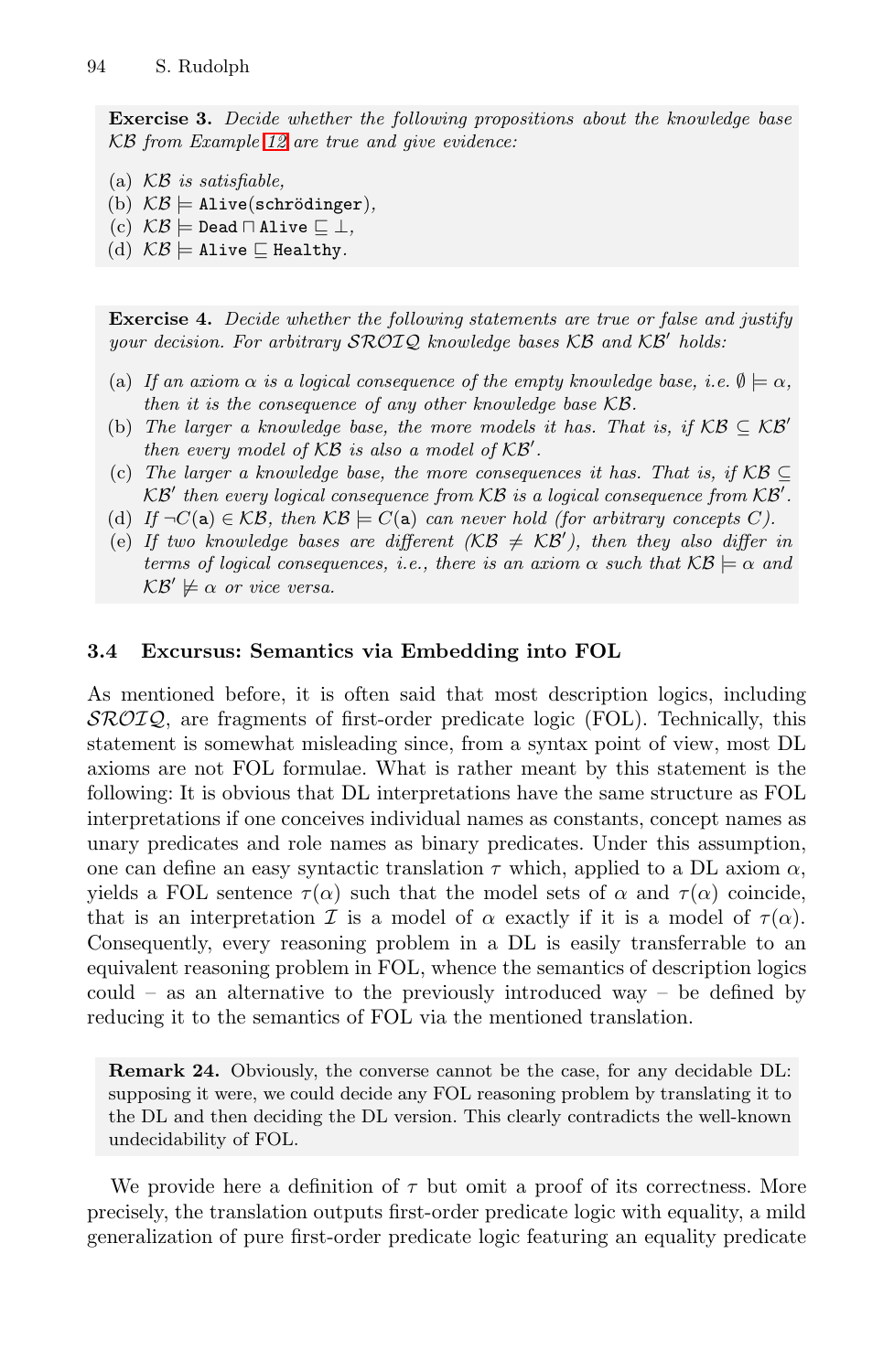**Exercise 3.** *Decide whether the following propositions about the knowledge base $\mathcal{KB}$ from Example 12 are true and give evidence:*

(a) $\mathcal{KB}$ *is satisfiable,*
(b) $\mathcal{KB} \models \texttt{Alive}(\texttt{schrödinger})$*,*
(c) $\mathcal{KB} \models \texttt{Dead} \sqcap \texttt{Alive} \sqsubseteq \bot$*,*
(d) $\mathcal{KB} \models \texttt{Alive} \sqsubseteq \texttt{Healthy}$*.*

**Exercise 4.** *Decide whether the following statements are true or false and justify your decision. For arbitrary $\mathcal{SROIQ}$ knowledge bases $\mathcal{KB}$ and $\mathcal{KB}'$ holds:*

(a) *If an axiom $\alpha$ is a logical consequence of the empty knowledge base, i.e. $\emptyset \models \alpha$, then it is the consequence of any other knowledge base $\mathcal{KB}$.*
(b) *The larger a knowledge base, the more models it has. That is, if $\mathcal{KB} \subseteq \mathcal{KB}'$ then every model of $\mathcal{KB}$ is also a model of $\mathcal{KB}'$.*
(c) *The larger a knowledge base, the more consequences it has. That is, if $\mathcal{KB} \subseteq \mathcal{KB}'$ then every logical consequence from $\mathcal{KB}$ is a logical consequence from $\mathcal{KB}'$.*
(d) *If $\neg C(\texttt{a}) \in \mathcal{KB}$, then $\mathcal{KB} \models C(\texttt{a})$ can never hold (for arbitrary concepts $C$).*
(e) *If two knowledge bases are different ($\mathcal{KB} \neq \mathcal{KB}'$), then they also differ in terms of logical consequences, i.e., there is an axiom $\alpha$ such that $\mathcal{KB} \models \alpha$ and $\mathcal{KB}' \not\models \alpha$ or vice versa.*

### 3.4 Excursus: Semantics via Embedding into FOL

As mentioned before, it is often said that most description logics, including $\mathcal{SROIQ}$, are fragments of first-order predicate logic (FOL). Technically, this statement is somewhat misleading since, from a syntax point of view, most DL axioms are not FOL formulae. What is rather meant by this statement is the following: It is obvious that DL interpretations have the same structure as FOL interpretations if one conceives individual names as constants, concept names as unary predicates and role names as binary predicates. Under this assumption, one can define an easy syntactic translation $\tau$ which, applied to a DL axiom $\alpha$, yields a FOL sentence $\tau(\alpha)$ such that the model sets of $\alpha$ and $\tau(\alpha)$ coincide, that is an interpretation $\mathcal{I}$ is a model of $\alpha$ exactly if it is a model of $\tau(\alpha)$. Consequently, every reasoning problem in a DL is easily transferrable to an equivalent reasoning problem in FOL, whence the semantics of description logics could – as an alternative to the previously introduced way – be defined by reducing it to the semantics of FOL via the mentioned translation.

**Remark 24.** Obviously, the converse cannot be the case, for any decidable DL: supposing it were, we could decide any FOL reasoning problem by translating it to the DL and then deciding the DL version. This clearly contradicts the well-known undecidability of FOL.

We provide here a definition of $\tau$ but omit a proof of its correctness. More precisely, the translation outputs first-order predicate logic with equality, a mild generalization of pure first-order predicate logic featuring an equality predicate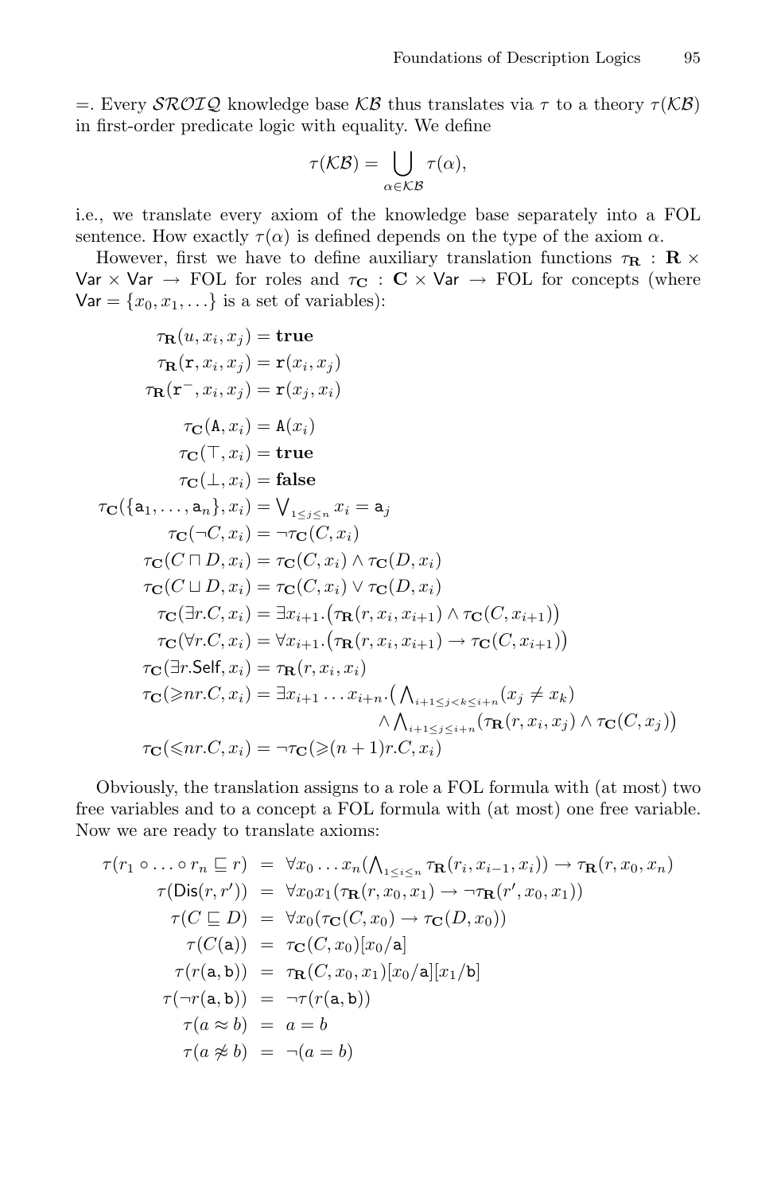=. Every $\mathcal{SROIQ}$ knowledge base $\mathcal{KB}$ thus translates via $\tau$ to a theory $\tau(\mathcal{KB})$ in first-order predicate logic with equality. We define

$$\tau(\mathcal{KB}) = \bigcup_{\alpha \in \mathcal{KB}} \tau(\alpha),$$

i.e., we translate every axiom of the knowledge base separately into a FOL sentence. How exactly $\tau(\alpha)$ is defined depends on the type of the axiom $\alpha$.

However, first we have to define auxiliary translation functions $\tau_{\mathbf{R}} : \mathbf{R} \times \mathsf{Var} \times \mathsf{Var} \to \text{FOL}$ for roles and $\tau_{\mathbf{C}} : \mathbf{C} \times \mathsf{Var} \to \text{FOL}$ for concepts (where $\mathsf{Var} = \{x_0, x_1, \ldots\}$ is a set of variables):

$$
\begin{aligned}
\tau_{\mathbf{R}}(u, x_i, x_j) &= \mathbf{true} \\
\tau_{\mathbf{R}}(\mathtt{r}, x_i, x_j) &= \mathtt{r}(x_i, x_j) \\
\tau_{\mathbf{R}}(\mathtt{r}^-, x_i, x_j) &= \mathtt{r}(x_j, x_i) \\
\\
\tau_{\mathbf{C}}(\mathtt{A}, x_i) &= \mathtt{A}(x_i) \\
\tau_{\mathbf{C}}(\top, x_i) &= \mathbf{true} \\
\tau_{\mathbf{C}}(\bot, x_i) &= \mathbf{false} \\
\tau_{\mathbf{C}}(\{\mathtt{a}_1, \ldots, \mathtt{a}_n\}, x_i) &= \textstyle\bigvee_{1 \leq j \leq n} x_i = \mathtt{a}_j \\
\tau_{\mathbf{C}}(\neg C, x_i) &= \neg \tau_{\mathbf{C}}(C, x_i) \\
\tau_{\mathbf{C}}(C \sqcap D, x_i) &= \tau_{\mathbf{C}}(C, x_i) \wedge \tau_{\mathbf{C}}(D, x_i) \\
\tau_{\mathbf{C}}(C \sqcup D, x_i) &= \tau_{\mathbf{C}}(C, x_i) \vee \tau_{\mathbf{C}}(D, x_i) \\
\tau_{\mathbf{C}}(\exists r.C, x_i) &= \exists x_{i+1}.\big(\tau_{\mathbf{R}}(r, x_i, x_{i+1}) \wedge \tau_{\mathbf{C}}(C, x_{i+1})\big) \\
\tau_{\mathbf{C}}(\forall r.C, x_i) &= \forall x_{i+1}.\big(\tau_{\mathbf{R}}(r, x_i, x_{i+1}) \to \tau_{\mathbf{C}}(C, x_{i+1})\big) \\
\tau_{\mathbf{C}}(\exists r.\mathsf{Self}, x_i) &= \tau_{\mathbf{R}}(r, x_i, x_i) \\
\tau_{\mathbf{C}}({\geqslant} n r.C, x_i) &= \exists x_{i+1} \ldots x_{i+n}.\big(\textstyle\bigwedge_{i+1 \leq j < k \leq i+n} (x_j \neq x_k) \\
&\qquad \wedge \textstyle\bigwedge_{i+1 \leq j \leq i+n} (\tau_{\mathbf{R}}(r, x_i, x_j) \wedge \tau_{\mathbf{C}}(C, x_j))\big) \\
\tau_{\mathbf{C}}({\leqslant} n r.C, x_i) &= \neg \tau_{\mathbf{C}}({\geqslant}(n+1) r.C, x_i)
\end{aligned}
$$

Obviously, the translation assigns to a role a FOL formula with (at most) two free variables and to a concept a FOL formula with (at most) one free variable. Now we are ready to translate axioms:

$$
\begin{aligned}
\tau(r_1 \circ \ldots \circ r_n \sqsubseteq r) &= \forall x_0 \ldots x_n (\textstyle\bigwedge_{1 \leq i \leq n} \tau_{\mathbf{R}}(r_i, x_{i-1}, x_i)) \to \tau_{\mathbf{R}}(r, x_0, x_n) \\
\tau(\mathsf{Dis}(r, r')) &= \forall x_0 x_1 (\tau_{\mathbf{R}}(r, x_0, x_1) \to \neg \tau_{\mathbf{R}}(r', x_0, x_1)) \\
\tau(C \sqsubseteq D) &= \forall x_0 (\tau_{\mathbf{C}}(C, x_0) \to \tau_{\mathbf{C}}(D, x_0)) \\
\tau(C(\mathtt{a})) &= \tau_{\mathbf{C}}(C, x_0)[x_0/\mathtt{a}] \\
\tau(r(\mathtt{a}, \mathtt{b})) &= \tau_{\mathbf{R}}(C, x_0, x_1)[x_0/\mathtt{a}][x_1/\mathtt{b}] \\
\tau(\neg r(\mathtt{a}, \mathtt{b})) &= \neg \tau(r(\mathtt{a}, \mathtt{b})) \\
\tau(a \approx b) &= a = b \\
\tau(a \not\approx b) &= \neg(a = b)
\end{aligned}
$$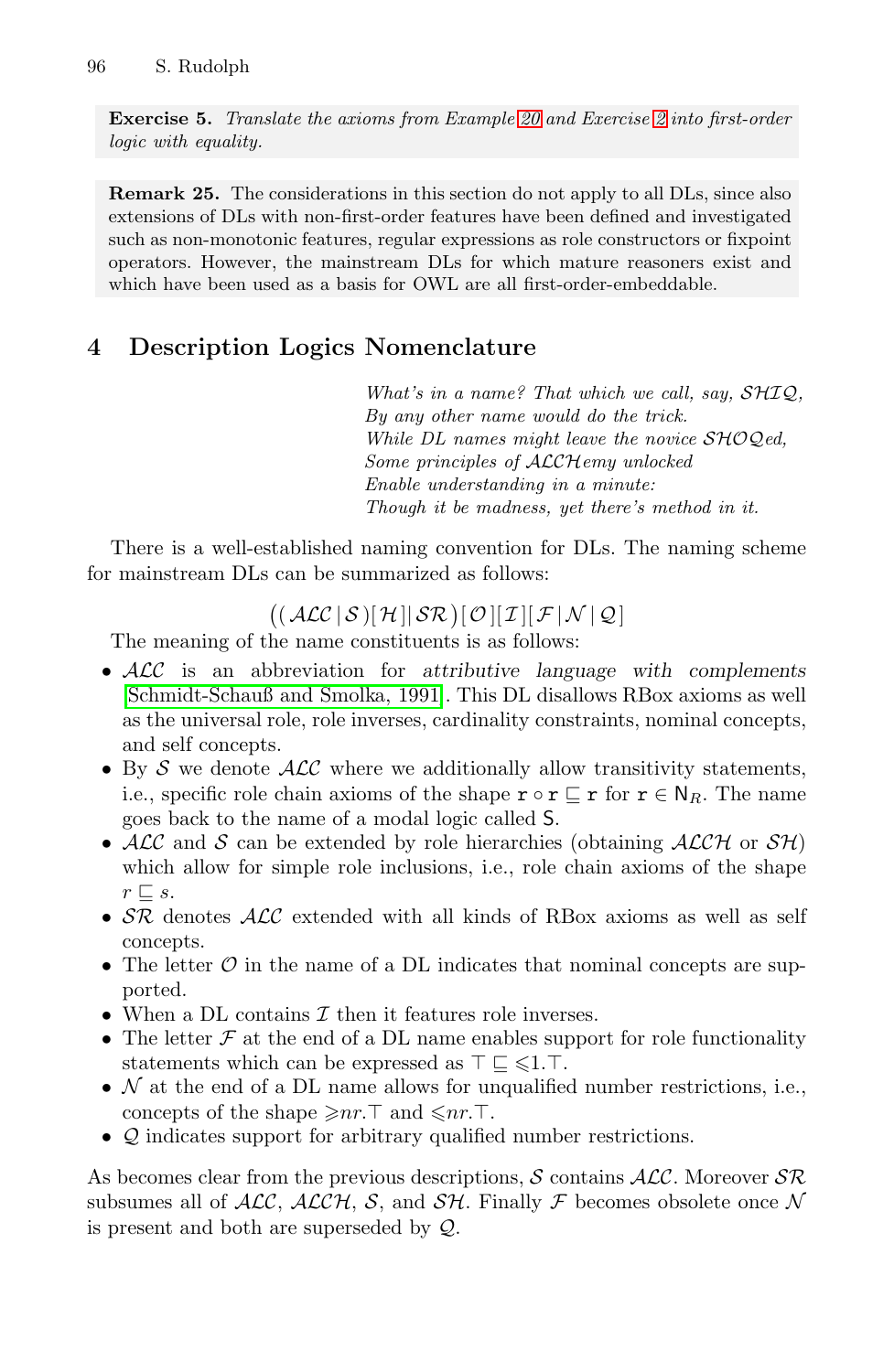**Exercise 5.** *Translate the axioms from Example 20 and Exercise 2 into first-order logic with equality.*

**Remark 25.** The considerations in this section do not apply to all DLs, since also extensions of DLs with non-first-order features have been defined and investigated such as non-monotonic features, regular expressions as role constructors or fixpoint operators. However, the mainstream DLs for which mature reasoners exist and which have been used as a basis for OWL are all first-order-embeddable.

## 4 Description Logics Nomenclature

*What's in a name? That which we call, say, $\mathcal{SHIQ}$,*
*By any other name would do the trick.*
*While DL names might leave the novice $\mathcal{SHOQ}$ed,*
*Some principles of $\mathcal{ALCH}$emy unlocked*
*Enable understanding in a minute:*
*Though it be madness, yet there's method in it.*

There is a well-established naming convention for DLs. The naming scheme for mainstream DLs can be summarized as follows:

$$((\mathcal{ALC}\,|\,\mathcal{S})[\mathcal{H}]|\,\mathcal{SR})[\mathcal{O}][\mathcal{I}][\mathcal{F}\,|\,\mathcal{N}\,|\,\mathcal{Q}]$$

The meaning of the name constituents is as follows:

- $\mathcal{ALC}$ is an abbreviation for *attributive language with complements* [Schmidt-Schauß and Smolka, 1991]. This DL disallows RBox axioms as well as the universal role, role inverses, cardinality constraints, nominal concepts, and self concepts.
- By $\mathcal{S}$ we denote $\mathcal{ALC}$ where we additionally allow transitivity statements, i.e., specific role chain axioms of the shape $\mathtt{r} \circ \mathtt{r} \sqsubseteq \mathtt{r}$ for $\mathtt{r} \in \mathsf{N}_R$. The name goes back to the name of a modal logic called $\mathsf{S}$.
- $\mathcal{ALC}$ and $\mathcal{S}$ can be extended by role hierarchies (obtaining $\mathcal{ALCH}$ or $\mathcal{SH}$) which allow for simple role inclusions, i.e., role chain axioms of the shape $r \sqsubseteq s$.
- $\mathcal{SR}$ denotes $\mathcal{ALC}$ extended with all kinds of RBox axioms as well as self concepts.
- The letter $\mathcal{O}$ in the name of a DL indicates that nominal concepts are supported.
- When a DL contains $\mathcal{I}$ then it features role inverses.
- The letter $\mathcal{F}$ at the end of a DL name enables support for role functionality statements which can be expressed as $\top \sqsubseteq \leqslant 1.\top$.
- $\mathcal{N}$ at the end of a DL name allows for unqualified number restrictions, i.e., concepts of the shape $\geqslant nr.\top$ and $\leqslant nr.\top$.
- $\mathcal{Q}$ indicates support for arbitrary qualified number restrictions.

As becomes clear from the previous descriptions, $\mathcal{S}$ contains $\mathcal{ALC}$. Moreover $\mathcal{SR}$ subsumes all of $\mathcal{ALC}$, $\mathcal{ALCH}$, $\mathcal{S}$, and $\mathcal{SH}$. Finally $\mathcal{F}$ becomes obsolete once $\mathcal{N}$ is present and both are superseded by $\mathcal{Q}$.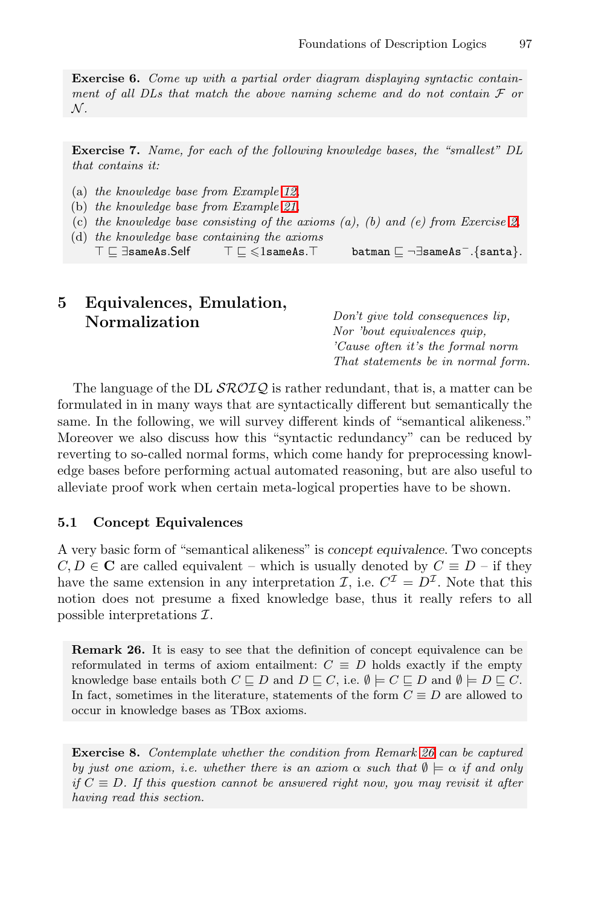**Exercise 6.** *Come up with a partial order diagram displaying syntactic containment of all DLs that match the above naming scheme and do not contain $\mathcal{F}$ or $\mathcal{N}$.*

**Exercise 7.** *Name, for each of the following knowledge bases, the "smallest" DL that contains it:*

(a) *the knowledge base from Example 12,*
(b) *the knowledge base from Example 21,*
(c) *the knowledge base consisting of the axioms (a), (b) and (e) from Exercise 2,*
(d) *the knowledge base containing the axioms*
$\top \sqsubseteq \exists \mathsf{sameAs}.\mathsf{Self} \qquad \top \sqsubseteq \leqslant 1 \mathsf{sameAs}.\top \qquad \mathsf{batman} \sqsubseteq \neg \exists \mathsf{sameAs}^{-}.\{\mathsf{santa}\}.$

## 5 Equivalences, Emulation, Normalization

*Don't give told consequences lip,*
*Nor 'bout equivalences quip,*
*'Cause often it's the formal norm*
*That statements be in normal form.*

The language of the DL $\mathcal{SROIQ}$ is rather redundant, that is, a matter can be formulated in in many ways that are syntactically different but semantically the same. In the following, we will survey different kinds of "semantical alikeness." Moreover we also discuss how this "syntactic redundancy" can be reduced by reverting to so-called normal forms, which come handy for preprocessing knowledge bases before performing actual automated reasoning, but are also useful to alleviate proof work when certain meta-logical properties have to be shown.

### 5.1 Concept Equivalences

A very basic form of "semantical alikeness" is *concept equivalence*. Two concepts $C, D \in \mathbf{C}$ are called equivalent – which is usually denoted by $C \equiv D$ – if they have the same extension in any interpretation $\mathcal{I}$, i.e. $C^{\mathcal{I}} = D^{\mathcal{I}}$. Note that this notion does not presume a fixed knowledge base, thus it really refers to all possible interpretations $\mathcal{I}$.

**Remark 26.** It is easy to see that the definition of concept equivalence can be reformulated in terms of axiom entailment: $C \equiv D$ holds exactly if the empty knowledge base entails both $C \sqsubseteq D$ and $D \sqsubseteq C$, i.e. $\emptyset \models C \sqsubseteq D$ and $\emptyset \models D \sqsubseteq C$. In fact, sometimes in the literature, statements of the form $C \equiv D$ are allowed to occur in knowledge bases as TBox axioms.

**Exercise 8.** *Contemplate whether the condition from Remark 26 can be captured by just one axiom, i.e. whether there is an axiom $\alpha$ such that $\emptyset \models \alpha$ if and only if $C \equiv D$. If this question cannot be answered right now, you may revisit it after having read this section.*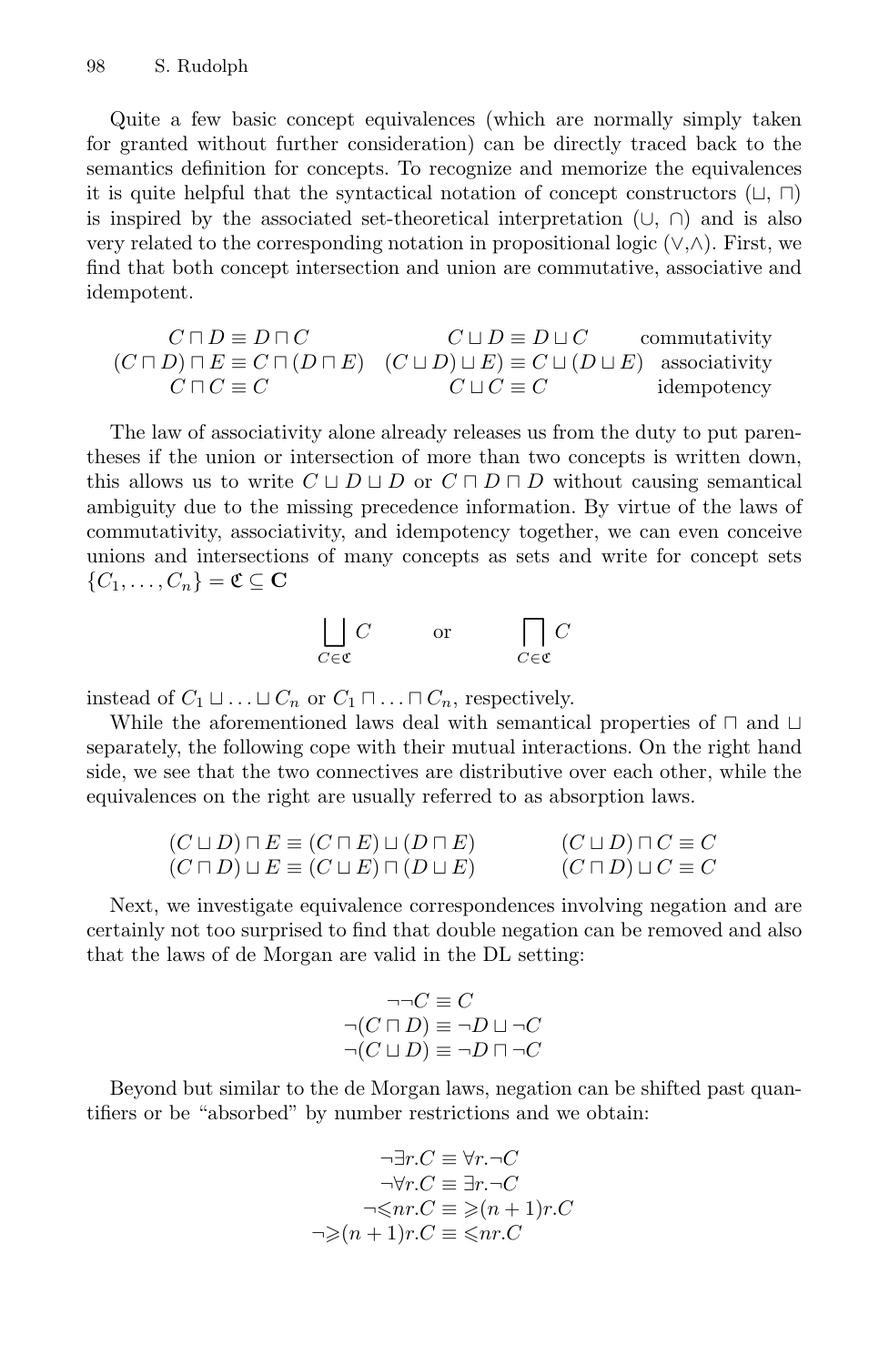Quite a few basic concept equivalences (which are normally simply taken for granted without further consideration) can be directly traced back to the semantics definition for concepts. To recognize and memorize the equivalences it is quite helpful that the syntactical notation of concept constructors ($\sqcup$, $\sqcap$) is inspired by the associated set-theoretical interpretation ($\cup$, $\cap$) and is also very related to the corresponding notation in propositional logic ($\vee$,$\wedge$). First, we find that both concept intersection and union are commutative, associative and idempotent.

$$
\begin{array}{ccc}
C \sqcap D \equiv D \sqcap C & C \sqcup D \equiv D \sqcup C & \text{commutativity} \\
(C \sqcap D) \sqcap E \equiv C \sqcap (D \sqcap E) & (C \sqcup D) \sqcup E \equiv C \sqcup (D \sqcup E) & \text{associativity} \\
C \sqcap C \equiv C & C \sqcup C \equiv C & \text{idempotency}
\end{array}
$$

The law of associativity alone already releases us from the duty to put parentheses if the union or intersection of more than two concepts is written down, this allows us to write $C \sqcup D \sqcup D$ or $C \sqcap D \sqcap D$ without causing semantical ambiguity due to the missing precedence information. By virtue of the laws of commutativity, associativity, and idempotency together, we can even conceive unions and intersections of many concepts as sets and write for concept sets $\{C_1, \ldots, C_n\} = \mathfrak{C} \subseteq \mathbf{C}$

$$
\bigsqcup_{C \in \mathfrak{C}} C \qquad \text{or} \qquad \bigsqcap_{C \in \mathfrak{C}} C
$$

instead of $C_1 \sqcup \ldots \sqcup C_n$ or $C_1 \sqcap \ldots \sqcap C_n$, respectively.

While the aforementioned laws deal with semantical properties of $\sqcap$ and $\sqcup$ separately, the following cope with their mutual interactions. On the right hand side, we see that the two connectives are distributive over each other, while the equivalences on the right are usually referred to as absorption laws.

$$
\begin{array}{cc}
(C \sqcup D) \sqcap E \equiv (C \sqcap E) \sqcup (D \sqcap E) & (C \sqcup D) \sqcap C \equiv C \\
(C \sqcap D) \sqcup E \equiv (C \sqcup E) \sqcap (D \sqcup E) & (C \sqcap D) \sqcup C \equiv C
\end{array}
$$

Next, we investigate equivalence correspondences involving negation and are certainly not too surprised to find that double negation can be removed and also that the laws of de Morgan are valid in the DL setting:

$$
\begin{aligned}
\neg\neg C &\equiv C \\
\neg(C \sqcap D) &\equiv \neg D \sqcup \neg C \\
\neg(C \sqcup D) &\equiv \neg D \sqcap \neg C
\end{aligned}
$$

Beyond but similar to the de Morgan laws, negation can be shifted past quantifiers or be "absorbed" by number restrictions and we obtain:

$$
\begin{aligned}
\neg\exists r.C &\equiv \forall r.\neg C \\
\neg\forall r.C &\equiv \exists r.\neg C \\
\neg{\leqslant} nr.C &\equiv {\geqslant}(n+1)r.C \\
\neg{\geqslant}(n+1)r.C &\equiv {\leqslant} nr.C
\end{aligned}
$$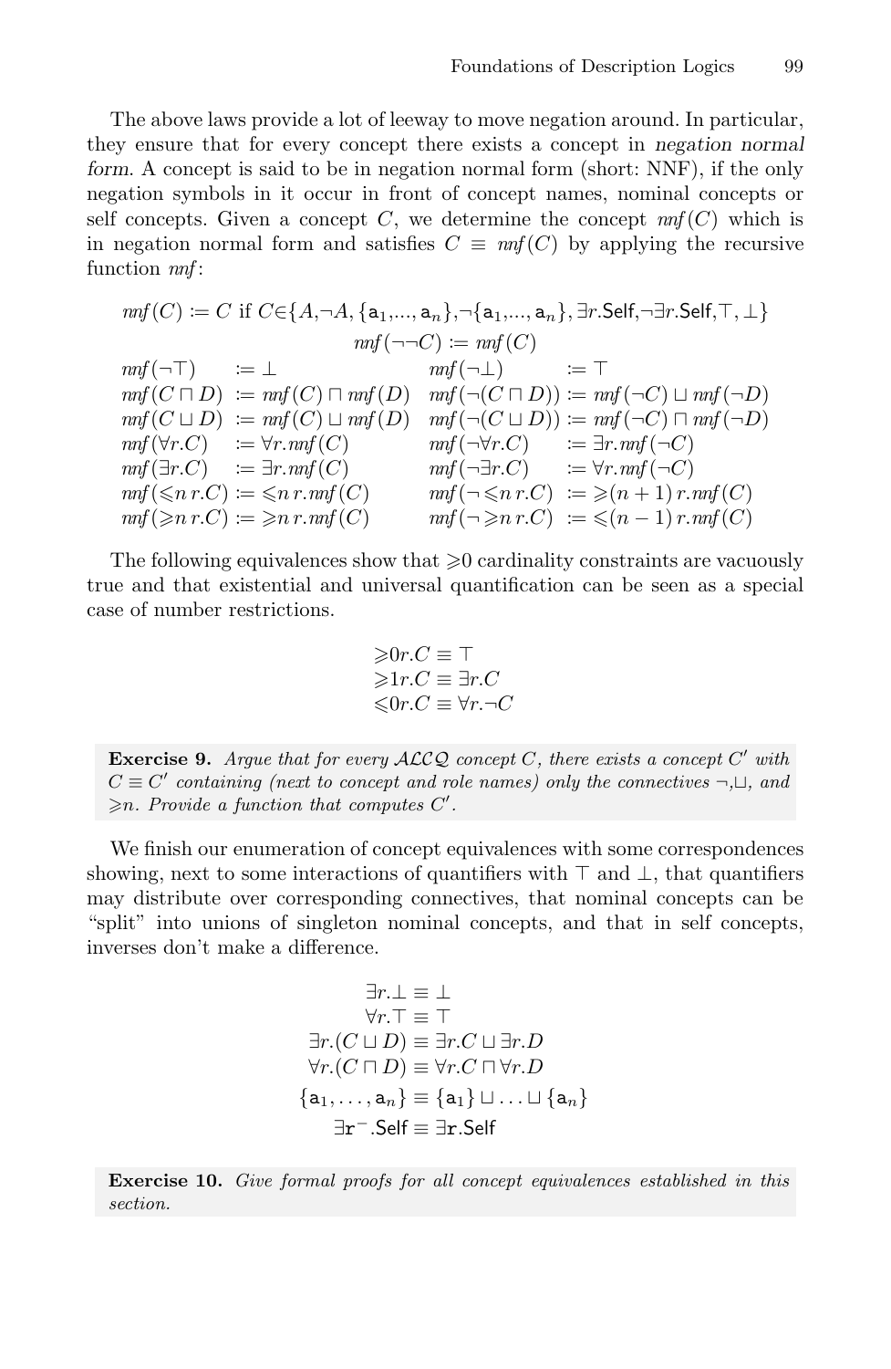The above laws provide a lot of leeway to move negation around. In particular, they ensure that for every concept there exists a concept in *negation normal form*. A concept is said to be in negation normal form (short: NNF), if the only negation symbols in it occur in front of concept names, nominal concepts or self concepts. Given a concept $C$, we determine the concept $nnf(C)$ which is in negation normal form and satisfies $C \equiv nnf(C)$ by applying the recursive function $nnf$:

$$nnf(C) := C \text{ if } C \in \{A, \neg A, \{\mathsf{a}_1,\ldots,\mathsf{a}_n\}, \neg\{\mathsf{a}_1,\ldots,\mathsf{a}_n\}, \exists r.\mathsf{Self}, \neg\exists r.\mathsf{Self}, \top, \bot\}$$

$$nnf(\neg\neg C) := nnf(C)$$

$$
\begin{array}{llll}
nnf(\neg\top) & := \bot & nnf(\neg\bot) & := \top \\
nnf(C \sqcap D) & := nnf(C) \sqcap nnf(D) & nnf(\neg(C \sqcap D)) & := nnf(\neg C) \sqcup nnf(\neg D) \\
nnf(C \sqcup D) & := nnf(C) \sqcup nnf(D) & nnf(\neg(C \sqcup D)) & := nnf(\neg C) \sqcap nnf(\neg D) \\
nnf(\forall r.C) & := \forall r.nnf(C) & nnf(\neg\forall r.C) & := \exists r.nnf(\neg C) \\
nnf(\exists r.C) & := \exists r.nnf(C) & nnf(\neg\exists r.C) & := \forall r.nnf(\neg C) \\
nnf(\leqslant n\, r.C) & := \leqslant n\, r.nnf(C) & nnf(\neg\leqslant n\, r.C) & := \geqslant (n+1)\, r.nnf(C) \\
nnf(\geqslant n\, r.C) & := \geqslant n\, r.nnf(C) & nnf(\neg\geqslant n\, r.C) & := \leqslant (n-1)\, r.nnf(C)
\end{array}
$$

The following equivalences show that $\geqslant 0$ cardinality constraints are vacuously true and that existential and universal quantification can be seen as a special case of number restrictions.

$$
\begin{aligned}
\geqslant 0 r.C &\equiv \top \\
\geqslant 1 r.C &\equiv \exists r.C \\
\leqslant 0 r.C &\equiv \forall r.\neg C
\end{aligned}
$$

**Exercise 9.** *Argue that for every $\mathcal{ALCQ}$ concept $C$, there exists a concept $C'$ with $C \equiv C'$ containing (next to concept and role names) only the connectives $\neg$, $\sqcup$, and $\geqslant n$. Provide a function that computes $C'$.*

We finish our enumeration of concept equivalences with some correspondences showing, next to some interactions of quantifiers with $\top$ and $\bot$, that quantifiers may distribute over corresponding connectives, that nominal concepts can be "split" into unions of singleton nominal concepts, and that in self concepts, inverses don't make a difference.

$$
\begin{aligned}
\exists r.\bot &\equiv \bot \\
\forall r.\top &\equiv \top \\
\exists r.(C \sqcup D) &\equiv \exists r.C \sqcup \exists r.D \\
\forall r.(C \sqcap D) &\equiv \forall r.C \sqcap \forall r.D \\
\{\mathsf{a}_1, \ldots, \mathsf{a}_n\} &\equiv \{\mathsf{a}_1\} \sqcup \ldots \sqcup \{\mathsf{a}_n\} \\
\exists \mathtt{r}^-.\mathsf{Self} &\equiv \exists \mathtt{r}.\mathsf{Self}
\end{aligned}
$$

**Exercise 10.** *Give formal proofs for all concept equivalences established in this section.*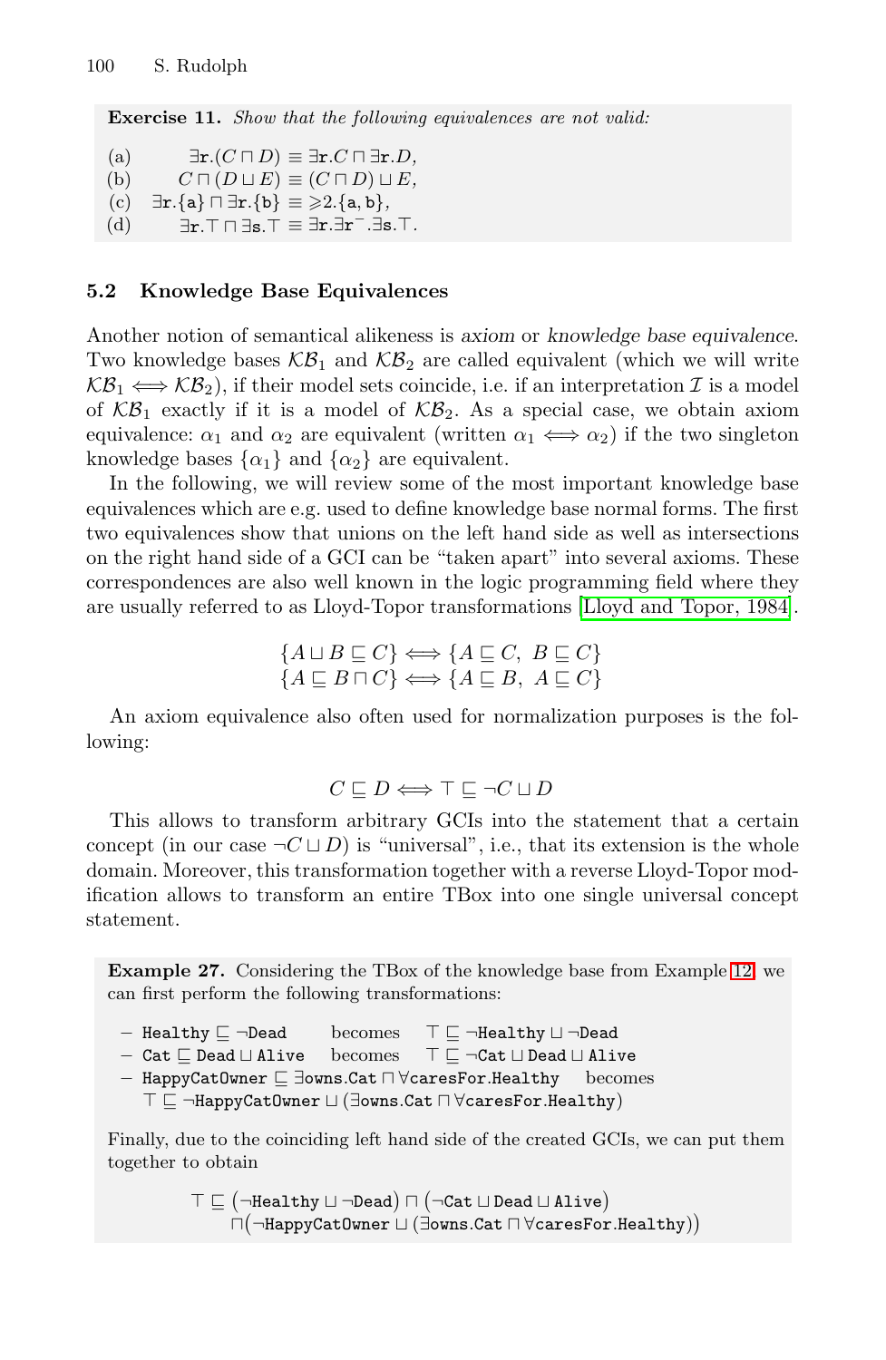**Exercise 11.** *Show that the following equivalences are not valid:*

(a) $\exists\mathtt{r}.(C \sqcap D) \equiv \exists\mathtt{r}.C \sqcap \exists\mathtt{r}.D,$
(b) $C \sqcap (D \sqcup E) \equiv (C \sqcap D) \sqcup E,$
(c) $\exists\mathtt{r}.\{\mathtt{a}\} \sqcap \exists\mathtt{r}.\{\mathtt{b}\} \equiv \geqslant 2.\{\mathtt{a}, \mathtt{b}\},$
(d) $\exists\mathtt{r}.\top \sqcap \exists\mathtt{s}.\top \equiv \exists\mathtt{r}.\exists\mathtt{r}^{-}.\exists\mathtt{s}.\top.$

### 5.2 Knowledge Base Equivalences

Another notion of semantical alikeness is *axiom* or *knowledge base equivalence*. Two knowledge bases $\mathcal{KB}_1$ and $\mathcal{KB}_2$ are called equivalent (which we will write $\mathcal{KB}_1 \Longleftrightarrow \mathcal{KB}_2$), if their model sets coincide, i.e. if an interpretation $\mathcal{I}$ is a model of $\mathcal{KB}_1$ exactly if it is a model of $\mathcal{KB}_2$. As a special case, we obtain axiom equivalence: $\alpha_1$ and $\alpha_2$ are equivalent (written $\alpha_1 \Longleftrightarrow \alpha_2$) if the two singleton knowledge bases $\{\alpha_1\}$ and $\{\alpha_2\}$ are equivalent.

In the following, we will review some of the most important knowledge base equivalences which are e.g. used to define knowledge base normal forms. The first two equivalences show that unions on the left hand side as well as intersections on the right hand side of a GCI can be "taken apart" into several axioms. These correspondences are also well known in the logic programming field where they are usually referred to as Lloyd-Topor transformations [Lloyd and Topor, 1984].

$$\{A \sqcup B \sqsubseteq C\} \Longleftrightarrow \{A \sqsubseteq C,\ B \sqsubseteq C\}$$
$$\{A \sqsubseteq B \sqcap C\} \Longleftrightarrow \{A \sqsubseteq B,\ A \sqsubseteq C\}$$

An axiom equivalence also often used for normalization purposes is the following:

$$C \sqsubseteq D \Longleftrightarrow \top \sqsubseteq \neg C \sqcup D$$

This allows to transform arbitrary GCIs into the statement that a certain concept (in our case $\neg C \sqcup D$) is "universal", i.e., that its extension is the whole domain. Moreover, this transformation together with a reverse Lloyd-Topor modification allows to transform an entire TBox into one single universal concept statement.

**Example 27.** Considering the TBox of the knowledge base from Example 12, we can first perform the following transformations:

- $\mathtt{Healthy} \sqsubseteq \neg\mathtt{Dead}$ becomes $\top \sqsubseteq \neg\mathtt{Healthy} \sqcup \neg\mathtt{Dead}$
- $\mathtt{Cat} \sqsubseteq \mathtt{Dead} \sqcup \mathtt{Alive}$ becomes $\top \sqsubseteq \neg\mathtt{Cat} \sqcup \mathtt{Dead} \sqcup \mathtt{Alive}$
- $\mathtt{HappyCatOwner} \sqsubseteq \exists\mathtt{owns}.\mathtt{Cat} \sqcap \forall\mathtt{caresFor}.\mathtt{Healthy}$ becomes $\top \sqsubseteq \neg\mathtt{HappyCatOwner} \sqcup (\exists\mathtt{owns}.\mathtt{Cat} \sqcap \forall\mathtt{caresFor}.\mathtt{Healthy})$

Finally, due to the coinciding left hand side of the created GCIs, we can put them together to obtain

$$\top \sqsubseteq \big(\neg\mathtt{Healthy} \sqcup \neg\mathtt{Dead}\big) \sqcap \big(\neg\mathtt{Cat} \sqcup \mathtt{Dead} \sqcup \mathtt{Alive}\big)$$
$$\sqcap\big(\neg\mathtt{HappyCatOwner} \sqcup (\exists\mathtt{owns}.\mathtt{Cat} \sqcap \forall\mathtt{caresFor}.\mathtt{Healthy})\big)$$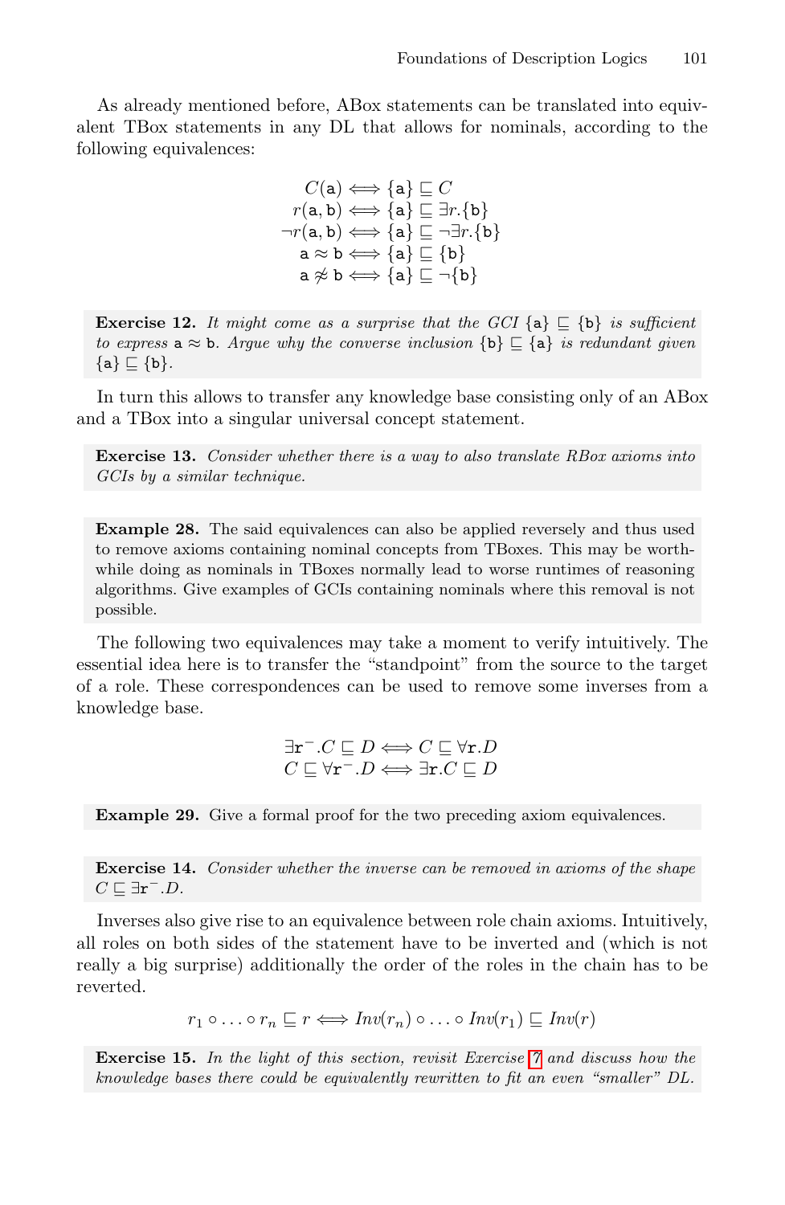As already mentioned before, ABox statements can be translated into equivalent TBox statements in any DL that allows for nominals, according to the following equivalences:

$$
\begin{aligned}
C(\mathtt{a}) &\iff \{\mathtt{a}\} \sqsubseteq C \\
r(\mathtt{a},\mathtt{b}) &\iff \{\mathtt{a}\} \sqsubseteq \exists r.\{\mathtt{b}\} \\
\neg r(\mathtt{a},\mathtt{b}) &\iff \{\mathtt{a}\} \sqsubseteq \neg\exists r.\{\mathtt{b}\} \\
\mathtt{a} \approx \mathtt{b} &\iff \{\mathtt{a}\} \sqsubseteq \{\mathtt{b}\} \\
\mathtt{a} \not\approx \mathtt{b} &\iff \{\mathtt{a}\} \sqsubseteq \neg\{\mathtt{b}\}
\end{aligned}
$$

**Exercise 12.** *It might come as a surprise that the GCI* $\{\mathtt{a}\} \sqsubseteq \{\mathtt{b}\}$ *is sufficient to express* $\mathtt{a} \approx \mathtt{b}$. *Argue why the converse inclusion* $\{\mathtt{b}\} \sqsubseteq \{\mathtt{a}\}$ *is redundant given* $\{\mathtt{a}\} \sqsubseteq \{\mathtt{b}\}$.

In turn this allows to transfer any knowledge base consisting only of an ABox and a TBox into a singular universal concept statement.

**Exercise 13.** *Consider whether there is a way to also translate RBox axioms into GCIs by a similar technique.*

**Example 28.** The said equivalences can also be applied reversely and thus used to remove axioms containing nominal concepts from TBoxes. This may be worthwhile doing as nominals in TBoxes normally lead to worse runtimes of reasoning algorithms. Give examples of GCIs containing nominals where this removal is not possible.

The following two equivalences may take a moment to verify intuitively. The essential idea here is to transfer the "standpoint" from the source to the target of a role. These correspondences can be used to remove some inverses from a knowledge base.

$$
\begin{aligned}
\exists \mathtt{r}^{-}.C \sqsubseteq D &\iff C \sqsubseteq \forall \mathtt{r}.D \\
C \sqsubseteq \forall \mathtt{r}^{-}.D &\iff \exists \mathtt{r}.C \sqsubseteq D
\end{aligned}
$$

**Example 29.** Give a formal proof for the two preceding axiom equivalences.

**Exercise 14.** *Consider whether the inverse can be removed in axioms of the shape* $C \sqsubseteq \exists \mathtt{r}^{-}.D$.

Inverses also give rise to an equivalence between role chain axioms. Intuitively, all roles on both sides of the statement have to be inverted and (which is not really a big surprise) additionally the order of the roles in the chain has to be reverted.

$$
r_1 \circ \ldots \circ r_n \sqsubseteq r \iff \mathit{Inv}(r_n) \circ \ldots \circ \mathit{Inv}(r_1) \sqsubseteq \mathit{Inv}(r)
$$

**Exercise 15.** *In the light of this section, revisit Exercise 7 and discuss how the knowledge bases there could be equivalently rewritten to fit an even "smaller" DL.*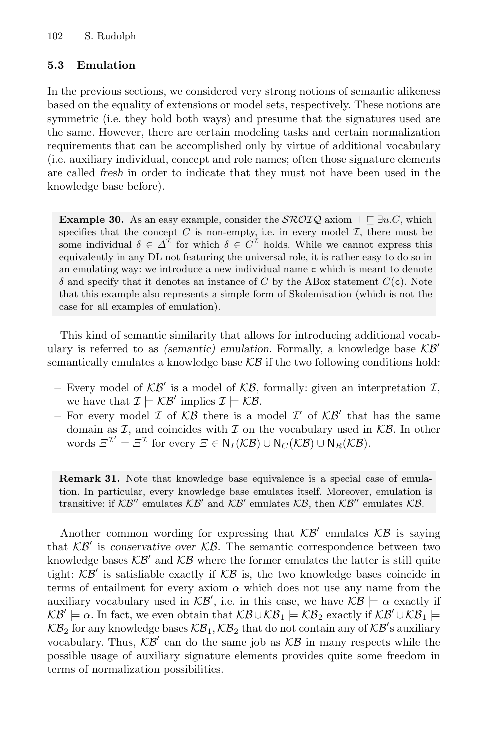### 5.3 Emulation

In the previous sections, we considered very strong notions of semantic alikeness based on the equality of extensions or model sets, respectively. These notions are symmetric (i.e. they hold both ways) and presume that the signatures used are the same. However, there are certain modeling tasks and certain normalization requirements that can be accomplished only by virtue of additional vocabulary (i.e. auxiliary individual, concept and role names; often those signature elements are called *fresh* in order to indicate that they must not have been used in the knowledge base before).

**Example 30.** As an easy example, consider the $\mathcal{SROIQ}$ axiom $\top \sqsubseteq \exists u.C$, which specifies that the concept $C$ is non-empty, i.e. in every model $\mathcal{I}$, there must be some individual $\delta \in \Delta^{\mathcal{I}}$ for which $\delta \in C^{\mathcal{I}}$ holds. While we cannot express this equivalently in any DL not featuring the universal role, it is rather easy to do so in an emulating way: we introduce a new individual name $\mathsf{c}$ which is meant to denote $\delta$ and specify that it denotes an instance of $C$ by the ABox statement $C(\mathsf{c})$. Note that this example also represents a simple form of Skolemisation (which is not the case for all examples of emulation).

This kind of semantic similarity that allows for introducing additional vocabulary is referred to as *(semantic) emulation*. Formally, a knowledge base $\mathcal{KB}'$ semantically emulates a knowledge base $\mathcal{KB}$ if the two following conditions hold:

- Every model of $\mathcal{KB}'$ is a model of $\mathcal{KB}$, formally: given an interpretation $\mathcal{I}$, we have that $\mathcal{I} \models \mathcal{KB}'$ implies $\mathcal{I} \models \mathcal{KB}$.
- For every model $\mathcal{I}$ of $\mathcal{KB}$ there is a model $\mathcal{I}'$ of $\mathcal{KB}'$ that has the same domain as $\mathcal{I}$, and coincides with $\mathcal{I}$ on the vocabulary used in $\mathcal{KB}$. In other words $\Xi^{\mathcal{I}'} = \Xi^{\mathcal{I}}$ for every $\Xi \in \mathsf{N}_I(\mathcal{KB}) \cup \mathsf{N}_C(\mathcal{KB}) \cup \mathsf{N}_R(\mathcal{KB})$.

**Remark 31.** Note that knowledge base equivalence is a special case of emulation. In particular, every knowledge base emulates itself. Moreover, emulation is transitive: if $\mathcal{KB}''$ emulates $\mathcal{KB}'$ and $\mathcal{KB}'$ emulates $\mathcal{KB}$, then $\mathcal{KB}''$ emulates $\mathcal{KB}$.

Another common wording for expressing that $\mathcal{KB}'$ emulates $\mathcal{KB}$ is saying that $\mathcal{KB}'$ is *conservative over* $\mathcal{KB}$. The semantic correspondence between two knowledge bases $\mathcal{KB}'$ and $\mathcal{KB}$ where the former emulates the latter is still quite tight: $\mathcal{KB}'$ is satisfiable exactly if $\mathcal{KB}$ is, the two knowledge bases coincide in terms of entailment for every axiom $\alpha$ which does not use any name from the auxiliary vocabulary used in $\mathcal{KB}'$, i.e. in this case, we have $\mathcal{KB} \models \alpha$ exactly if $\mathcal{KB}' \models \alpha$. In fact, we even obtain that $\mathcal{KB} \cup \mathcal{KB}_1 \models \mathcal{KB}_2$ exactly if $\mathcal{KB}' \cup \mathcal{KB}_1 \models \mathcal{KB}_2$ for any knowledge bases $\mathcal{KB}_1, \mathcal{KB}_2$ that do not contain any of $\mathcal{KB}'$'s auxiliary vocabulary. Thus, $\mathcal{KB}'$ can do the same job as $\mathcal{KB}$ in many respects while the possible usage of auxiliary signature elements provides quite some freedom in terms of normalization possibilities.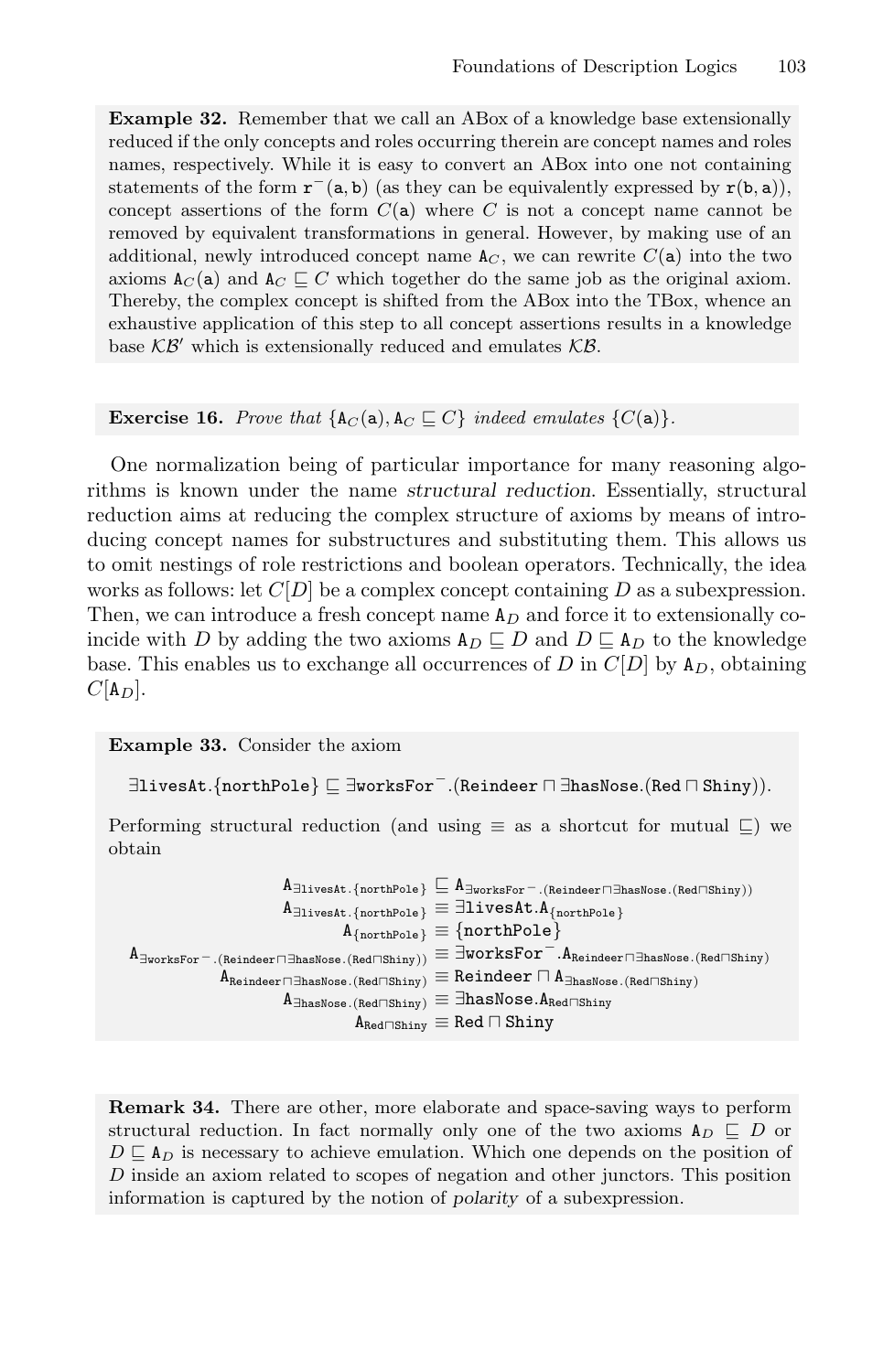**Example 32.** Remember that we call an ABox of a knowledge base extensionally reduced if the only concepts and roles occurring therein are concept names and roles names, respectively. While it is easy to convert an ABox into one not containing statements of the form $\mathtt{r}^-(\mathtt{a},\mathtt{b})$ (as they can be equivalently expressed by $\mathtt{r}(\mathtt{b},\mathtt{a})$), concept assertions of the form $C(\mathtt{a})$ where $C$ is not a concept name cannot be removed by equivalent transformations in general. However, by making use of an additional, newly introduced concept name $\mathtt{A}_C$, we can rewrite $C(\mathtt{a})$ into the two axioms $\mathtt{A}_C(\mathtt{a})$ and $\mathtt{A}_C \sqsubseteq C$ which together do the same job as the original axiom. Thereby, the complex concept is shifted from the ABox into the TBox, whence an exhaustive application of this step to all concept assertions results in a knowledge base $\mathcal{KB}'$ which is extensionally reduced and emulates $\mathcal{KB}$.

**Exercise 16.** *Prove that* $\{\mathtt{A}_C(\mathtt{a}), \mathtt{A}_C \sqsubseteq C\}$ *indeed emulates* $\{C(\mathtt{a})\}$.

One normalization being of particular importance for many reasoning algorithms is known under the name *structural reduction*. Essentially, structural reduction aims at reducing the complex structure of axioms by means of introducing concept names for substructures and substituting them. This allows us to omit nestings of role restrictions and boolean operators. Technically, the idea works as follows: let $C[D]$ be a complex concept containing $D$ as a subexpression. Then, we can introduce a fresh concept name $\mathtt{A}_D$ and force it to extensionally coincide with $D$ by adding the two axioms $\mathtt{A}_D \sqsubseteq D$ and $D \sqsubseteq \mathtt{A}_D$ to the knowledge base. This enables us to exchange all occurrences of $D$ in $C[D]$ by $\mathtt{A}_D$, obtaining $C[\mathtt{A}_D]$.

**Example 33.** Consider the axiom

$$\exists\mathtt{livesAt}.\{\mathtt{northPole}\} \sqsubseteq \exists\mathtt{worksFor}^-.(\mathtt{Reindeer} \sqcap \exists\mathtt{hasNose}.(\mathtt{Red} \sqcap \mathtt{Shiny})).$$

Performing structural reduction (and using $\equiv$ as a shortcut for mutual $\sqsubseteq$) we obtain

$$
\begin{aligned}
\mathtt{A}_{\exists\mathtt{livesAt}.\{\mathtt{northPole}\}} &\sqsubseteq \mathtt{A}_{\exists\mathtt{worksFor}^-.(\mathtt{Reindeer}\sqcap\exists\mathtt{hasNose}.(\mathtt{Red}\sqcap\mathtt{Shiny}))} \\
\mathtt{A}_{\exists\mathtt{livesAt}.\{\mathtt{northPole}\}} &\equiv \exists\mathtt{livesAt}.\mathtt{A}_{\{\mathtt{northPole}\}} \\
\mathtt{A}_{\{\mathtt{northPole}\}} &\equiv \{\mathtt{northPole}\} \\
\mathtt{A}_{\exists\mathtt{worksFor}^-.(\mathtt{Reindeer}\sqcap\exists\mathtt{hasNose}.(\mathtt{Red}\sqcap\mathtt{Shiny}))} &\equiv \exists\mathtt{worksFor}^-.\mathtt{A}_{\mathtt{Reindeer}\sqcap\exists\mathtt{hasNose}.(\mathtt{Red}\sqcap\mathtt{Shiny})} \\
\mathtt{A}_{\mathtt{Reindeer}\sqcap\exists\mathtt{hasNose}.(\mathtt{Red}\sqcap\mathtt{Shiny})} &\equiv \mathtt{Reindeer} \sqcap \mathtt{A}_{\exists\mathtt{hasNose}.(\mathtt{Red}\sqcap\mathtt{Shiny})} \\
\mathtt{A}_{\exists\mathtt{hasNose}.(\mathtt{Red}\sqcap\mathtt{Shiny})} &\equiv \exists\mathtt{hasNose}.\mathtt{A}_{\mathtt{Red}\sqcap\mathtt{Shiny}} \\
\mathtt{A}_{\mathtt{Red}\sqcap\mathtt{Shiny}} &\equiv \mathtt{Red} \sqcap \mathtt{Shiny}
\end{aligned}
$$

**Remark 34.** There are other, more elaborate and space-saving ways to perform structural reduction. In fact normally only one of the two axioms $\mathtt{A}_D \sqsubseteq D$ or $D \sqsubseteq \mathtt{A}_D$ is necessary to achieve emulation. Which one depends on the position of $D$ inside an axiom related to scopes of negation and other junctors. This position information is captured by the notion of *polarity* of a subexpression.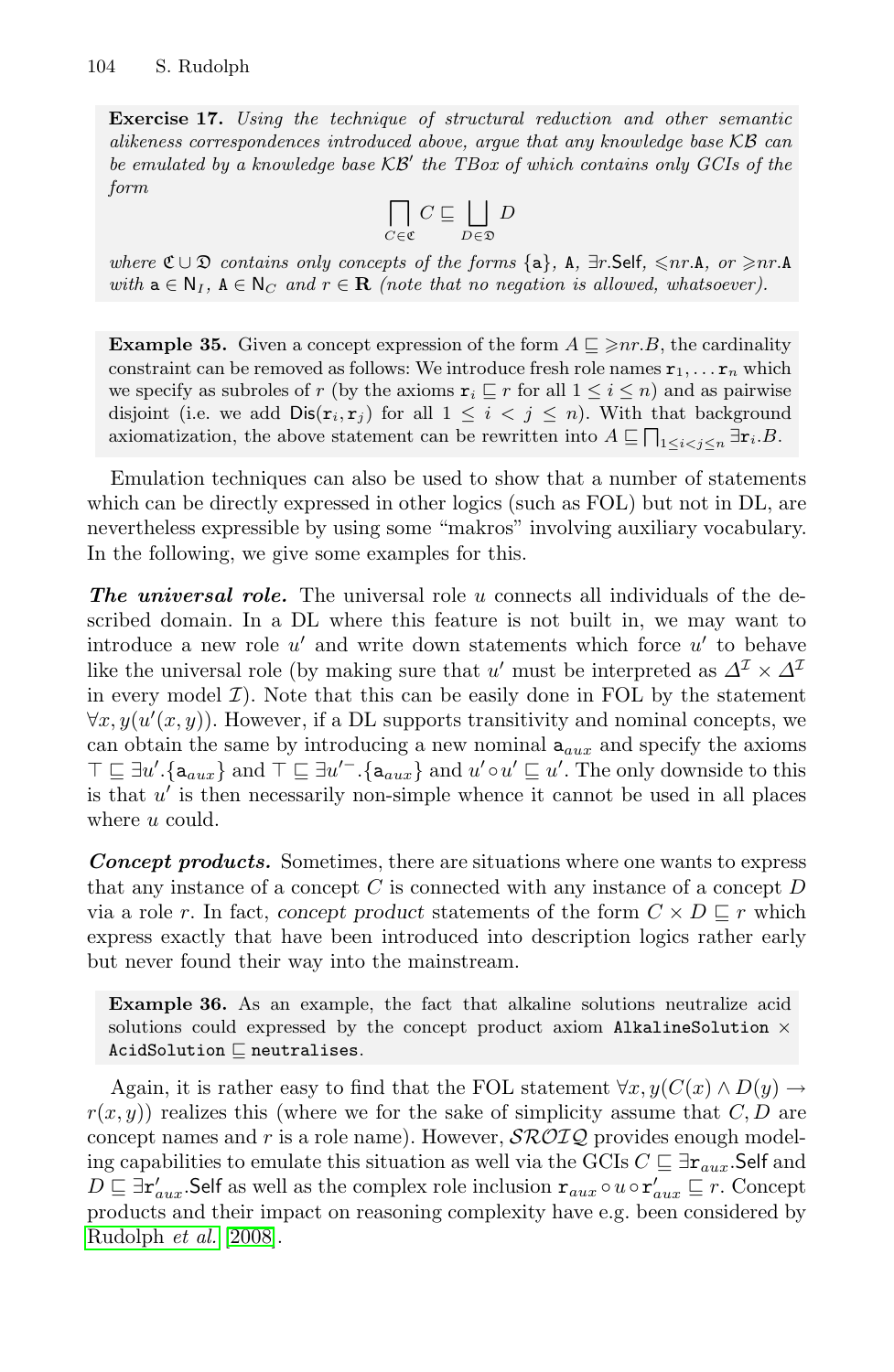**Exercise 17.** *Using the technique of structural reduction and other semantic alikeness correspondences introduced above, argue that any knowledge base $\mathcal{KB}$ can be emulated by a knowledge base $\mathcal{KB}'$ the TBox of which contains only GCIs of the form*

$$\bigsqcap_{C \in \mathfrak{C}} C \sqsubseteq \bigsqcup_{D \in \mathfrak{D}} D$$

*where $\mathfrak{C} \cup \mathfrak{D}$ contains only concepts of the forms $\{\mathtt{a}\}$, $\mathtt{A}$, $\exists r.\mathsf{Self}$, $\leqslant nr.\mathtt{A}$, or $\geqslant nr.\mathtt{A}$ with $\mathtt{a} \in \mathsf{N}_I$, $\mathtt{A} \in \mathsf{N}_C$ and $r \in \mathbf{R}$ (note that no negation is allowed, whatsoever).*

**Example 35.** Given a concept expression of the form $A \sqsubseteq \geqslant nr.B$, the cardinality constraint can be removed as follows: We introduce fresh role names $\mathtt{r}_1, \ldots \mathtt{r}_n$ which we specify as subroles of $r$ (by the axioms $\mathtt{r}_i \sqsubseteq r$ for all $1 \leq i \leq n$) and as pairwise disjoint (i.e. we add $\mathsf{Dis}(\mathtt{r}_i, \mathtt{r}_j)$ for all $1 \leq i < j \leq n$). With that background axiomatization, the above statement can be rewritten into $A \sqsubseteq \bigsqcap_{1 \leq i < j \leq n} \exists \mathtt{r}_i.B$.

Emulation techniques can also be used to show that a number of statements which can be directly expressed in other logics (such as FOL) but not in DL, are nevertheless expressible by using some "makros" involving auxiliary vocabulary. In the following, we give some examples for this.

***The universal role.*** The universal role $u$ connects all individuals of the described domain. In a DL where this feature is not built in, we may want to introduce a new role $u'$ and write down statements which force $u'$ to behave like the universal role (by making sure that $u'$ must be interpreted as $\Delta^\mathcal{I} \times \Delta^\mathcal{I}$ in every model $\mathcal{I}$). Note that this can be easily done in FOL by the statement $\forall x, y(u'(x, y))$. However, if a DL supports transitivity and nominal concepts, we can obtain the same by introducing a new nominal $\mathtt{a}_{aux}$ and specify the axioms $\top \sqsubseteq \exists u'.\{\mathtt{a}_{aux}\}$ and $\top \sqsubseteq \exists u'^{-}.\{\mathtt{a}_{aux}\}$ and $u' \circ u' \sqsubseteq u'$. The only downside to this is that $u'$ is then necessarily non-simple whence it cannot be used in all places where $u$ could.

***Concept products.*** Sometimes, there are situations where one wants to express that any instance of a concept $C$ is connected with any instance of a concept $D$ via a role $r$. In fact, *concept product* statements of the form $C \times D \sqsubseteq r$ which express exactly that have been introduced into description logics rather early but never found their way into the mainstream.

**Example 36.** As an example, the fact that alkaline solutions neutralize acid solutions could expressed by the concept product axiom $\mathtt{AlkalineSolution} \times \mathtt{AcidSolution} \sqsubseteq \mathtt{neutralises}$.

Again, it is rather easy to find that the FOL statement $\forall x, y(C(x) \wedge D(y) \rightarrow r(x, y))$ realizes this (where we for the sake of simplicity assume that $C, D$ are concept names and $r$ is a role name). However, $\mathcal{SROIQ}$ provides enough modeling capabilities to emulate this situation as well via the GCIs $C \sqsubseteq \exists \mathtt{r}_{aux}.\mathsf{Self}$ and $D \sqsubseteq \exists \mathtt{r}'_{aux}.\mathsf{Self}$ as well as the complex role inclusion $\mathtt{r}_{aux} \circ u \circ \mathtt{r}'_{aux} \sqsubseteq r$. Concept products and their impact on reasoning complexity have e.g. been considered by Rudolph *et al.* [2008].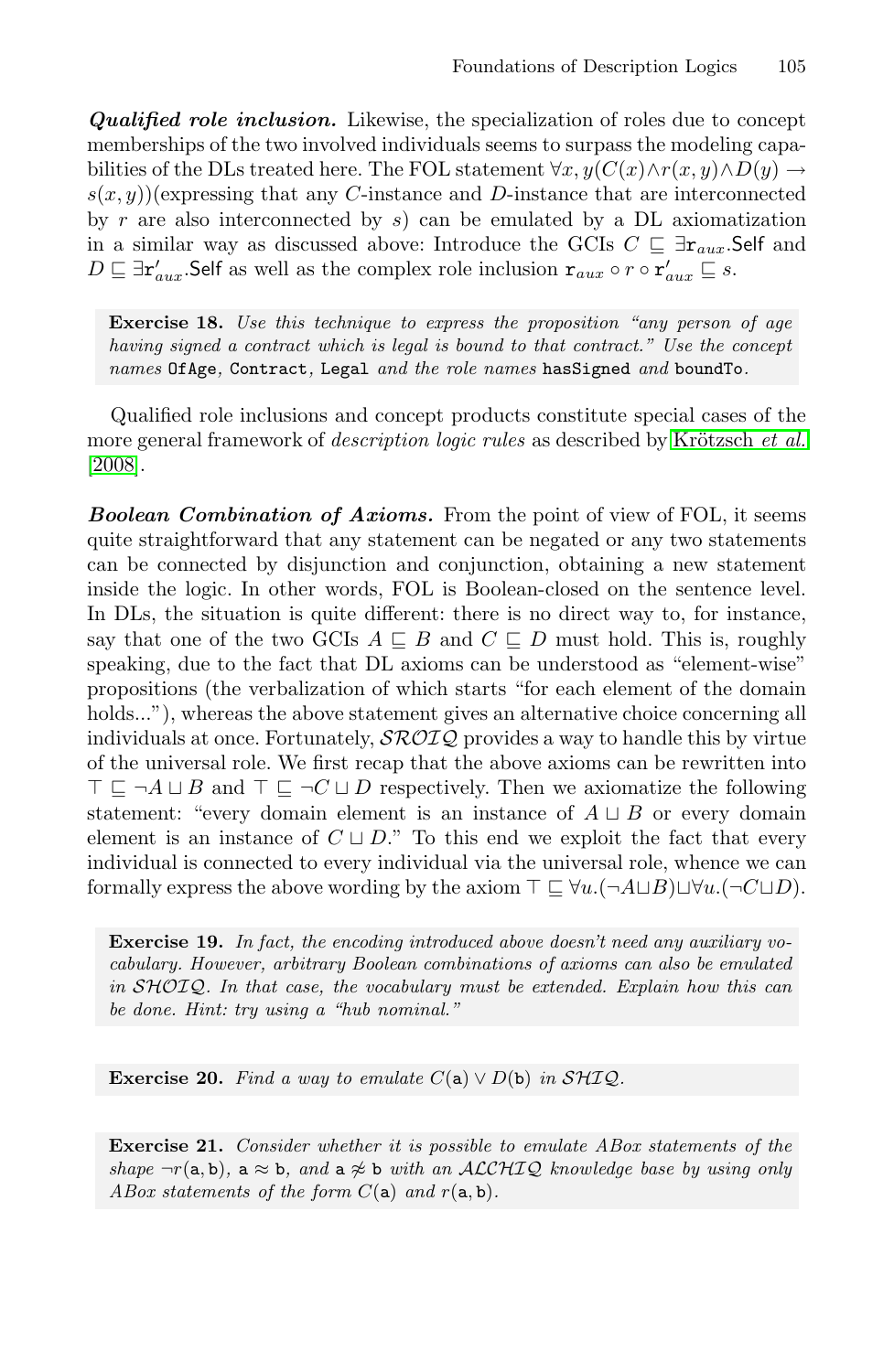***Qualified role inclusion.*** Likewise, the specialization of roles due to concept memberships of the two involved individuals seems to surpass the modeling capabilities of the DLs treated here. The FOL statement $\forall x, y(C(x) \wedge r(x, y) \wedge D(y) \rightarrow s(x, y))$(expressing that any $C$-instance and $D$-instance that are interconnected by $r$ are also interconnected by $s$) can be emulated by a DL axiomatization in a similar way as discussed above: Introduce the GCIs $C \sqsubseteq \exists \mathtt{r}_{aux}.\mathsf{Self}$ and $D \sqsubseteq \exists \mathtt{r}'_{aux}.\mathsf{Self}$ as well as the complex role inclusion $\mathtt{r}_{aux} \circ r \circ \mathtt{r}'_{aux} \sqsubseteq s$.

**Exercise 18.** *Use this technique to express the proposition "any person of age having signed a contract which is legal is bound to that contract." Use the concept names* `OfAge`*,* `Contract`*,* `Legal` *and the role names* `hasSigned` *and* `boundTo`*.*

Qualified role inclusions and concept products constitute special cases of the more general framework of *description logic rules* as described by Krötzsch *et al.* [2008].

***Boolean Combination of Axioms.*** From the point of view of FOL, it seems quite straightforward that any statement can be negated or any two statements can be connected by disjunction and conjunction, obtaining a new statement inside the logic. In other words, FOL is Boolean-closed on the sentence level. In DLs, the situation is quite different: there is no direct way to, for instance, say that one of the two GCIs $A \sqsubseteq B$ and $C \sqsubseteq D$ must hold. This is, roughly speaking, due to the fact that DL axioms can be understood as "element-wise" propositions (the verbalization of which starts "for each element of the domain holds...”), whereas the above statement gives an alternative choice concerning all individuals at once. Fortunately, $\mathcal{SROIQ}$ provides a way to handle this by virtue of the universal role. We first recap that the above axioms can be rewritten into $\top \sqsubseteq \neg A \sqcup B$ and $\top \sqsubseteq \neg C \sqcup D$ respectively. Then we axiomatize the following statement: "every domain element is an instance of $A \sqcup B$ or every domain element is an instance of $C \sqcup D$." To this end we exploit the fact that every individual is connected to every individual via the universal role, whence we can formally express the above wording by the axiom $\top \sqsubseteq \forall u.(\neg A \sqcup B) \sqcup \forall u.(\neg C \sqcup D)$.

**Exercise 19.** *In fact, the encoding introduced above doesn't need any auxiliary vocabulary. However, arbitrary Boolean combinations of axioms can also be emulated in $\mathcal{SHOIQ}$. In that case, the vocabulary must be extended. Explain how this can be done. Hint: try using a "hub nominal."*

**Exercise 20.** *Find a way to emulate $C(\mathtt{a}) \vee D(\mathtt{b})$ in $\mathcal{SHIQ}$.*

**Exercise 21.** *Consider whether it is possible to emulate ABox statements of the shape $\neg r(\mathtt{a}, \mathtt{b})$, $\mathtt{a} \approx \mathtt{b}$, and $\mathtt{a} \not\approx \mathtt{b}$ with an $\mathcal{ALCHIQ}$ knowledge base by using only ABox statements of the form $C(\mathtt{a})$ and $r(\mathtt{a}, \mathtt{b})$.*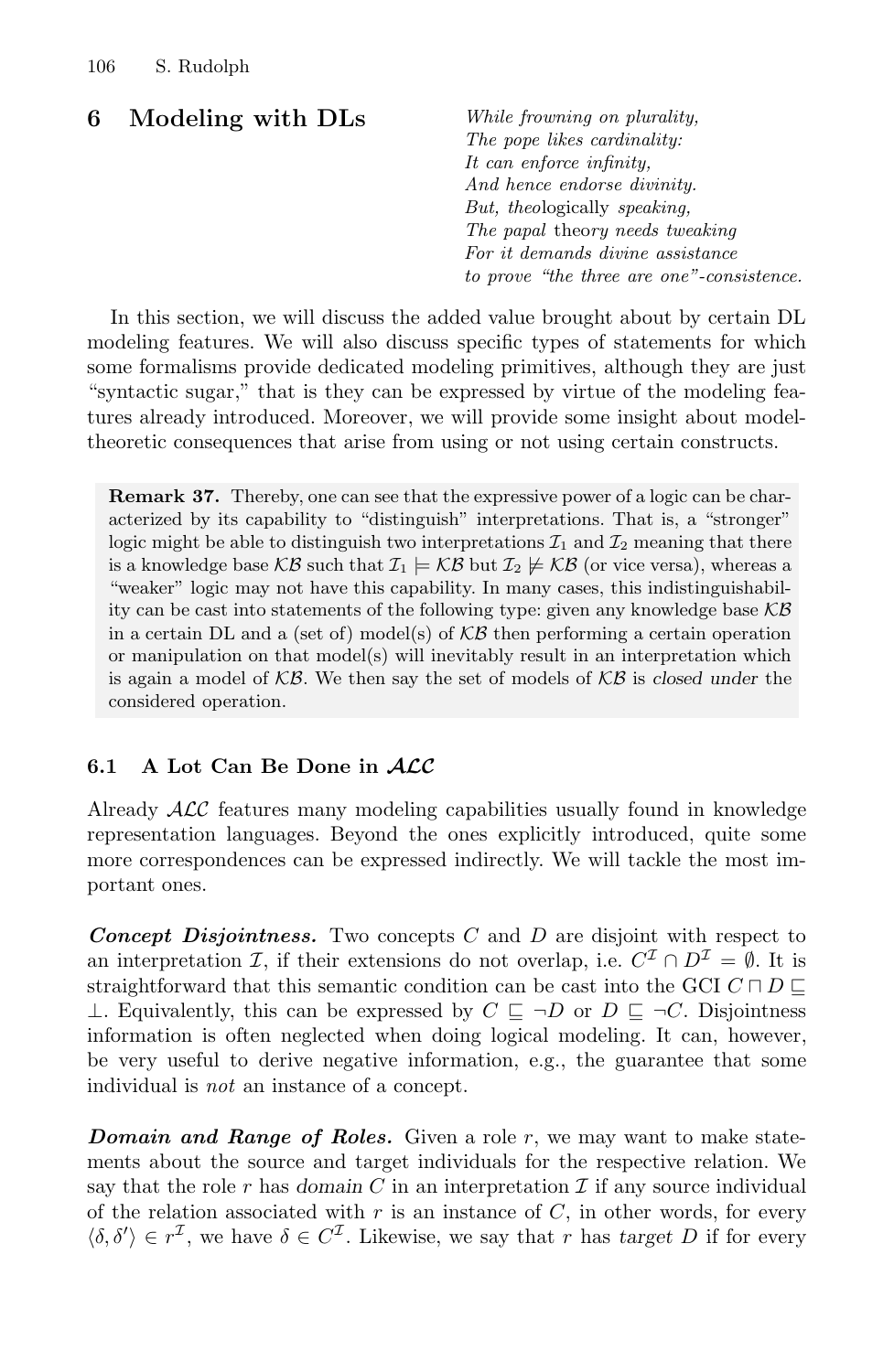## 6 Modeling with DLs

*While frowning on plurality,*
*The pope likes cardinality:*
*It can enforce infinity,*
*And hence endorse divinity.*
*But, theo*logically *speaking,*
*The papal* theory *needs tweaking*
*For it demands divine assistance*
*to prove "the three are one"-consistence.*

In this section, we will discuss the added value brought about by certain DL modeling features. We will also discuss specific types of statements for which some formalisms provide dedicated modeling primitives, although they are just "syntactic sugar," that is they can be expressed by virtue of the modeling features already introduced. Moreover, we will provide some insight about model-theoretic consequences that arise from using or not using certain constructs.

> **Remark 37.** Thereby, one can see that the expressive power of a logic can be characterized by its capability to "distinguish" interpretations. That is, a "stronger" logic might be able to distinguish two interpretations $\mathcal{I}_1$ and $\mathcal{I}_2$ meaning that there is a knowledge base $\mathcal{KB}$ such that $\mathcal{I}_1 \models \mathcal{KB}$ but $\mathcal{I}_2 \not\models \mathcal{KB}$ (or vice versa), whereas a "weaker" logic may not have this capability. In many cases, this indistinguishability can be cast into statements of the following type: given any knowledge base $\mathcal{KB}$ in a certain DL and a (set of) model(s) of $\mathcal{KB}$ then performing a certain operation or manipulation on that model(s) will inevitably result in an interpretation which is again a model of $\mathcal{KB}$. We then say the set of models of $\mathcal{KB}$ is *closed under* the considered operation.

### 6.1 A Lot Can Be Done in $\mathcal{ALC}$

Already $\mathcal{ALC}$ features many modeling capabilities usually found in knowledge representation languages. Beyond the ones explicitly introduced, quite some more correspondences can be expressed indirectly. We will tackle the most important ones.

***Concept Disjointness.*** Two concepts $C$ and $D$ are disjoint with respect to an interpretation $\mathcal{I}$, if their extensions do not overlap, i.e. $C^\mathcal{I} \cap D^\mathcal{I} = \emptyset$. It is straightforward that this semantic condition can be cast into the GCI $C \sqcap D \sqsubseteq \bot$. Equivalently, this can be expressed by $C \sqsubseteq \neg D$ or $D \sqsubseteq \neg C$. Disjointness information is often neglected when doing logical modeling. It can, however, be very useful to derive negative information, e.g., the guarantee that some individual is *not* an instance of a concept.

***Domain and Range of Roles.*** Given a role $r$, we may want to make statements about the source and target individuals for the respective relation. We say that the role $r$ has *domain* $C$ in an interpretation $\mathcal{I}$ if any source individual of the relation associated with $r$ is an instance of $C$, in other words, for every $\langle \delta, \delta' \rangle \in r^\mathcal{I}$, we have $\delta \in C^\mathcal{I}$. Likewise, we say that $r$ has *target* $D$ if for every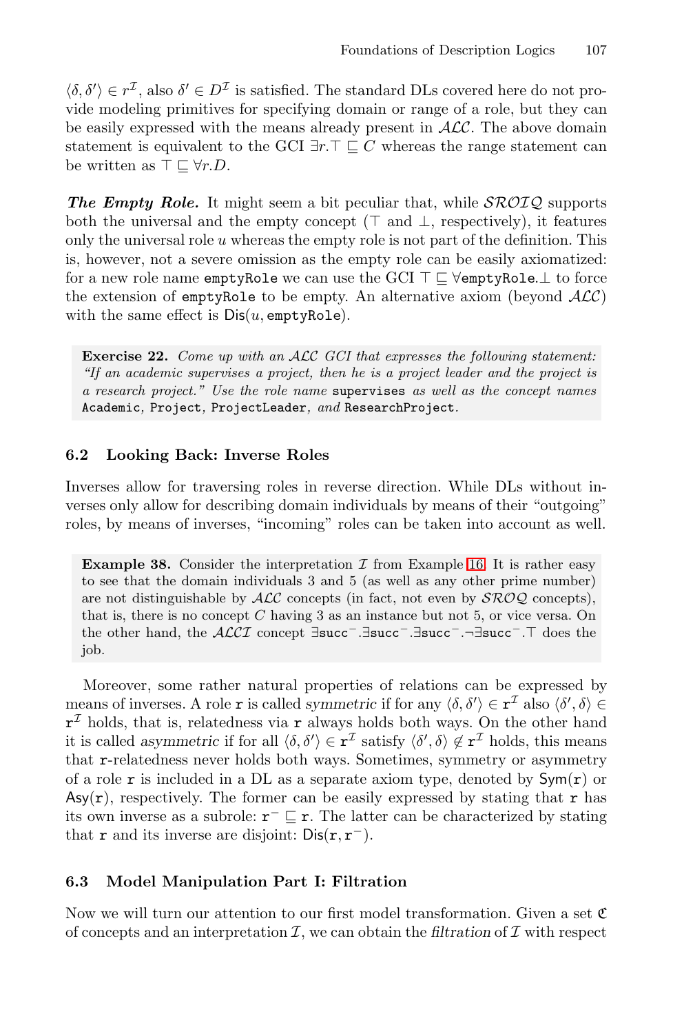$\langle \delta, \delta' \rangle \in r^{\mathcal{I}}$, also $\delta' \in D^{\mathcal{I}}$ is satisfied. The standard DLs covered here do not provide modeling primitives for specifying domain or range of a role, but they can be easily expressed with the means already present in $\mathcal{ALC}$. The above domain statement is equivalent to the GCI $\exists r.\top \sqsubseteq C$ whereas the range statement can be written as $\top \sqsubseteq \forall r.D$.

***The Empty Role.*** It might seem a bit peculiar that, while $\mathcal{SROIQ}$ supports both the universal and the empty concept ($\top$ and $\bot$, respectively), it features only the universal role $u$ whereas the empty role is not part of the definition. This is, however, not a severe omission as the empty role can be easily axiomatized: for a new role name `emptyRole` we can use the GCI $\top \sqsubseteq \forall \texttt{emptyRole}.\bot$ to force the extension of `emptyRole` to be empty. An alternative axiom (beyond $\mathcal{ALC}$) with the same effect is $\mathsf{Dis}(u, \texttt{emptyRole})$.

**Exercise 22.** *Come up with an $\mathcal{ALC}$ GCI that expresses the following statement: "If an academic supervises a project, then he is a project leader and the project is a research project." Use the role name* `supervises` *as well as the concept names* `Academic`*,* `Project`*,* `ProjectLeader`*, and* `ResearchProject`*.*

## 6.2 Looking Back: Inverse Roles

Inverses allow for traversing roles in reverse direction. While DLs without inverses only allow for describing domain individuals by means of their "outgoing" roles, by means of inverses, "incoming" roles can be taken into account as well.

**Example 38.** Consider the interpretation $\mathcal{I}$ from Example 16. It is rather easy to see that the domain individuals 3 and 5 (as well as any other prime number) are not distinguishable by $\mathcal{ALC}$ concepts (in fact, not even by $\mathcal{SROQ}$ concepts), that is, there is no concept $C$ having 3 as an instance but not 5, or vice versa. On the other hand, the $\mathcal{ALCI}$ concept $\exists \texttt{succ}^{-}.\exists \texttt{succ}^{-}.\exists \texttt{succ}^{-}.\neg\exists \texttt{succ}^{-}.\top$ does the job.

Moreover, some rather natural properties of relations can be expressed by means of inverses. A role $\mathtt{r}$ is called *symmetric* if for any $\langle \delta, \delta' \rangle \in \mathtt{r}^{\mathcal{I}}$ also $\langle \delta', \delta \rangle \in \mathtt{r}^{\mathcal{I}}$ holds, that is, relatedness via $\mathtt{r}$ always holds both ways. On the other hand it is called *asymmetric* if for all $\langle \delta, \delta' \rangle \in \mathtt{r}^{\mathcal{I}}$ satisfy $\langle \delta', \delta \rangle \notin \mathtt{r}^{\mathcal{I}}$ holds, this means that $\mathtt{r}$-relatedness never holds both ways. Sometimes, symmetry or asymmetry of a role $\mathtt{r}$ is included in a DL as a separate axiom type, denoted by $\mathsf{Sym}(\mathtt{r})$ or $\mathsf{Asy}(\mathtt{r})$, respectively. The former can be easily expressed by stating that $\mathtt{r}$ has its own inverse as a subrole: $\mathtt{r}^{-} \sqsubseteq \mathtt{r}$. The latter can be characterized by stating that $\mathtt{r}$ and its inverse are disjoint: $\mathsf{Dis}(\mathtt{r}, \mathtt{r}^{-})$.

## 6.3 Model Manipulation Part I: Filtration

Now we will turn our attention to our first model transformation. Given a set $\mathfrak{C}$ of concepts and an interpretation $\mathcal{I}$, we can obtain the *filtration* of $\mathcal{I}$ with respect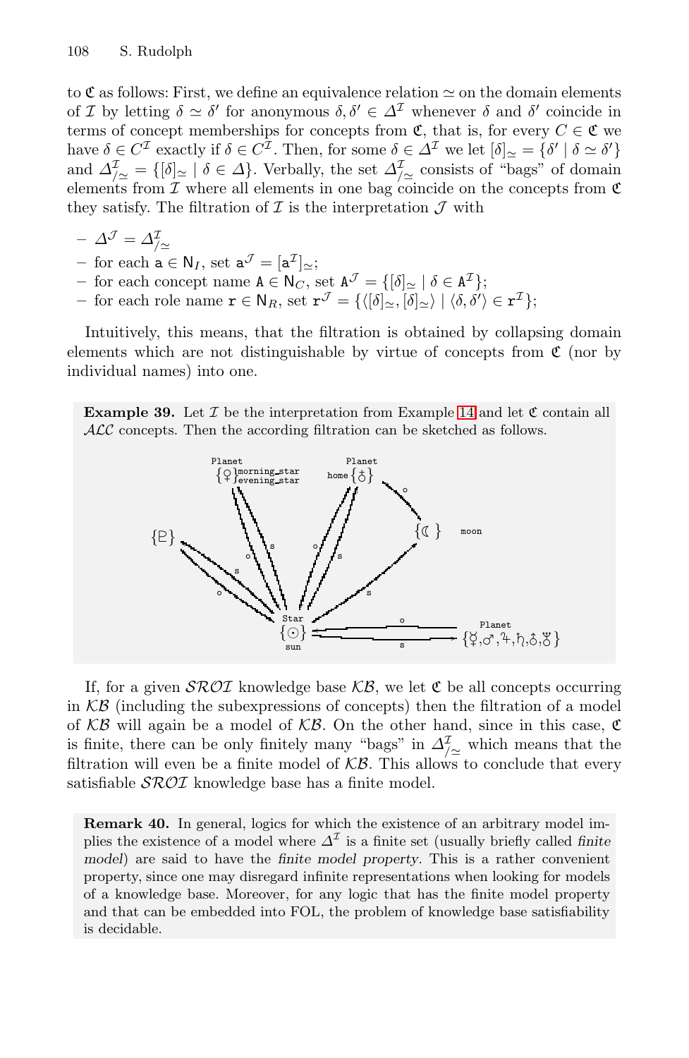to $\mathfrak{C}$ as follows: First, we define an equivalence relation $\simeq$ on the domain elements of $\mathcal{I}$ by letting $\delta \simeq \delta'$ for anonymous $\delta, \delta' \in \Delta^\mathcal{I}$ whenever $\delta$ and $\delta'$ coincide in terms of concept memberships for concepts from $\mathfrak{C}$, that is, for every $C \in \mathfrak{C}$ we have $\delta \in C^\mathcal{I}$ exactly if $\delta \in C^\mathcal{I}$. Then, for some $\delta \in \Delta^\mathcal{I}$ we let $[\delta]_\simeq = \{\delta' \mid \delta \simeq \delta'\}$ and $\Delta^\mathcal{I}_{/\simeq} = \{[\delta]_\simeq \mid \delta \in \Delta\}$. Verbally, the set $\Delta^\mathcal{I}_{/\simeq}$ consists of "bags" of domain elements from $\mathcal{I}$ where all elements in one bag coincide on the concepts from $\mathfrak{C}$ they satisfy. The filtration of $\mathcal{I}$ is the interpretation $\mathcal{J}$ with

- $\Delta^\mathcal{J} = \Delta^\mathcal{I}_{/\simeq}$
- for each $\mathtt{a} \in \mathsf{N}_I$, set $\mathtt{a}^\mathcal{J} = [\mathtt{a}^\mathcal{I}]_\simeq$;
- for each concept name $\mathtt{A} \in \mathsf{N}_C$, set $\mathtt{A}^\mathcal{J} = \{[\delta]_\simeq \mid \delta \in \mathtt{A}^\mathcal{I}\}$;
- for each role name $\mathtt{r} \in \mathsf{N}_R$, set $\mathtt{r}^\mathcal{J} = \{\langle [\delta]_\simeq, [\delta]_\simeq \rangle \mid \langle \delta, \delta' \rangle \in \mathtt{r}^\mathcal{I}\}$;

Intuitively, this means, that the filtration is obtained by collapsing domain elements which are not distinguishable by virtue of concepts from $\mathfrak{C}$ (nor by individual names) into one.

**Example 39.** Let $\mathcal{I}$ be the interpretation from Example 14 and let $\mathfrak{C}$ contain all $\mathcal{ALC}$ concepts. Then the according filtration can be sketched as follows.

If, for a given $\mathcal{SROI}$ knowledge base $\mathcal{KB}$, we let $\mathfrak{C}$ be all concepts occurring in $\mathcal{KB}$ (including the subexpressions of concepts) then the filtration of a model of $\mathcal{KB}$ will again be a model of $\mathcal{KB}$. On the other hand, since in this case, $\mathfrak{C}$ is finite, there can be only finitely many "bags" in $\Delta^\mathcal{I}_{/\simeq}$ which means that the filtration will even be a finite model of $\mathcal{KB}$. This allows to conclude that every satisfiable $\mathcal{SROI}$ knowledge base has a finite model.

**Remark 40.** In general, logics for which the existence of an arbitrary model implies the existence of a model where $\Delta^\mathcal{I}$ is a finite set (usually briefly called *finite model*) are said to have the *finite model property*. This is a rather convenient property, since one may disregard infinite representations when looking for models of a knowledge base. Moreover, for any logic that has the finite model property and that can be embedded into FOL, the problem of knowledge base satisfiability is decidable.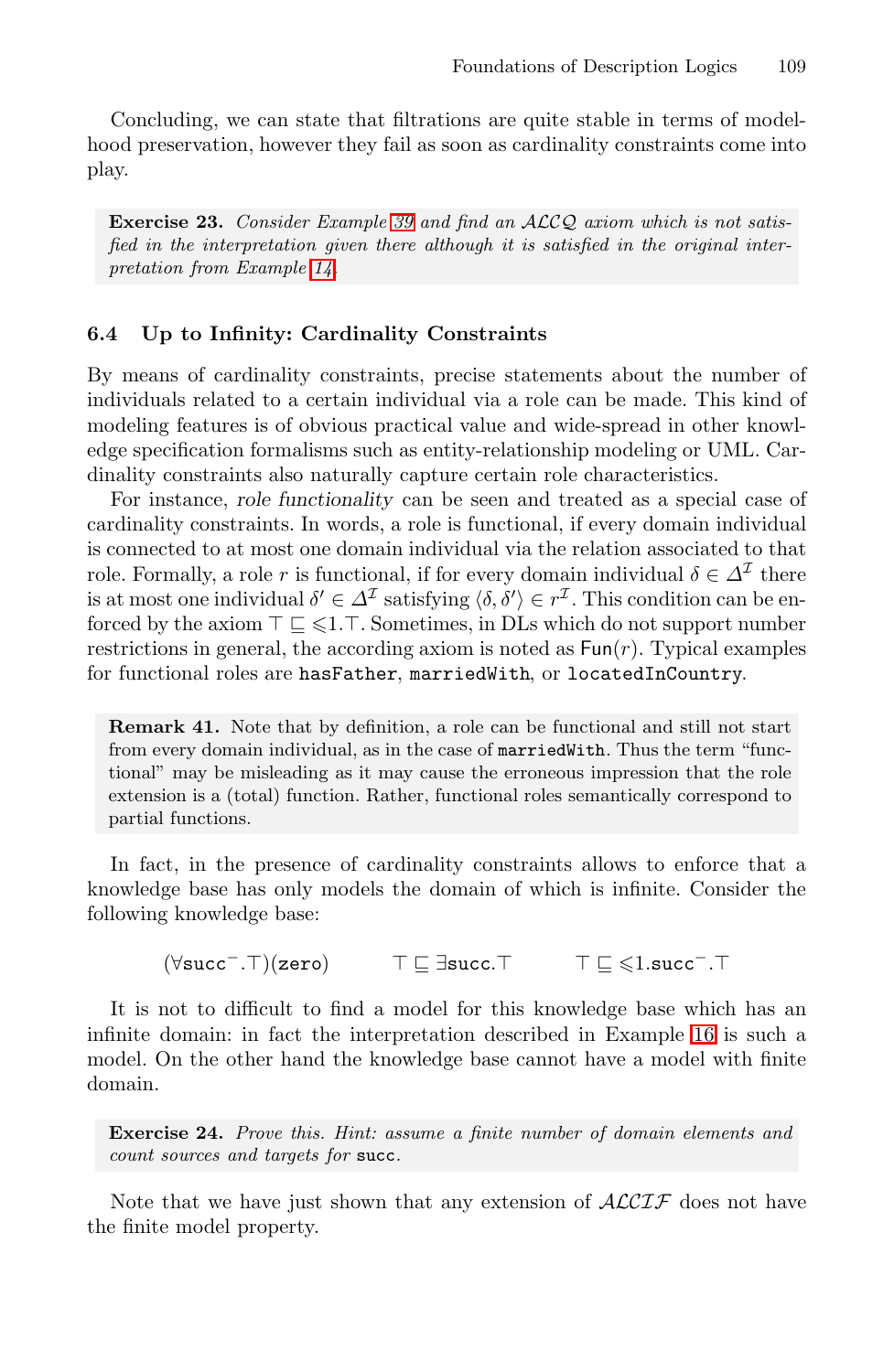Concluding, we can state that filtrations are quite stable in terms of modelhood preservation, however they fail as soon as cardinality constraints come into play.

**Exercise 23.** *Consider Example 39 and find an $\mathcal{ALCQ}$ axiom which is not satisfied in the interpretation given there although it is satisfied in the original interpretation from Example 14.*

### 6.4 Up to Infinity: Cardinality Constraints

By means of cardinality constraints, precise statements about the number of individuals related to a certain individual via a role can be made. This kind of modeling features is of obvious practical value and wide-spread in other knowledge specification formalisms such as entity-relationship modeling or UML. Cardinality constraints also naturally capture certain role characteristics.

For instance, *role functionality* can be seen and treated as a special case of cardinality constraints. In words, a role is functional, if every domain individual is connected to at most one domain individual via the relation associated to that role. Formally, a role $r$ is functional, if for every domain individual $\delta \in \Delta^\mathcal{I}$ there is at most one individual $\delta' \in \Delta^\mathcal{I}$ satisfying $\langle \delta, \delta' \rangle \in r^\mathcal{I}$. This condition can be enforced by the axiom $\top \sqsubseteq \leqslant 1.\top$. Sometimes, in DLs which do not support number restrictions in general, the according axiom is noted as $\mathsf{Fun}(r)$. Typical examples for functional roles are `hasFather`, `marriedWith`, or `locatedInCountry`.

**Remark 41.** Note that by definition, a role can be functional and still not start from every domain individual, as in the case of `marriedWith`. Thus the term "functional" may be misleading as it may cause the erroneous impression that the role extension is a (total) function. Rather, functional roles semantically correspond to partial functions.

In fact, in the presence of cardinality constraints allows to enforce that a knowledge base has only models the domain of which is infinite. Consider the following knowledge base:

$$(\forall \mathtt{succ}^-.\top)(\mathtt{zero}) \qquad \top \sqsubseteq \exists \mathtt{succ}.\top \qquad \top \sqsubseteq \leqslant 1.\mathtt{succ}^-.\top$$

It is not to difficult to find a model for this knowledge base which has an infinite domain: in fact the interpretation described in Example 16 is such a model. On the other hand the knowledge base cannot have a model with finite domain.

**Exercise 24.** *Prove this. Hint: assume a finite number of domain elements and count sources and targets for* `succ`*.*

Note that we have just shown that any extension of $\mathcal{ALCIF}$ does not have the finite model property.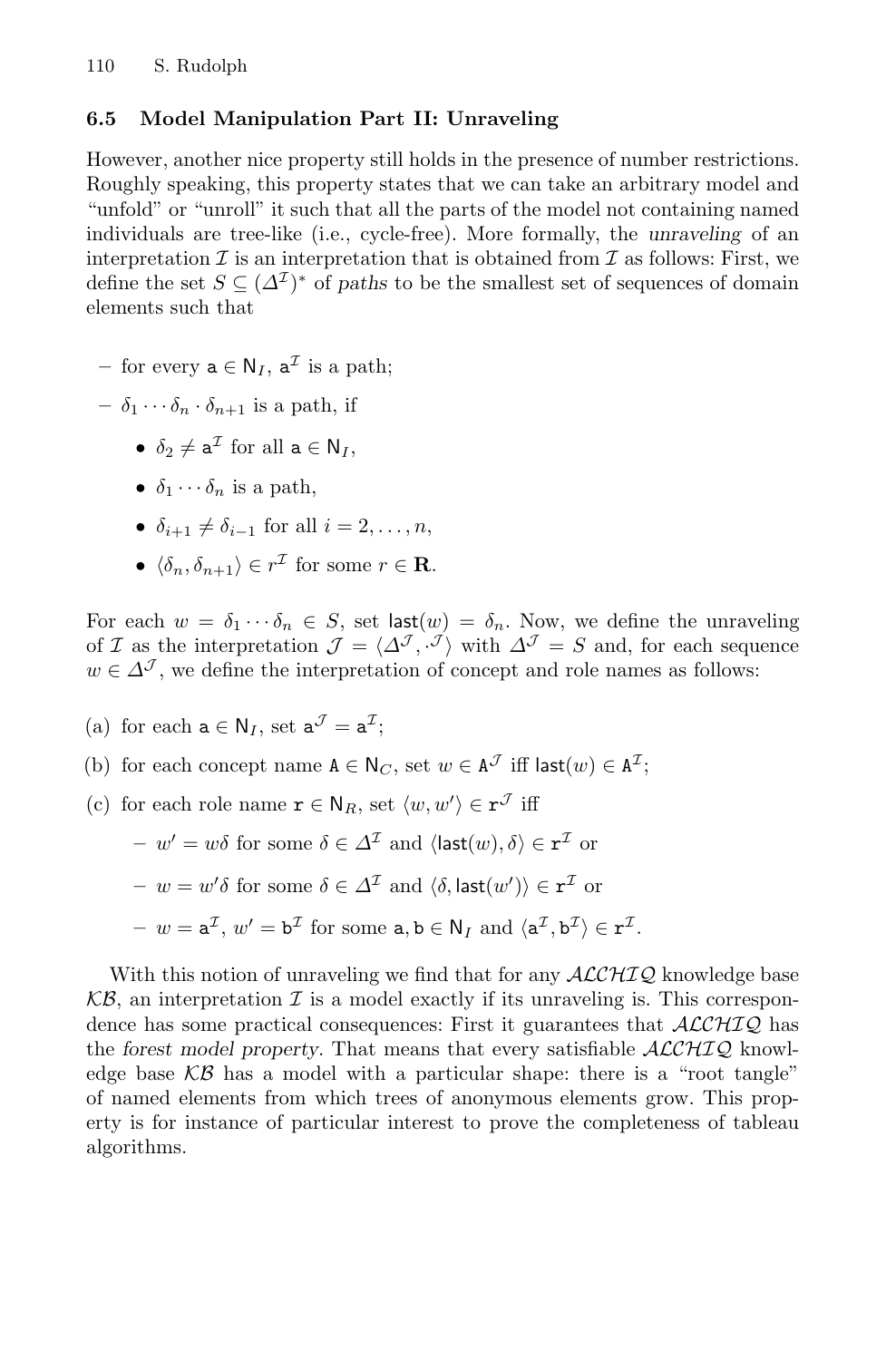### 6.5 Model Manipulation Part II: Unraveling

However, another nice property still holds in the presence of number restrictions. Roughly speaking, this property states that we can take an arbitrary model and "unfold" or "unroll" it such that all the parts of the model not containing named individuals are tree-like (i.e., cycle-free). More formally, the *unraveling* of an interpretation $\mathcal{I}$ is an interpretation that is obtained from $\mathcal{I}$ as follows: First, we define the set $S \subseteq (\Delta^{\mathcal{I}})^*$ of *paths* to be the smallest set of sequences of domain elements such that

- for every $\mathsf{a} \in \mathsf{N}_I$, $\mathsf{a}^{\mathcal{I}}$ is a path;
- $\delta_1 \cdots \delta_n \cdot \delta_{n+1}$ is a path, if
  - $\delta_2 \neq \mathsf{a}^{\mathcal{I}}$ for all $\mathsf{a} \in \mathsf{N}_I$,
  - $\delta_1 \cdots \delta_n$ is a path,
  - $\delta_{i+1} \neq \delta_{i-1}$ for all $i = 2, \ldots, n$,
  - $\langle \delta_n, \delta_{n+1} \rangle \in r^{\mathcal{I}}$ for some $r \in \mathbf{R}$.

For each $w = \delta_1 \cdots \delta_n \in S$, set $\mathsf{last}(w) = \delta_n$. Now, we define the unraveling of $\mathcal{I}$ as the interpretation $\mathcal{J} = \langle \Delta^{\mathcal{J}}, \cdot^{\mathcal{J}} \rangle$ with $\Delta^{\mathcal{J}} = S$ and, for each sequence $w \in \Delta^{\mathcal{J}}$, we define the interpretation of concept and role names as follows:

(a) for each $\mathsf{a} \in \mathsf{N}_I$, set $\mathsf{a}^{\mathcal{J}} = \mathsf{a}^{\mathcal{I}}$;

(b) for each concept name $\mathsf{A} \in \mathsf{N}_C$, set $w \in \mathsf{A}^{\mathcal{J}}$ iff $\mathsf{last}(w) \in \mathsf{A}^{\mathcal{I}}$;

(c) for each role name $\mathsf{r} \in \mathsf{N}_R$, set $\langle w, w' \rangle \in \mathsf{r}^{\mathcal{J}}$ iff
  - $w' = w\delta$ for some $\delta \in \Delta^{\mathcal{I}}$ and $\langle \mathsf{last}(w), \delta \rangle \in \mathsf{r}^{\mathcal{I}}$ or
  - $w = w'\delta$ for some $\delta \in \Delta^{\mathcal{I}}$ and $\langle \delta, \mathsf{last}(w') \rangle \in \mathsf{r}^{\mathcal{I}}$ or
  - $w = \mathsf{a}^{\mathcal{I}}$, $w' = \mathsf{b}^{\mathcal{I}}$ for some $\mathsf{a}, \mathsf{b} \in \mathsf{N}_I$ and $\langle \mathsf{a}^{\mathcal{I}}, \mathsf{b}^{\mathcal{I}} \rangle \in \mathsf{r}^{\mathcal{I}}$.

With this notion of unraveling we find that for any $\mathcal{ALCHIQ}$ knowledge base $\mathcal{KB}$, an interpretation $\mathcal{I}$ is a model exactly if its unraveling is. This correspondence has some practical consequences: First it guarantees that $\mathcal{ALCHIQ}$ has the *forest model property*. That means that every satisfiable $\mathcal{ALCHIQ}$ knowledge base $\mathcal{KB}$ has a model with a particular shape: there is a "root tangle" of named elements from which trees of anonymous elements grow. This property is for instance of particular interest to prove the completeness of tableau algorithms.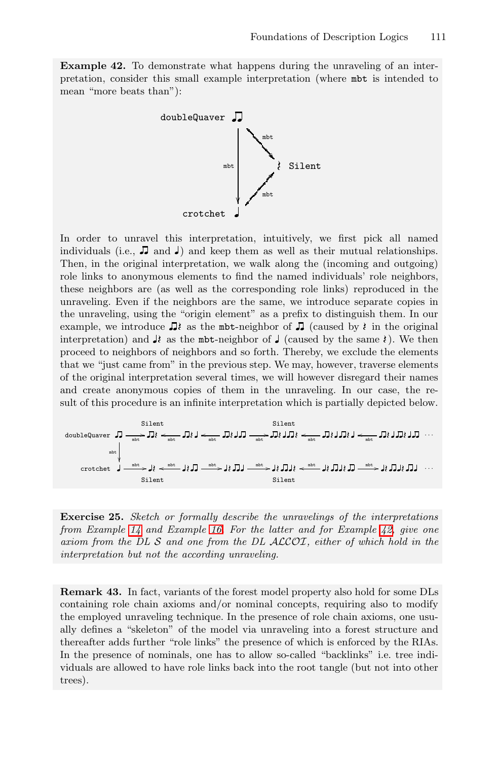**Example 42.** To demonstrate what happens during the unraveling of an interpretation, consider this small example interpretation (where `mbt` is intended to mean "more beats than"):

doubleQuaver ♫

mbt

mbt

Silent 𝄽

mbt

crotchet ♩

In order to unravel this interpretation, intuitively, we first pick all named individuals (i.e., ♫ and ♩) and keep them as well as their mutual relationships. Then, in the original interpretation, we walk along the (incoming and outgoing) role links to anonymous elements to find the named individuals' role neighbors, these neighbors are (as well as the corresponding role links) reproduced in the unraveling. Even if the neighbors are the same, we introduce separate copies in the unraveling, using the "origin element" as a prefix to distinguish them. In our example, we introduce ♫𝄽 as the `mbt`-neighbor of ♫ (caused by 𝄽 in the original interpretation) and ♩𝄽 as the `mbt`-neighbor of ♩ (caused by the same 𝄽). We then proceed to neighbors of neighbors and so forth. Thereby, we exclude the elements that we "just came from" in the previous step. We may, however, traverse elements of the original interpretation several times, we will however disregard their names and create anonymous copies of them in the unraveling. In our case, the result of this procedure is an infinite interpretation which is partially depicted below.

doubleQuaver ♫ —mbt→ ♫𝄽 ←mbt— ♫𝄽♩ ←mbt— ♫𝄽♩♫ —mbt→ ♫𝄽♩♫𝄽 ←mbt— ♫𝄽♩♫𝄽♩ ←mbt— ♫𝄽♩♫𝄽♩♫ ···

Silent Silent

mbt

crotchet ♩ —mbt→ ♩𝄽 ←mbt— ♩𝄽♫ —mbt→ ♩𝄽♫♩ —mbt→ ♩𝄽♫♩𝄽 ←mbt— ♩𝄽♫♩𝄽♫ —mbt→ ♩𝄽♫♩𝄽♫♩ ···

Silent Silent

**Exercise 25.** *Sketch or formally describe the unravelings of the interpretations from Example 14 and Example 16. For the latter and for Example 42, give one axiom from the DL $\mathcal{S}$ and one from the DL $\mathcal{ALCOI}$, either of which hold in the interpretation but not the according unraveling.*

**Remark 43.** In fact, variants of the forest model property also hold for some DLs containing role chain axioms and/or nominal concepts, requiring also to modify the employed unraveling technique. In the presence of role chain axioms, one usually defines a "skeleton" of the model via unraveling into a forest structure and thereafter adds further "role links" the presence of which is enforced by the RIAs. In the presence of nominals, one has to allow so-called "backlinks" i.e. tree individuals are allowed to have role links back into the root tangle (but not into other trees).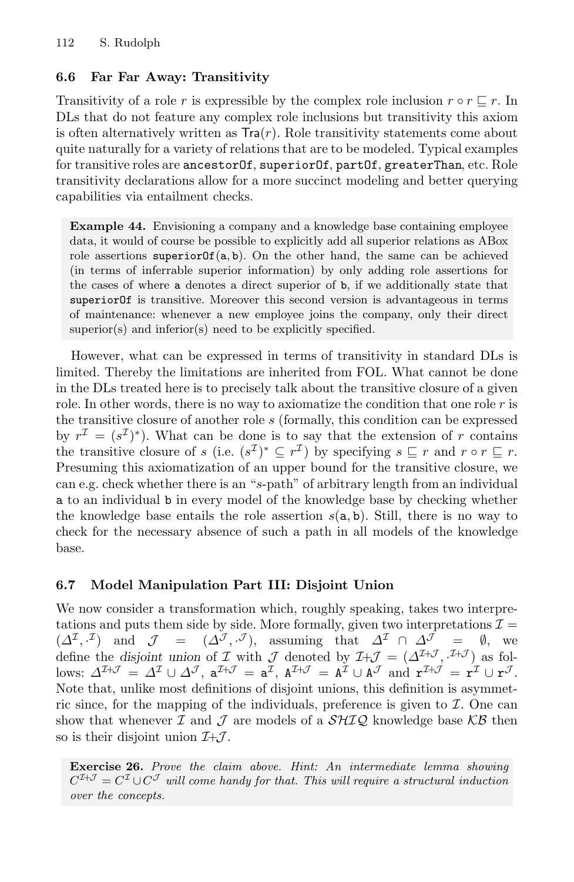### 6.6 Far Far Away: Transitivity

Transitivity of a role $r$ is expressible by the complex role inclusion $r \circ r \sqsubseteq r$. In DLs that do not feature any complex role inclusions but transitivity this axiom is often alternatively written as $\mathsf{Tra}(r)$. Role transitivity statements come about quite naturally for a variety of relations that are to be modeled. Typical examples for transitive roles are `ancestorOf`, `superiorOf`, `partOf`, `greaterThan`, etc. Role transitivity declarations allow for a more succinct modeling and better querying capabilities via entailment checks.

> **Example 44.** Envisioning a company and a knowledge base containing employee data, it would of course be possible to explicitly add all superior relations as ABox role assertions `superiorOf(a,b)`. On the other hand, the same can be achieved (in terms of inferrable superior information) by only adding role assertions for the cases of where `a` denotes a direct superior of `b`, if we additionally state that `superiorOf` is transitive. Moreover this second version is advantageous in terms of maintenance: whenever a new employee joins the company, only their direct superior(s) and inferior(s) need to be explicitly specified.

However, what can be expressed in terms of transitivity in standard DLs is limited. Thereby the limitations are inherited from FOL. What cannot be done in the DLs treated here is to precisely talk about the transitive closure of a given role. In other words, there is no way to axiomatize the condition that one role $r$ is the transitive closure of another role $s$ (formally, this condition can be expressed by $r^{\mathcal{I}} = (s^{\mathcal{I}})^*$). What can be done is to say that the extension of $r$ contains the transitive closure of $s$ (i.e. $(s^{\mathcal{I}})^* \subseteq r^{\mathcal{I}}$) by specifying $s \sqsubseteq r$ and $r \circ r \sqsubseteq r$. Presuming this axiomatization of an upper bound for the transitive closure, we can e.g. check whether there is an "$s$-path" of arbitrary length from an individual `a` to an individual `b` in every model of the knowledge base by checking whether the knowledge base entails the role assertion $s(\mathtt{a}, \mathtt{b})$. Still, there is no way to check for the necessary absence of such a path in all models of the knowledge base.

### 6.7 Model Manipulation Part III: Disjoint Union

We now consider a transformation which, roughly speaking, takes two interpretations and puts them side by side. More formally, given two interpretations $\mathcal{I} = (\Delta^{\mathcal{I}}, \cdot^{\mathcal{I}})$ and $\mathcal{J} = (\Delta^{\mathcal{J}}, \cdot^{\mathcal{J}})$, assuming that $\Delta^{\mathcal{I}} \cap \Delta^{\mathcal{J}} = \emptyset$, we define the *disjoint union* of $\mathcal{I}$ with $\mathcal{J}$ denoted by $\mathcal{I}{+}\mathcal{J} = (\Delta^{\mathcal{I}+\mathcal{J}}, \cdot^{\mathcal{I}+\mathcal{J}})$ as follows: $\Delta^{\mathcal{I}+\mathcal{J}} = \Delta^{\mathcal{I}} \cup \Delta^{\mathcal{J}}$, $\mathtt{a}^{\mathcal{I}+\mathcal{J}} = \mathtt{a}^{\mathcal{I}}$, $\mathtt{A}^{\mathcal{I}+\mathcal{J}} = \mathtt{A}^{\mathcal{I}} \cup \mathtt{A}^{\mathcal{J}}$ and $\mathtt{r}^{\mathcal{I}+\mathcal{J}} = \mathtt{r}^{\mathcal{I}} \cup \mathtt{r}^{\mathcal{J}}$. Note that, unlike most definitions of disjoint unions, this definition is asymmetric since, for the mapping of the individuals, preference is given to $\mathcal{I}$. One can show that whenever $\mathcal{I}$ and $\mathcal{J}$ are models of a $\mathcal{SHIQ}$ knowledge base $\mathcal{KB}$ then so is their disjoint union $\mathcal{I}{+}\mathcal{J}$.

> **Exercise 26.** *Prove the claim above. Hint: An intermediate lemma showing $C^{\mathcal{I}+\mathcal{J}} = C^{\mathcal{I}} \cup C^{\mathcal{J}}$ will come handy for that. This will require a structural induction over the concepts.*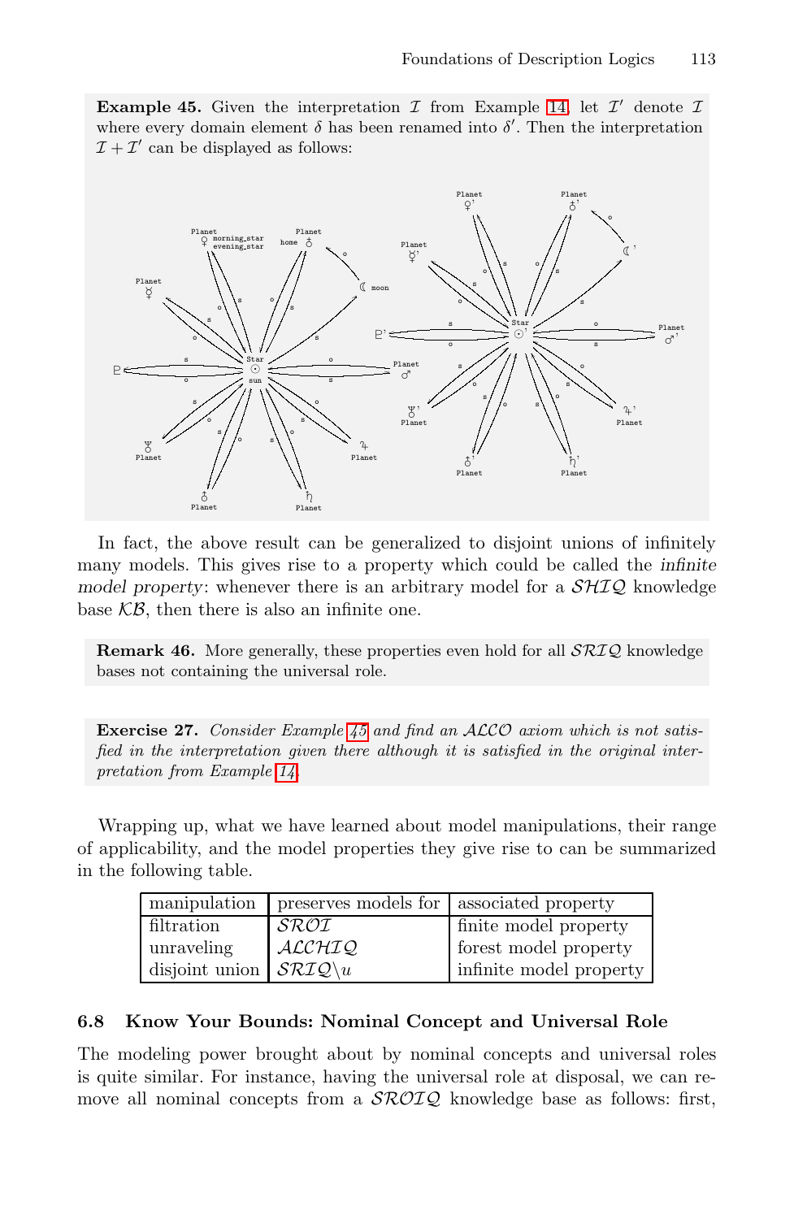**Example 45.** Given the interpretation $\mathcal{I}$ from Example 14, let $\mathcal{I}'$ denote $\mathcal{I}$ where every domain element $\delta$ has been renamed into $\delta'$. Then the interpretation $\mathcal{I} + \mathcal{I}'$ can be displayed as follows:

In fact, the above result can be generalized to disjoint unions of infinitely many models. This gives rise to a property which could be called the *infinite model property*: whenever there is an arbitrary model for a $\mathcal{SHIQ}$ knowledge base $\mathcal{KB}$, then there is also an infinite one.

**Remark 46.** More generally, these properties even hold for all $\mathcal{SRIQ}$ knowledge bases not containing the universal role.

**Exercise 27.** *Consider Example 45 and find an $\mathcal{ALCO}$ axiom which is not satisfied in the interpretation given there although it is satisfied in the original interpretation from Example 14.*

Wrapping up, what we have learned about model manipulations, their range of applicability, and the model properties they give rise to can be summarized in the following table.

| manipulation | preserves models for | associated property |
|---|---|---|
| filtration | $\mathcal{SROI}$ | finite model property |
| unraveling | $\mathcal{ALCHIQ}$ | forest model property |
| disjoint union | $\mathcal{SRIQ}\backslash u$ | infinite model property |

### 6.8 Know Your Bounds: Nominal Concept and Universal Role

The modeling power brought about by nominal concepts and universal roles is quite similar. For instance, having the universal role at disposal, we can remove all nominal concepts from a $\mathcal{SROIQ}$ knowledge base as follows: first,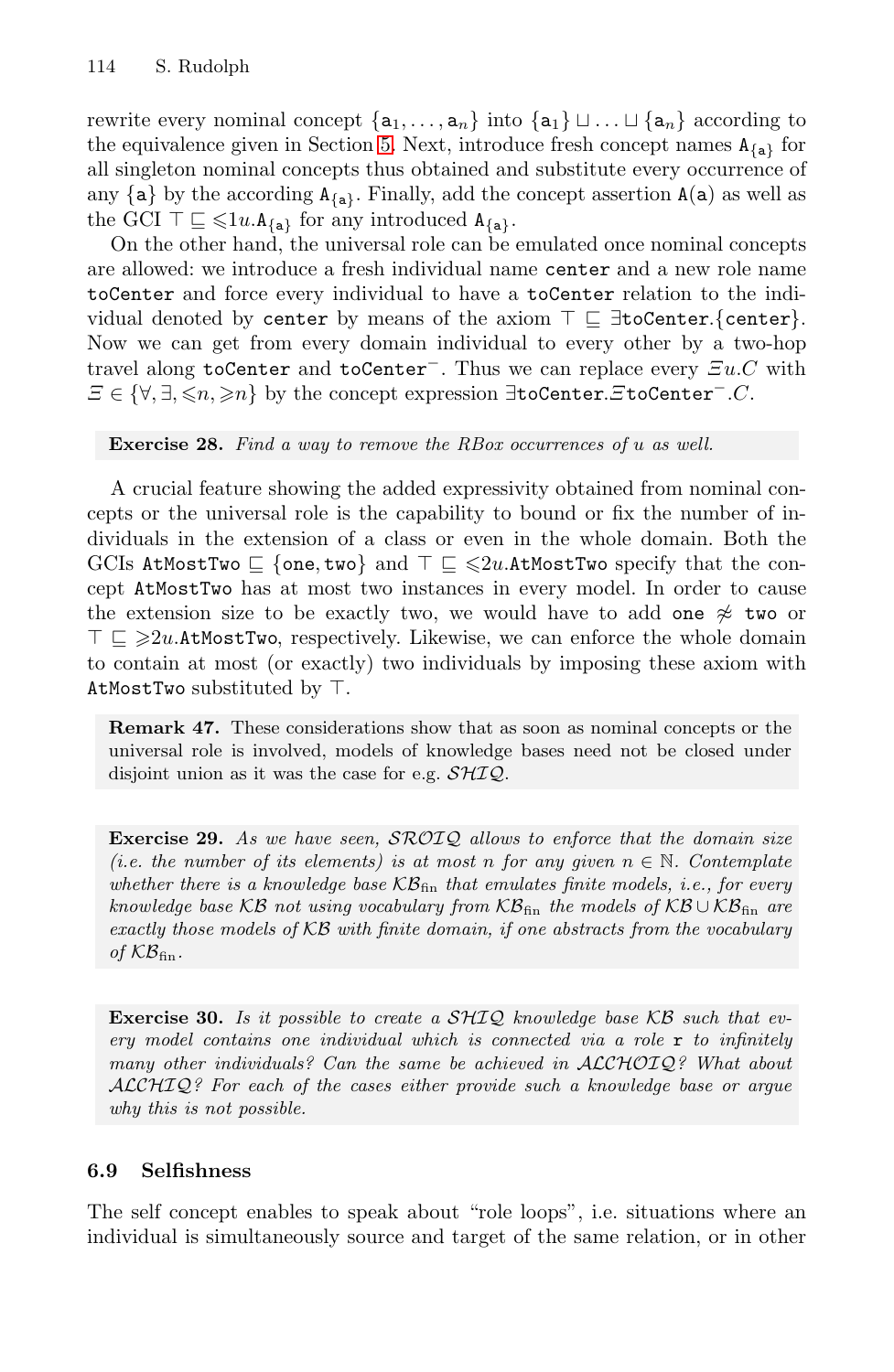rewrite every nominal concept $\{\mathtt{a}_1, \ldots, \mathtt{a}_n\}$ into $\{\mathtt{a}_1\} \sqcup \ldots \sqcup \{\mathtt{a}_n\}$ according to the equivalence given in Section 5. Next, introduce fresh concept names $\mathtt{A}_{\{\mathtt{a}\}}$ for all singleton nominal concepts thus obtained and substitute every occurrence of any $\{\mathtt{a}\}$ by the according $\mathtt{A}_{\{\mathtt{a}\}}$. Finally, add the concept assertion $\mathtt{A}(\mathtt{a})$ as well as the GCI $\top \sqsubseteq \leqslant 1 u.\mathtt{A}_{\{\mathtt{a}\}}$ for any introduced $\mathtt{A}_{\{\mathtt{a}\}}$.

On the other hand, the universal role can be emulated once nominal concepts are allowed: we introduce a fresh individual name `center` and a new role name `toCenter` and force every individual to have a `toCenter` relation to the individual denoted by `center` by means of the axiom $\top \sqsubseteq \exists \mathtt{toCenter}.\{\mathtt{center}\}$. Now we can get from every domain individual to every other by a two-hop travel along `toCenter` and $\mathtt{toCenter}^{-}$. Thus we can replace every $\Xi u.C$ with $\Xi \in \{\forall, \exists, \leqslant n, \geqslant n\}$ by the concept expression $\exists \mathtt{toCenter}.\Xi \mathtt{toCenter}^{-}.C$.

**Exercise 28.** *Find a way to remove the RBox occurrences of $u$ as well.*

A crucial feature showing the added expressivity obtained from nominal concepts or the universal role is the capability to bound or fix the number of individuals in the extension of a class or even in the whole domain. Both the GCIs $\mathtt{AtMostTwo} \sqsubseteq \{\mathtt{one}, \mathtt{two}\}$ and $\top \sqsubseteq \leqslant 2u.\mathtt{AtMostTwo}$ specify that the concept `AtMostTwo` has at most two instances in every model. In order to cause the extension size to be exactly two, we would have to add $\mathtt{one} \not\approx \mathtt{two}$ or $\top \sqsubseteq \geqslant 2u.\mathtt{AtMostTwo}$, respectively. Likewise, we can enforce the whole domain to contain at most (or exactly) two individuals by imposing these axiom with `AtMostTwo` substituted by $\top$.

**Remark 47.** These considerations show that as soon as nominal concepts or the universal role is involved, models of knowledge bases need not be closed under disjoint union as it was the case for e.g. $\mathcal{SHIQ}$.

**Exercise 29.** *As we have seen, $\mathcal{SROIQ}$ allows to enforce that the domain size (i.e. the number of its elements) is at most $n$ for any given $n \in \mathbb{N}$. Contemplate whether there is a knowledge base $\mathcal{KB}_{\text{fin}}$ that emulates finite models, i.e., for every knowledge base $\mathcal{KB}$ not using vocabulary from $\mathcal{KB}_{\text{fin}}$ the models of $\mathcal{KB} \cup \mathcal{KB}_{\text{fin}}$ are exactly those models of $\mathcal{KB}$ with finite domain, if one abstracts from the vocabulary of $\mathcal{KB}_{\text{fin}}$.*

**Exercise 30.** *Is it possible to create a $\mathcal{SHIQ}$ knowledge base $\mathcal{KB}$ such that every model contains one individual which is connected via a role* `r` *to infinitely many other individuals? Can the same be achieved in $\mathcal{ALCHOIQ}$? What about $\mathcal{ALCHIQ}$? For each of the cases either provide such a knowledge base or argue why this is not possible.*

### 6.9 Selfishness

The self concept enables to speak about "role loops", i.e. situations where an individual is simultaneously source and target of the same relation, or in other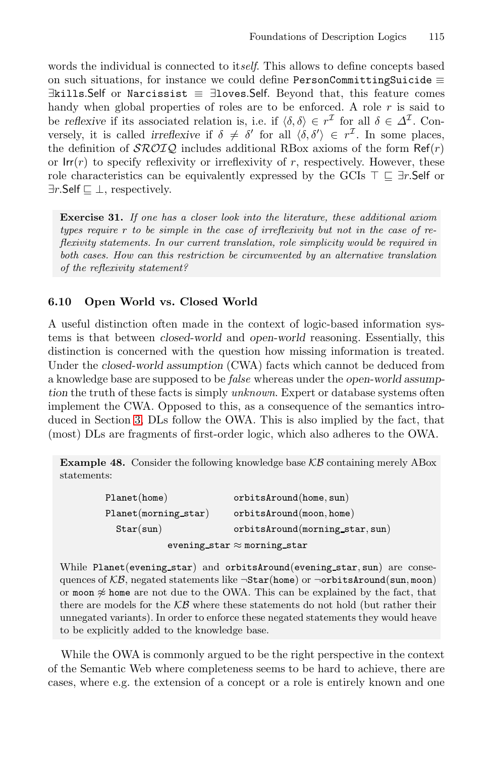words the individual is connected to it*self*. This allows to define concepts based on such situations, for instance we could define $\texttt{PersonCommittingSuicide} \equiv \exists\texttt{kills}.\mathsf{Self}$ or $\texttt{Narcissist} \equiv \exists\texttt{loves}.\mathsf{Self}$. Beyond that, this feature comes handy when global properties of roles are to be enforced. A role $r$ is said to be *reflexive* if its associated relation is, i.e. if $\langle\delta,\delta\rangle \in r^{\mathcal{I}}$ for all $\delta \in \Delta^{\mathcal{I}}$. Conversely, it is called *irreflexive* if $\delta \neq \delta'$ for all $\langle\delta,\delta'\rangle \in r^{\mathcal{I}}$. In some places, the definition of $\mathcal{SROIQ}$ includes additional RBox axioms of the form $\mathsf{Ref}(r)$ or $\mathsf{Irr}(r)$ to specify reflexivity or irreflexivity of $r$, respectively. However, these role characteristics can be equivalently expressed by the GCIs $\top \sqsubseteq \exists r.\mathsf{Self}$ or $\exists r.\mathsf{Self} \sqsubseteq \bot$, respectively.

**Exercise 31.** *If one has a closer look into the literature, these additional axiom types require $r$ to be simple in the case of irreflexivity but not in the case of reflexivity statements. In our current translation, role simplicity would be required in both cases. How can this restriction be circumvented by an alternative translation of the reflexivity statement?*

## 6.10 Open World vs. Closed World

A useful distinction often made in the context of logic-based information systems is that between *closed-world* and *open-world* reasoning. Essentially, this distinction is concerned with the question how missing information is treated. Under the *closed-world assumption* (CWA) facts which cannot be deduced from a knowledge base are supposed to be *false* whereas under the *open-world assumption* the truth of these facts is simply *unknown*. Expert or database systems often implement the CWA. Opposed to this, as a consequence of the semantics introduced in Section 3, DLs follow the OWA. This is also implied by the fact, that (most) DLs are fragments of first-order logic, which also adheres to the OWA.

**Example 48.** Consider the following knowledge base $\mathcal{KB}$ containing merely ABox statements:

$$
\begin{array}{ll}
\texttt{Planet}(\texttt{home}) & \texttt{orbitsAround}(\texttt{home},\texttt{sun}) \\
\texttt{Planet}(\texttt{morning\_star}) & \texttt{orbitsAround}(\texttt{moon},\texttt{home}) \\
\texttt{Star}(\texttt{sun}) & \texttt{orbitsAround}(\texttt{morning\_star},\texttt{sun}) \\
\multicolumn{2}{c}{\texttt{evening\_star} \approx \texttt{morning\_star}}
\end{array}
$$

While $\texttt{Planet}(\texttt{evening\_star})$ and $\texttt{orbitsAround}(\texttt{evening\_star},\texttt{sun})$ are consequences of $\mathcal{KB}$, negated statements like $\neg\texttt{Star}(\texttt{home})$ or $\neg\texttt{orbitsAround}(\texttt{sun},\texttt{moon})$ or $\texttt{moon} \not\approx \texttt{home}$ are not due to the OWA. This can be explained by the fact, that there are models for the $\mathcal{KB}$ where these statements do not hold (but rather their unnegated variants). In order to enforce these negated statements they would heave to be explicitly added to the knowledge base.

While the OWA is commonly argued to be the right perspective in the context of the Semantic Web where completeness seems to be hard to achieve, there are cases, where e.g. the extension of a concept or a role is entirely known and one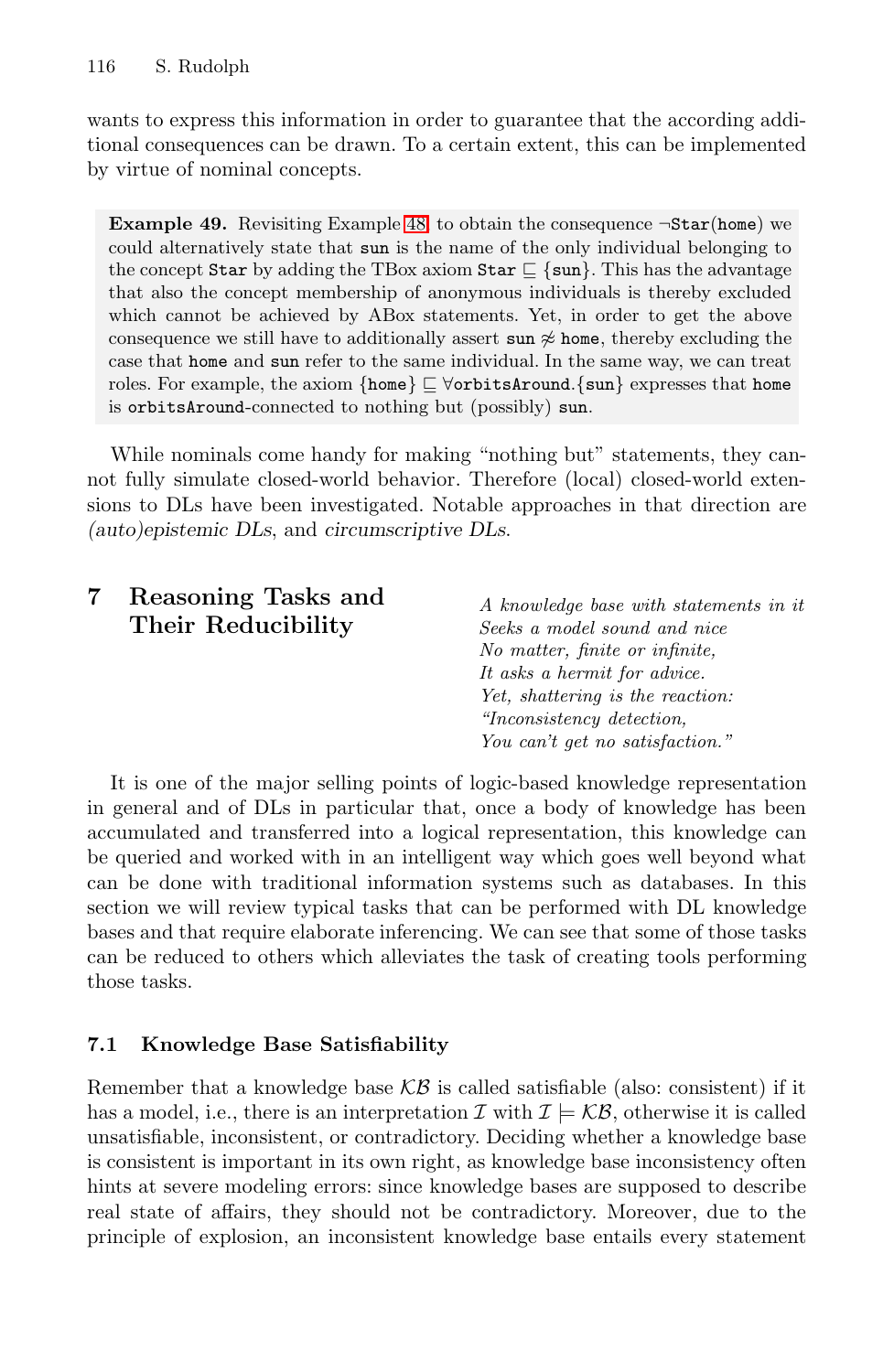wants to express this information in order to guarantee that the according additional consequences can be drawn. To a certain extent, this can be implemented by virtue of nominal concepts.

> **Example 49.** Revisiting Example 48 to obtain the consequence $\neg\mathtt{Star}(\mathtt{home})$ we could alternatively state that `sun` is the name of the only individual belonging to the concept `Star` by adding the TBox axiom $\mathtt{Star} \sqsubseteq \{\mathtt{sun}\}$. This has the advantage that also the concept membership of anonymous individuals is thereby excluded which cannot be achieved by ABox statements. Yet, in order to get the above consequence we still have to additionally assert $\mathtt{sun} \not\approx \mathtt{home}$, thereby excluding the case that `home` and `sun` refer to the same individual. In the same way, we can treat roles. For example, the axiom $\{\mathtt{home}\} \sqsubseteq \forall\mathtt{orbitsAround}.\{\mathtt{sun}\}$ expresses that `home` is `orbitsAround`-connected to nothing but (possibly) `sun`.

While nominals come handy for making "nothing but" statements, they cannot fully simulate closed-world behavior. Therefore (local) closed-world extensions to DLs have been investigated. Notable approaches in that direction are *(auto)epistemic DLs*, and *circumscriptive DLs*.

## 7 Reasoning Tasks and Their Reducibility

*A knowledge base with statements in it*
*Seeks a model sound and nice*
*No matter, finite or infinite,*
*It asks a hermit for advice.*
*Yet, shattering is the reaction:*
*"Inconsistency detection,*
*You can't get no satisfaction."*

It is one of the major selling points of logic-based knowledge representation in general and of DLs in particular that, once a body of knowledge has been accumulated and transferred into a logical representation, this knowledge can be queried and worked with in an intelligent way which goes well beyond what can be done with traditional information systems such as databases. In this section we will review typical tasks that can be performed with DL knowledge bases and that require elaborate inferencing. We can see that some of those tasks can be reduced to others which alleviates the task of creating tools performing those tasks.

### 7.1 Knowledge Base Satisfiability

Remember that a knowledge base $\mathcal{KB}$ is called satisfiable (also: consistent) if it has a model, i.e., there is an interpretation $\mathcal{I}$ with $\mathcal{I} \models \mathcal{KB}$, otherwise it is called unsatisfiable, inconsistent, or contradictory. Deciding whether a knowledge base is consistent is important in its own right, as knowledge base inconsistency often hints at severe modeling errors: since knowledge bases are supposed to describe real state of affairs, they should not be contradictory. Moreover, due to the principle of explosion, an inconsistent knowledge base entails every statement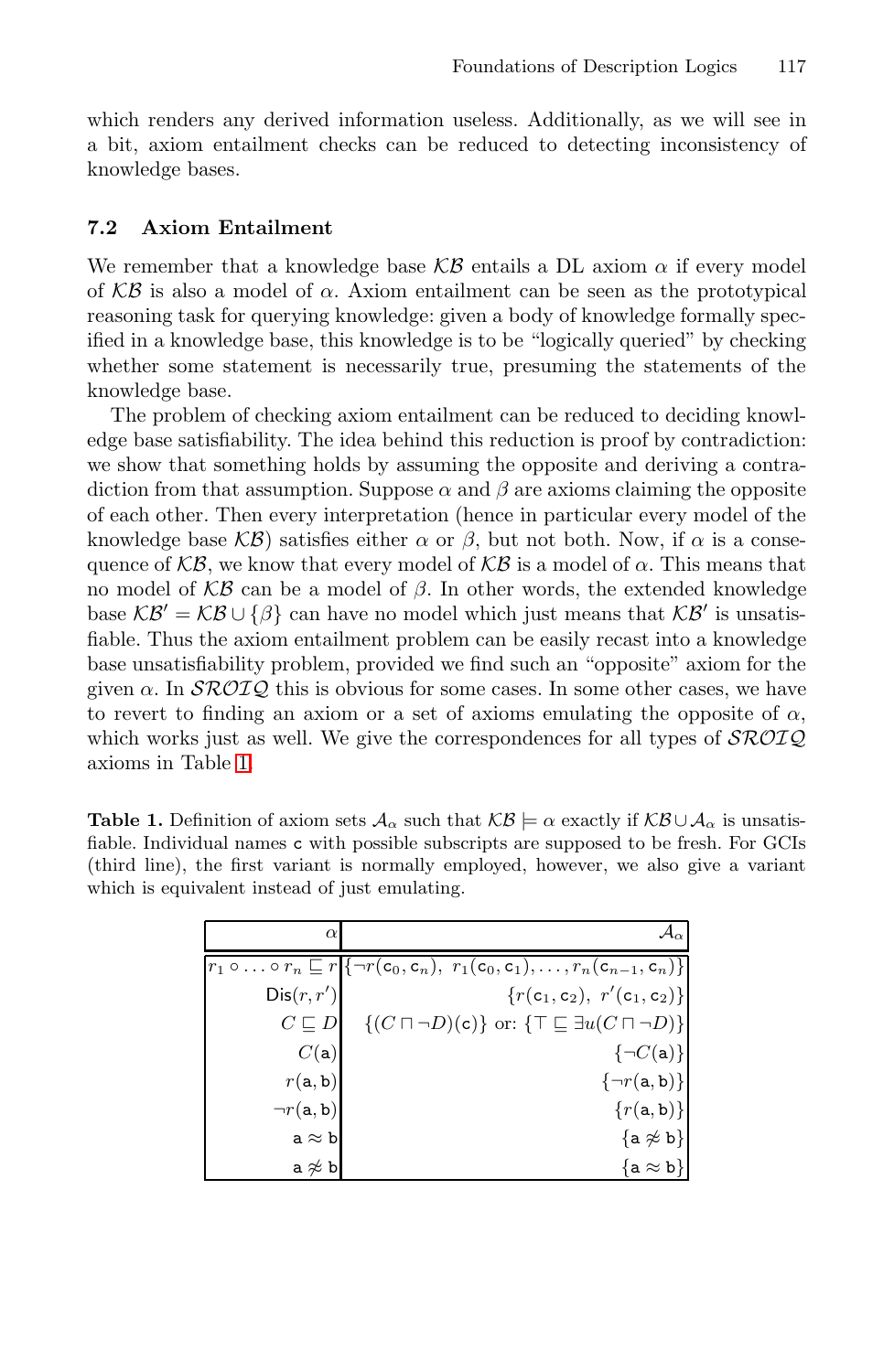which renders any derived information useless. Additionally, as we will see in a bit, axiom entailment checks can be reduced to detecting inconsistency of knowledge bases.

### 7.2 Axiom Entailment

We remember that a knowledge base $\mathcal{KB}$ entails a DL axiom $\alpha$ if every model of $\mathcal{KB}$ is also a model of $\alpha$. Axiom entailment can be seen as the prototypical reasoning task for querying knowledge: given a body of knowledge formally specified in a knowledge base, this knowledge is to be "logically queried" by checking whether some statement is necessarily true, presuming the statements of the knowledge base.

The problem of checking axiom entailment can be reduced to deciding knowledge base satisfiability. The idea behind this reduction is proof by contradiction: we show that something holds by assuming the opposite and deriving a contradiction from that assumption. Suppose $\alpha$ and $\beta$ are axioms claiming the opposite of each other. Then every interpretation (hence in particular every model of the knowledge base $\mathcal{KB}$) satisfies either $\alpha$ or $\beta$, but not both. Now, if $\alpha$ is a consequence of $\mathcal{KB}$, we know that every model of $\mathcal{KB}$ is a model of $\alpha$. This means that no model of $\mathcal{KB}$ can be a model of $\beta$. In other words, the extended knowledge base $\mathcal{KB}' = \mathcal{KB} \cup \{\beta\}$ can have no model which just means that $\mathcal{KB}'$ is unsatisfiable. Thus the axiom entailment problem can be easily recast into a knowledge base unsatisfiability problem, provided we find such an "opposite" axiom for the given $\alpha$. In $\mathcal{SROIQ}$ this is obvious for some cases. In some other cases, we have to revert to finding an axiom or a set of axioms emulating the opposite of $\alpha$, which works just as well. We give the correspondences for all types of $\mathcal{SROIQ}$ axioms in Table 1.

**Table 1.** Definition of axiom sets $\mathcal{A}_\alpha$ such that $\mathcal{KB} \models \alpha$ exactly if $\mathcal{KB} \cup \mathcal{A}_\alpha$ is unsatisfiable. Individual names $\mathsf{c}$ with possible subscripts are supposed to be fresh. For GCIs (third line), the first variant is normally employed, however, we also give a variant which is equivalent instead of just emulating.

| $\alpha$ | $\mathcal{A}_\alpha$ |
|---:|---:|
| $r_1 \circ \ldots \circ r_n \sqsubseteq r$ | $\{\neg r(\mathsf{c}_0, \mathsf{c}_n),\ r_1(\mathsf{c}_0, \mathsf{c}_1), \ldots, r_n(\mathsf{c}_{n-1}, \mathsf{c}_n)\}$ |
| $\mathsf{Dis}(r, r')$ | $\{r(\mathsf{c}_1, \mathsf{c}_2),\ r'(\mathsf{c}_1, \mathsf{c}_2)\}$ |
| $C \sqsubseteq D$ | $\{(C \sqcap \neg D)(\mathsf{c})\}$ or: $\{\top \sqsubseteq \exists u(C \sqcap \neg D)\}$ |
| $C(\mathsf{a})$ | $\{\neg C(\mathsf{a})\}$ |
| $r(\mathsf{a}, \mathsf{b})$ | $\{\neg r(\mathsf{a}, \mathsf{b})\}$ |
| $\neg r(\mathsf{a}, \mathsf{b})$ | $\{r(\mathsf{a}, \mathsf{b})\}$ |
| $\mathsf{a} \approx \mathsf{b}$ | $\{\mathsf{a} \not\approx \mathsf{b}\}$ |
| $\mathsf{a} \not\approx \mathsf{b}$ | $\{\mathsf{a} \approx \mathsf{b}\}$ |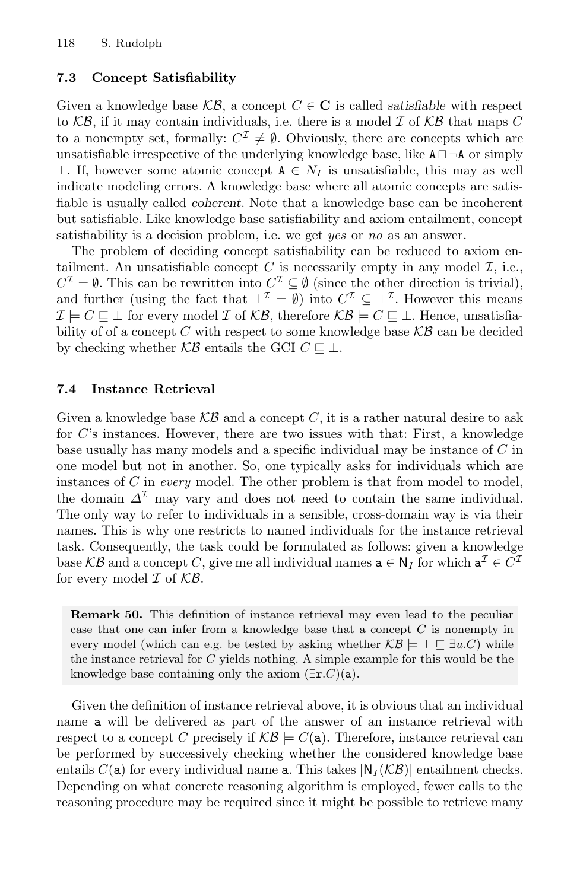### 7.3 Concept Satisfiability

Given a knowledge base $\mathcal{KB}$, a concept $C \in \mathbf{C}$ is called *satisfiable* with respect to $\mathcal{KB}$, if it may contain individuals, i.e. there is a model $\mathcal{I}$ of $\mathcal{KB}$ that maps $C$ to a nonempty set, formally: $C^{\mathcal{I}} \neq \emptyset$. Obviously, there are concepts which are unsatisfiable irrespective of the underlying knowledge base, like $\mathtt{A} \sqcap \neg \mathtt{A}$ or simply $\bot$. If, however some atomic concept $\mathtt{A} \in N_I$ is unsatisfiable, this may as well indicate modeling errors. A knowledge base where all atomic concepts are satisfiable is usually called *coherent*. Note that a knowledge base can be incoherent but satisfiable. Like knowledge base satisfiability and axiom entailment, concept satisfiability is a decision problem, i.e. we get *yes* or *no* as an answer.

The problem of deciding concept satisfiability can be reduced to axiom entailment. An unsatisfiable concept $C$ is necessarily empty in any model $\mathcal{I}$, i.e., $C^{\mathcal{I}} = \emptyset$. This can be rewritten into $C^{\mathcal{I}} \subseteq \emptyset$ (since the other direction is trivial), and further (using the fact that $\bot^{\mathcal{I}} = \emptyset$) into $C^{\mathcal{I}} \subseteq \bot^{\mathcal{I}}$. However this means $\mathcal{I} \models C \sqsubseteq \bot$ for every model $\mathcal{I}$ of $\mathcal{KB}$, therefore $\mathcal{KB} \models C \sqsubseteq \bot$. Hence, unsatisfiability of of a concept $C$ with respect to some knowledge base $\mathcal{KB}$ can be decided by checking whether $\mathcal{KB}$ entails the GCI $C \sqsubseteq \bot$.

### 7.4 Instance Retrieval

Given a knowledge base $\mathcal{KB}$ and a concept $C$, it is a rather natural desire to ask for $C$'s instances. However, there are two issues with that: First, a knowledge base usually has many models and a specific individual may be instance of $C$ in one model but not in another. So, one typically asks for individuals which are instances of $C$ in *every* model. The other problem is that from model to model, the domain $\Delta^{\mathcal{I}}$ may vary and does not need to contain the same individual. The only way to refer to individuals in a sensible, cross-domain way is via their names. This is why one restricts to named individuals for the instance retrieval task. Consequently, the task could be formulated as follows: given a knowledge base $\mathcal{KB}$ and a concept $C$, give me all individual names $\mathtt{a} \in \mathsf{N}_I$ for which $\mathtt{a}^{\mathcal{I}} \in C^{\mathcal{I}}$ for every model $\mathcal{I}$ of $\mathcal{KB}$.

> **Remark 50.** This definition of instance retrieval may even lead to the peculiar case that one can infer from a knowledge base that a concept $C$ is nonempty in every model (which can e.g. be tested by asking whether $\mathcal{KB} \models \top \sqsubseteq \exists u.C$) while the instance retrieval for $C$ yields nothing. A simple example for this would be the knowledge base containing only the axiom $(\exists \mathtt{r}.C)(\mathtt{a})$.

Given the definition of instance retrieval above, it is obvious that an individual name $\mathtt{a}$ will be delivered as part of the answer of an instance retrieval with respect to a concept $C$ precisely if $\mathcal{KB} \models C(\mathtt{a})$. Therefore, instance retrieval can be performed by successively checking whether the considered knowledge base entails $C(\mathtt{a})$ for every individual name $\mathtt{a}$. This takes $|\mathsf{N}_I(\mathcal{KB})|$ entailment checks. Depending on what concrete reasoning algorithm is employed, fewer calls to the reasoning procedure may be required since it might be possible to retrieve many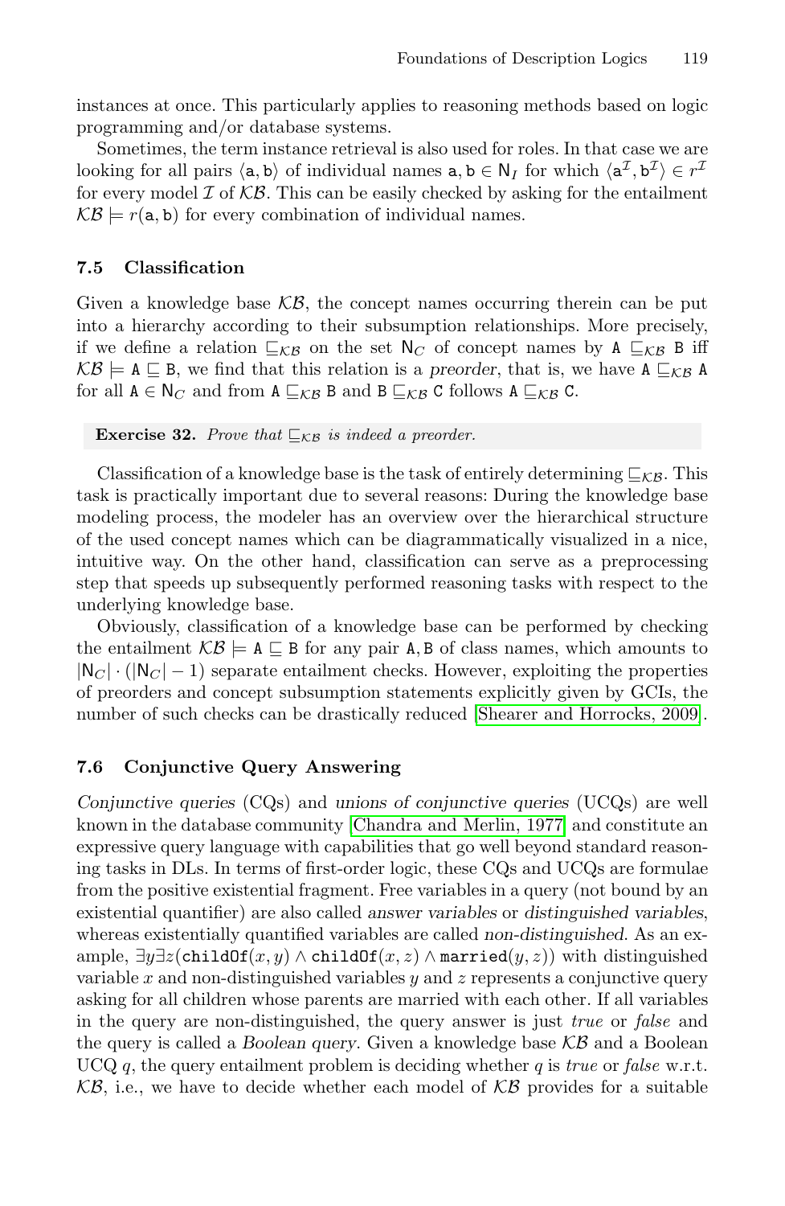instances at once. This particularly applies to reasoning methods based on logic programming and/or database systems.

Sometimes, the term instance retrieval is also used for roles. In that case we are looking for all pairs $\langle \mathtt{a}, \mathtt{b} \rangle$ of individual names $\mathtt{a}, \mathtt{b} \in \mathsf{N}_I$ for which $\langle \mathtt{a}^{\mathcal{I}}, \mathtt{b}^{\mathcal{I}} \rangle \in r^{\mathcal{I}}$ for every model $\mathcal{I}$ of $\mathcal{KB}$. This can be easily checked by asking for the entailment $\mathcal{KB} \models r(\mathtt{a}, \mathtt{b})$ for every combination of individual names.

### 7.5 Classification

Given a knowledge base $\mathcal{KB}$, the concept names occurring therein can be put into a hierarchy according to their subsumption relationships. More precisely, if we define a relation $\sqsubseteq_{\mathcal{KB}}$ on the set $\mathsf{N}_C$ of concept names by $\mathtt{A} \sqsubseteq_{\mathcal{KB}} \mathtt{B}$ iff $\mathcal{KB} \models \mathtt{A} \sqsubseteq \mathtt{B}$, we find that this relation is a *preorder*, that is, we have $\mathtt{A} \sqsubseteq_{\mathcal{KB}} \mathtt{A}$ for all $\mathtt{A} \in \mathsf{N}_C$ and from $\mathtt{A} \sqsubseteq_{\mathcal{KB}} \mathtt{B}$ and $\mathtt{B} \sqsubseteq_{\mathcal{KB}} \mathtt{C}$ follows $\mathtt{A} \sqsubseteq_{\mathcal{KB}} \mathtt{C}$.

**Exercise 32.** *Prove that $\sqsubseteq_{\mathcal{KB}}$ is indeed a preorder.*

Classification of a knowledge base is the task of entirely determining $\sqsubseteq_{\mathcal{KB}}$. This task is practically important due to several reasons: During the knowledge base modeling process, the modeler has an overview over the hierarchical structure of the used concept names which can be diagrammatically visualized in a nice, intuitive way. On the other hand, classification can serve as a preprocessing step that speeds up subsequently performed reasoning tasks with respect to the underlying knowledge base.

Obviously, classification of a knowledge base can be performed by checking the entailment $\mathcal{KB} \models \mathtt{A} \sqsubseteq \mathtt{B}$ for any pair $\mathtt{A}, \mathtt{B}$ of class names, which amounts to $|\mathsf{N}_C| \cdot (|\mathsf{N}_C| - 1)$ separate entailment checks. However, exploiting the properties of preorders and concept subsumption statements explicitly given by GCIs, the number of such checks can be drastically reduced [Shearer and Horrocks, 2009].

### 7.6 Conjunctive Query Answering

*Conjunctive queries* (CQs) and *unions of conjunctive queries* (UCQs) are well known in the database community [Chandra and Merlin, 1977] and constitute an expressive query language with capabilities that go well beyond standard reasoning tasks in DLs. In terms of first-order logic, these CQs and UCQs are formulae from the positive existential fragment. Free variables in a query (not bound by an existential quantifier) are also called *answer variables* or *distinguished variables*, whereas existentially quantified variables are called *non-distinguished*. As an example, $\exists y \exists z (\mathtt{childOf}(x, y) \wedge \mathtt{childOf}(x, z) \wedge \mathtt{married}(y, z))$ with distinguished variable $x$ and non-distinguished variables $y$ and $z$ represents a conjunctive query asking for all children whose parents are married with each other. If all variables in the query are non-distinguished, the query answer is just *true* or *false* and the query is called a *Boolean query*. Given a knowledge base $\mathcal{KB}$ and a Boolean UCQ $q$, the query entailment problem is deciding whether $q$ is *true* or *false* w.r.t. $\mathcal{KB}$, i.e., we have to decide whether each model of $\mathcal{KB}$ provides for a suitable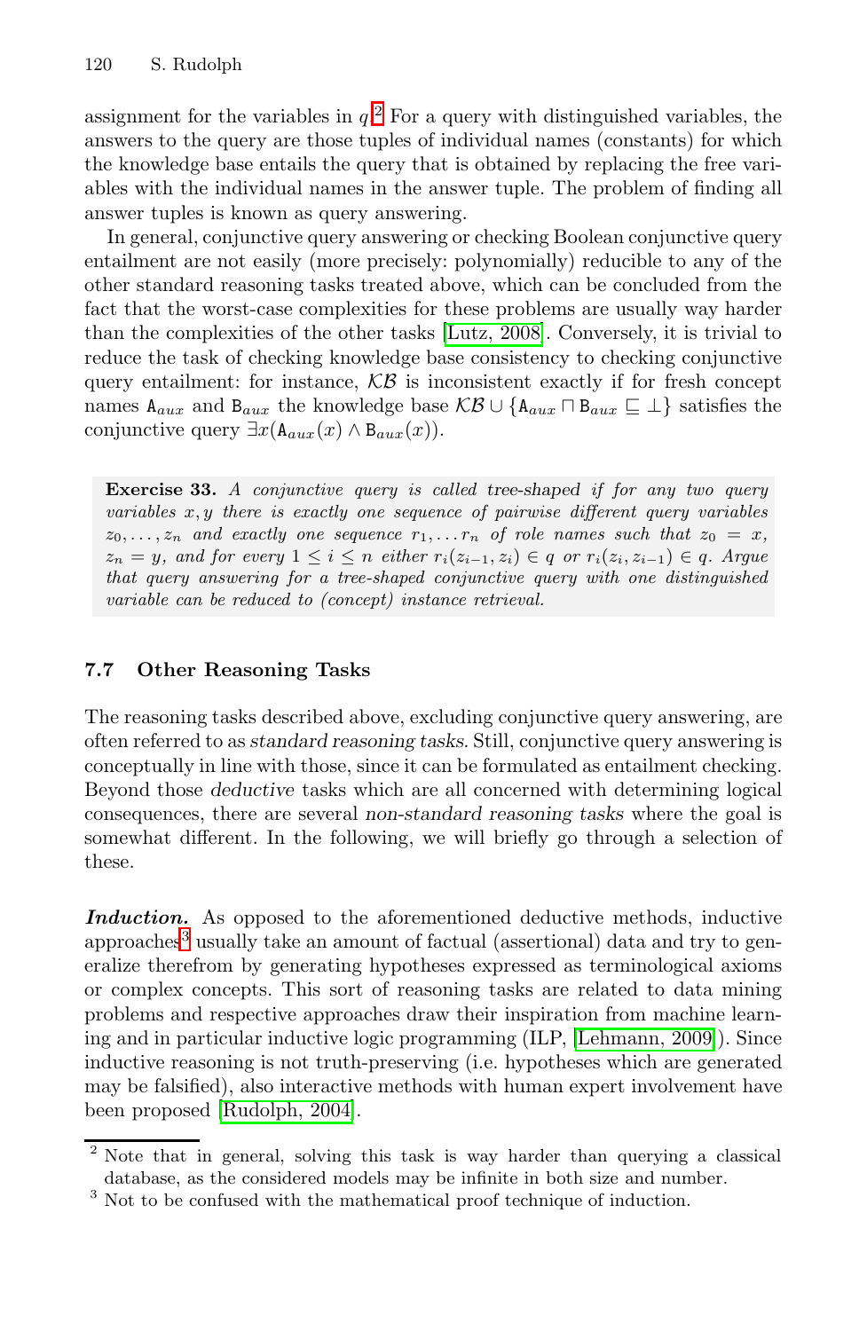assignment for the variables in $q$.[2] For a query with distinguished variables, the answers to the query are those tuples of individual names (constants) for which the knowledge base entails the query that is obtained by replacing the free variables with the individual names in the answer tuple. The problem of finding all answer tuples is known as query answering.

In general, conjunctive query answering or checking Boolean conjunctive query entailment are not easily (more precisely: polynomially) reducible to any of the other standard reasoning tasks treated above, which can be concluded from the fact that the worst-case complexities for these problems are usually way harder than the complexities of the other tasks [Lutz, 2008]. Conversely, it is trivial to reduce the task of checking knowledge base consistency to checking conjunctive query entailment: for instance, $\mathcal{KB}$ is inconsistent exactly if for fresh concept names $\mathtt{A}_{aux}$ and $\mathtt{B}_{aux}$ the knowledge base $\mathcal{KB} \cup \{\mathtt{A}_{aux} \sqcap \mathtt{B}_{aux} \sqsubseteq \bot\}$ satisfies the conjunctive query $\exists x(\mathtt{A}_{aux}(x) \wedge \mathtt{B}_{aux}(x))$.

> **Exercise 33.** *A conjunctive query is called* tree-shaped *if for any two query variables $x, y$ there is exactly one sequence of pairwise different query variables $z_0, \ldots, z_n$ and exactly one sequence $r_1, \ldots r_n$ of role names such that $z_0 = x$, $z_n = y$, and for every $1 \leq i \leq n$ either $r_i(z_{i-1}, z_i) \in q$ or $r_i(z_i, z_{i-1}) \in q$. Argue that query answering for a tree-shaped conjunctive query with one distinguished variable can be reduced to (concept) instance retrieval.*

### 7.7 Other Reasoning Tasks

The reasoning tasks described above, excluding conjunctive query answering, are often referred to as *standard reasoning tasks*. Still, conjunctive query answering is conceptually in line with those, since it can be formulated as entailment checking. Beyond those *deductive* tasks which are all concerned with determining logical consequences, there are several *non-standard reasoning tasks* where the goal is somewhat different. In the following, we will briefly go through a selection of these.

***Induction.*** As opposed to the aforementioned deductive methods, inductive approaches[3] usually take an amount of factual (assertional) data and try to generalize therefrom by generating hypotheses expressed as terminological axioms or complex concepts. This sort of reasoning tasks are related to data mining problems and respective approaches draw their inspiration from machine learning and in particular inductive logic programming (ILP, [Lehmann, 2009]). Since inductive reasoning is not truth-preserving (i.e. hypotheses which are generated may be falsified), also interactive methods with human expert involvement have been proposed [Rudolph, 2004].

---

[2] Note that in general, solving this task is way harder than querying a classical database, as the considered models may be infinite in both size and number.

[3] Not to be confused with the mathematical proof technique of induction.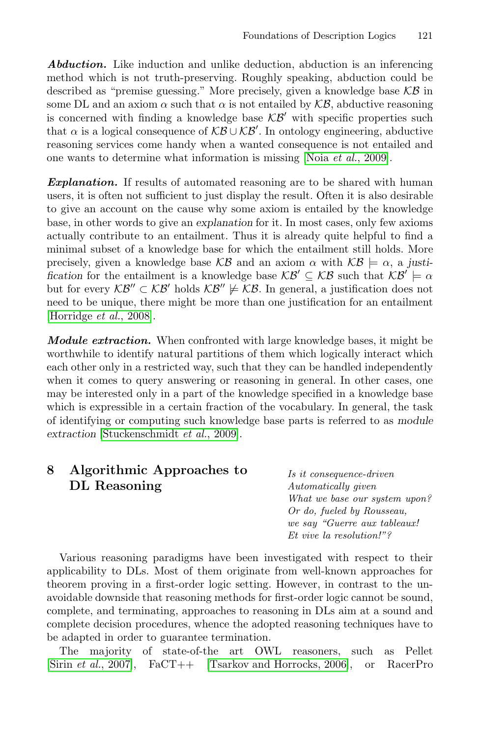***Abduction.*** Like induction and unlike deduction, abduction is an inferencing method which is not truth-preserving. Roughly speaking, abduction could be described as "premise guessing." More precisely, given a knowledge base $\mathcal{KB}$ in some DL and an axiom $\alpha$ such that $\alpha$ is not entailed by $\mathcal{KB}$, abductive reasoning is concerned with finding a knowledge base $\mathcal{KB}'$ with specific properties such that $\alpha$ is a logical consequence of $\mathcal{KB} \cup \mathcal{KB}'$. In ontology engineering, abductive reasoning services come handy when a wanted consequence is not entailed and one wants to determine what information is missing [Noia *et al.*, 2009].

***Explanation.*** If results of automated reasoning are to be shared with human users, it is often not sufficient to just display the result. Often it is also desirable to give an account on the cause why some axiom is entailed by the knowledge base, in other words to give an *explanation* for it. In most cases, only few axioms actually contribute to an entailment. Thus it is already quite helpful to find a minimal subset of a knowledge base for which the entailment still holds. More precisely, given a knowledge base $\mathcal{KB}$ and an axiom $\alpha$ with $\mathcal{KB} \models \alpha$, a *justification* for the entailment is a knowledge base $\mathcal{KB}' \subseteq \mathcal{KB}$ such that $\mathcal{KB}' \models \alpha$ but for every $\mathcal{KB}'' \subset \mathcal{KB}'$ holds $\mathcal{KB}'' \not\models \mathcal{KB}$. In general, a justification does not need to be unique, there might be more than one justification for an entailment [Horridge *et al.*, 2008].

***Module extraction.*** When confronted with large knowledge bases, it might be worthwhile to identify natural partitions of them which logically interact which each other only in a restricted way, such that they can be handled independently when it comes to query answering or reasoning in general. In other cases, one may be interested only in a part of the knowledge specified in a knowledge base which is expressible in a certain fraction of the vocabulary. In general, the task of identifying or computing such knowledge base parts is referred to as *module extraction* [Stuckenschmidt *et al.*, 2009].

## 8 Algorithmic Approaches to DL Reasoning

*Is it consequence-driven*
*Automatically given*
*What we base our system upon?*
*Or do, fueled by Rousseau,*
*we say "Guerre aux tableaux!*
*Et vive la resolution!"?*

Various reasoning paradigms have been investigated with respect to their applicability to DLs. Most of them originate from well-known approaches for theorem proving in a first-order logic setting. However, in contrast to the unavoidable downside that reasoning methods for first-order logic cannot be sound, complete, and terminating, approaches to reasoning in DLs aim at a sound and complete decision procedures, whence the adopted reasoning techniques have to be adapted in order to guarantee termination.

The majority of state-of-the art OWL reasoners, such as Pellet [Sirin *et al.*, 2007], FaCT++ [Tsarkov and Horrocks, 2006], or RacerPro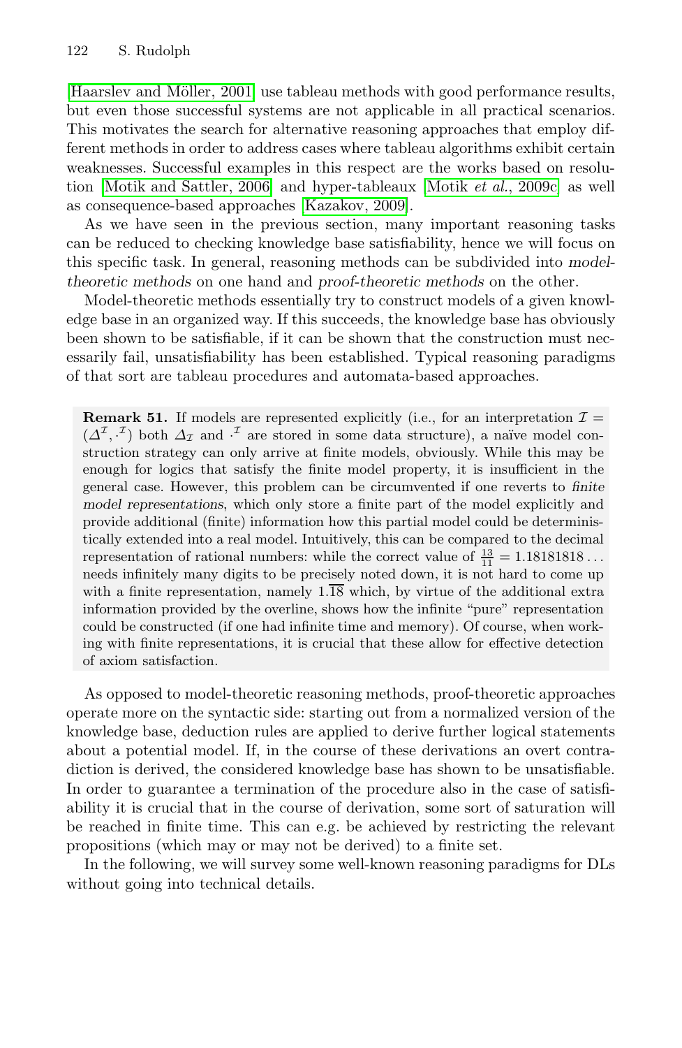[Haarslev and Möller, 2001] use tableau methods with good performance results, but even those successful systems are not applicable in all practical scenarios. This motivates the search for alternative reasoning approaches that employ different methods in order to address cases where tableau algorithms exhibit certain weaknesses. Successful examples in this respect are the works based on resolution [Motik and Sattler, 2006] and hyper-tableaux [Motik *et al.*, 2009c] as well as consequence-based approaches [Kazakov, 2009].

As we have seen in the previous section, many important reasoning tasks can be reduced to checking knowledge base satisfiability, hence we will focus on this specific task. In general, reasoning methods can be subdivided into *model-theoretic methods* on one hand and *proof-theoretic methods* on the other.

Model-theoretic methods essentially try to construct models of a given knowledge base in an organized way. If this succeeds, the knowledge base has obviously been shown to be satisfiable, if it can be shown that the construction must necessarily fail, unsatisfiability has been established. Typical reasoning paradigms of that sort are tableau procedures and automata-based approaches.

**Remark 51.** If models are represented explicitly (i.e., for an interpretation $\mathcal{I} = (\Delta^{\mathcal{I}}, \cdot^{\mathcal{I}})$ both $\Delta_{\mathcal{I}}$ and $\cdot^{\mathcal{I}}$ are stored in some data structure), a naïve model construction strategy can only arrive at finite models, obviously. While this may be enough for logics that satisfy the finite model property, it is insufficient in the general case. However, this problem can be circumvented if one reverts to *finite model representations*, which only store a finite part of the model explicitly and provide additional (finite) information how this partial model could be deterministically extended into a real model. Intuitively, this can be compared to the decimal representation of rational numbers: while the correct value of $\frac{13}{11} = 1.18181818\ldots$ needs infinitely many digits to be precisely noted down, it is not hard to come up with a finite representation, namely $1.\overline{18}$ which, by virtue of the additional extra information provided by the overline, shows how the infinite "pure" representation could be constructed (if one had infinite time and memory). Of course, when working with finite representations, it is crucial that these allow for effective detection of axiom satisfaction.

As opposed to model-theoretic reasoning methods, proof-theoretic approaches operate more on the syntactic side: starting out from a normalized version of the knowledge base, deduction rules are applied to derive further logical statements about a potential model. If, in the course of these derivations an overt contradiction is derived, the considered knowledge base has shown to be unsatisfiable. In order to guarantee a termination of the procedure also in the case of satisfiability it is crucial that in the course of derivation, some sort of saturation will be reached in finite time. This can e.g. be achieved by restricting the relevant propositions (which may or may not be derived) to a finite set.

In the following, we will survey some well-known reasoning paradigms for DLs without going into technical details.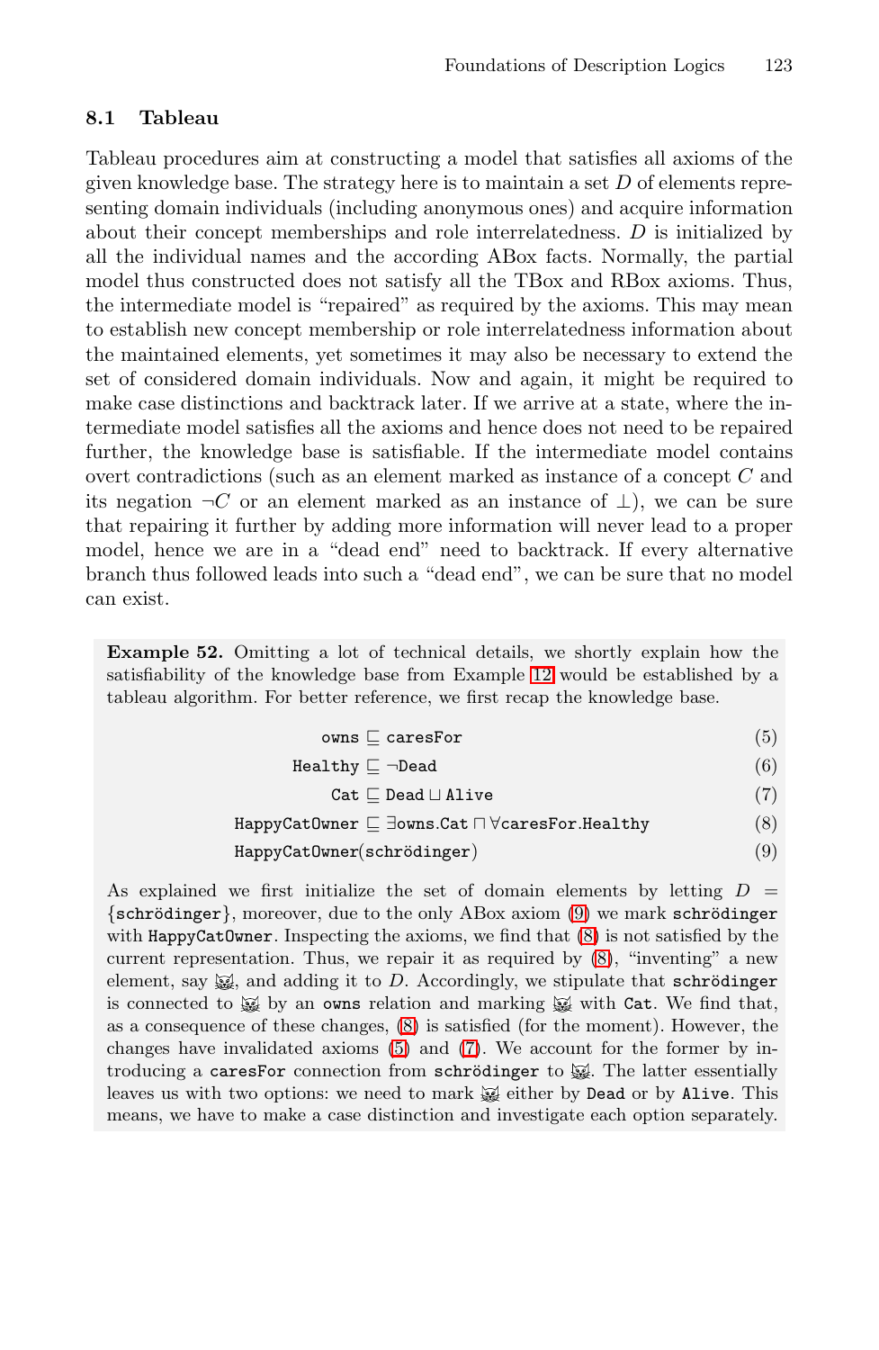### 8.1 Tableau

Tableau procedures aim at constructing a model that satisfies all axioms of the given knowledge base. The strategy here is to maintain a set $D$ of elements representing domain individuals (including anonymous ones) and acquire information about their concept memberships and role interrelatedness. $D$ is initialized by all the individual names and the according ABox facts. Normally, the partial model thus constructed does not satisfy all the TBox and RBox axioms. Thus, the intermediate model is "repaired" as required by the axioms. This may mean to establish new concept membership or role interrelatedness information about the maintained elements, yet sometimes it may also be necessary to extend the set of considered domain individuals. Now and again, it might be required to make case distinctions and backtrack later. If we arrive at a state, where the intermediate model satisfies all the axioms and hence does not need to be repaired further, the knowledge base is satisfiable. If the intermediate model contains overt contradictions (such as an element marked as instance of a concept $C$ and its negation $\neg C$ or an element marked as an instance of $\bot$), we can be sure that repairing it further by adding more information will never lead to a proper model, hence we are in a "dead end" need to backtrack. If every alternative branch thus followed leads into such a "dead end", we can be sure that no model can exist.

**Example 52.** Omitting a lot of technical details, we shortly explain how the satisfiability of the knowledge base from Example 12 would be established by a tableau algorithm. For better reference, we first recap the knowledge base.

$$\texttt{owns} \sqsubseteq \texttt{caresFor} \quad (5)$$

$$\texttt{Healthy} \sqsubseteq \neg\texttt{Dead} \quad (6)$$

$$\texttt{Cat} \sqsubseteq \texttt{Dead} \sqcup \texttt{Alive} \quad (7)$$

$$\texttt{HappyCatOwner} \sqsubseteq \exists\texttt{owns}.\texttt{Cat} \sqcap \forall\texttt{caresFor}.\texttt{Healthy} \quad (8)$$

$$\texttt{HappyCatOwner}(\texttt{schrödinger}) \quad (9)$$

As explained we first initialize the set of domain elements by letting $D = \{\texttt{schrödinger}\}$, moreover, due to the only ABox axiom (9) we mark `schrödinger` with `HappyCatOwner`. Inspecting the axioms, we find that (8) is not satisfied by the current representation. Thus, we repair it as required by (8), "inventing" a new element, say 🐱, and adding it to $D$. Accordingly, we stipulate that `schrödinger` is connected to 🐱 by an `owns` relation and marking 🐱 with `Cat`. We find that, as a consequence of these changes, (8) is satisfied (for the moment). However, the changes have invalidated axioms (5) and (7). We account for the former by introducing a `caresFor` connection from `schrödinger` to 🐱. The latter essentially leaves us with two options: we need to mark 🐱 either by `Dead` or by `Alive`. This means, we have to make a case distinction and investigate each option separately.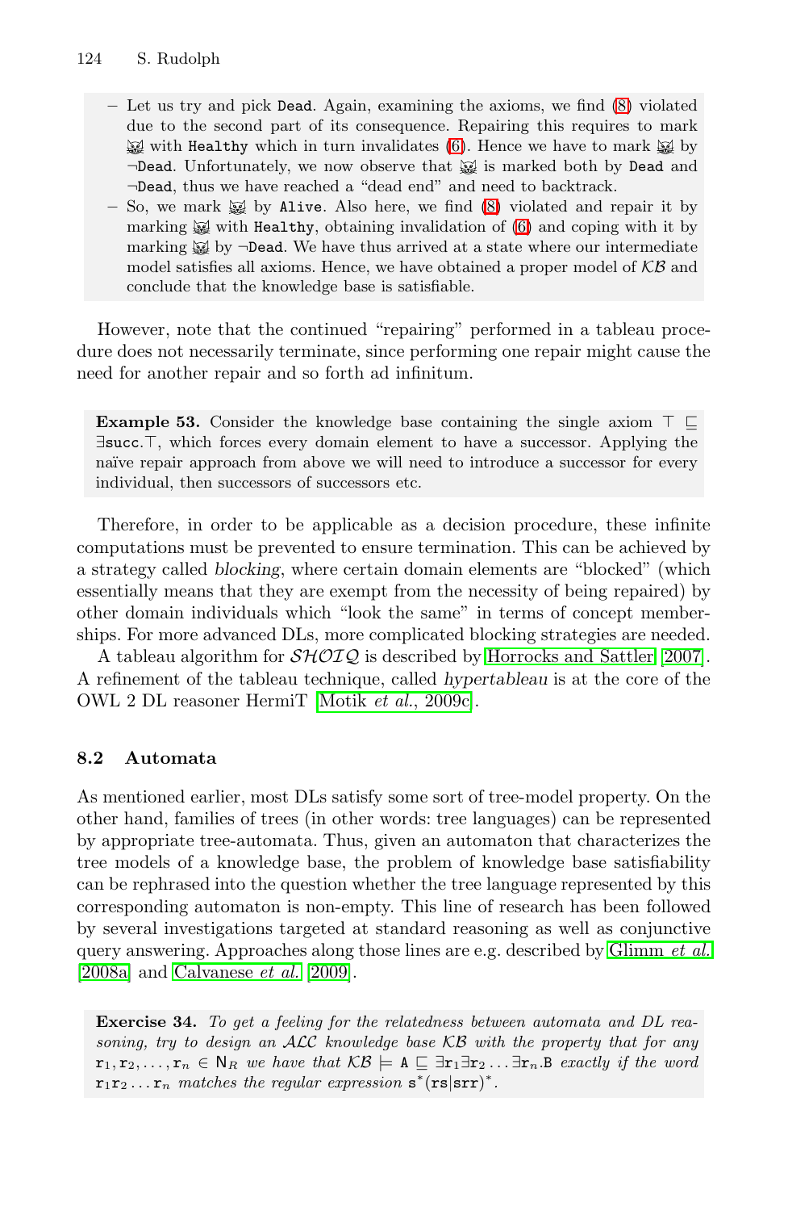– Let us try and pick `Dead`. Again, examining the axioms, we find (8) violated due to the second part of its consequence. Repairing this requires to mark 🐱 with `Healthy` which in turn invalidates (6). Hence we have to mark 🐱 by ¬`Dead`. Unfortunately, we now observe that 🐱 is marked both by `Dead` and ¬`Dead`, thus we have reached a "dead end" and need to backtrack.
– So, we mark 🐱 by `Alive`. Also here, we find (8) violated and repair it by marking 🐱 with `Healthy`, obtaining invalidation of (6) and coping with it by marking 🐱 by ¬`Dead`. We have thus arrived at a state where our intermediate model satisfies all axioms. Hence, we have obtained a proper model of $\mathcal{KB}$ and conclude that the knowledge base is satisfiable.

However, note that the continued "repairing" performed in a tableau procedure does not necessarily terminate, since performing one repair might cause the need for another repair and so forth ad infinitum.

**Example 53.** Consider the knowledge base containing the single axiom $\top \sqsubseteq \exists \texttt{succ}.\top$, which forces every domain element to have a successor. Applying the naïve repair approach from above we will need to introduce a successor for every individual, then successors of successors etc.

Therefore, in order to be applicable as a decision procedure, these infinite computations must be prevented to ensure termination. This can be achieved by a strategy called *blocking*, where certain domain elements are "blocked" (which essentially means that they are exempt from the necessity of being repaired) by other domain individuals which "look the same" in terms of concept memberships. For more advanced DLs, more complicated blocking strategies are needed.

A tableau algorithm for $\mathcal{SHOIQ}$ is described by Horrocks and Sattler [2007]. A refinement of the tableau technique, called *hypertableau* is at the core of the OWL 2 DL reasoner HermiT [Motik *et al.*, 2009c].

### 8.2 Automata

As mentioned earlier, most DLs satisfy some sort of tree-model property. On the other hand, families of trees (in other words: tree languages) can be represented by appropriate tree-automata. Thus, given an automaton that characterizes the tree models of a knowledge base, the problem of knowledge base satisfiability can be rephrased into the question whether the tree language represented by this corresponding automaton is non-empty. This line of research has been followed by several investigations targeted at standard reasoning as well as conjunctive query answering. Approaches along those lines are e.g. described by Glimm *et al.* [2008a] and Calvanese *et al.* [2009].

**Exercise 34.** *To get a feeling for the relatedness between automata and DL reasoning, try to design an $\mathcal{ALC}$ knowledge base $\mathcal{KB}$ with the property that for any* $\texttt{r}_1, \texttt{r}_2, \ldots, \texttt{r}_n \in \mathsf{N}_R$ *we have that* $\mathcal{KB} \models \texttt{A} \sqsubseteq \exists \texttt{r}_1 \exists \texttt{r}_2 \ldots \exists \texttt{r}_n.\texttt{B}$ *exactly if the word* $\texttt{r}_1\texttt{r}_2\ldots\texttt{r}_n$ *matches the regular expression* $\texttt{s}^*(\texttt{rs}|\texttt{srr})^*$.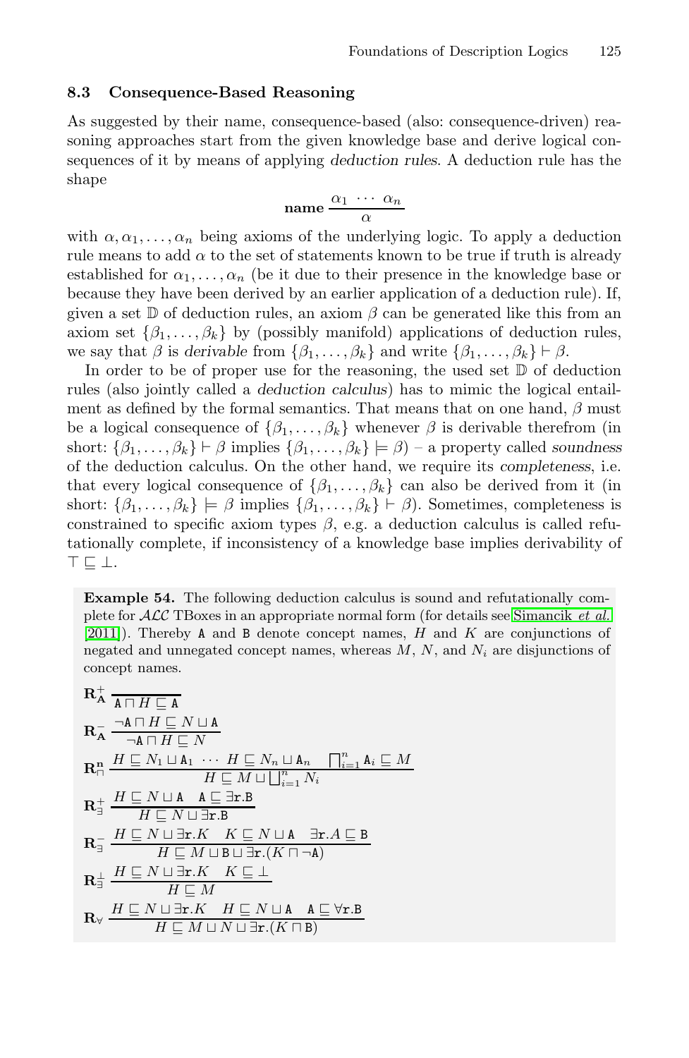### 8.3 Consequence-Based Reasoning

As suggested by their name, consequence-based (also: consequence-driven) reasoning approaches start from the given knowledge base and derive logical consequences of it by means of applying *deduction rules*. A deduction rule has the shape

$$\textbf{name}\ \frac{\alpha_1 \ \cdots \ \alpha_n}{\alpha}$$

with $\alpha, \alpha_1, \ldots, \alpha_n$ being axioms of the underlying logic. To apply a deduction rule means to add $\alpha$ to the set of statements known to be true if truth is already established for $\alpha_1, \ldots, \alpha_n$ (be it due to their presence in the knowledge base or because they have been derived by an earlier application of a deduction rule). If, given a set $\mathbb{D}$ of deduction rules, an axiom $\beta$ can be generated like this from an axiom set $\{\beta_1, \ldots, \beta_k\}$ by (possibly manifold) applications of deduction rules, we say that $\beta$ is *derivable* from $\{\beta_1, \ldots, \beta_k\}$ and write $\{\beta_1, \ldots, \beta_k\} \vdash \beta$.

In order to be of proper use for the reasoning, the used set $\mathbb{D}$ of deduction rules (also jointly called a *deduction calculus*) has to mimic the logical entailment as defined by the formal semantics. That means that on one hand, $\beta$ must be a logical consequence of $\{\beta_1, \ldots, \beta_k\}$ whenever $\beta$ is derivable therefrom (in short: $\{\beta_1, \ldots, \beta_k\} \vdash \beta$ implies $\{\beta_1, \ldots, \beta_k\} \models \beta$) – a property called *soundness* of the deduction calculus. On the other hand, we require its *completeness*, i.e. that every logical consequence of $\{\beta_1, \ldots, \beta_k\}$ can also be derived from it (in short: $\{\beta_1, \ldots, \beta_k\} \models \beta$ implies $\{\beta_1, \ldots, \beta_k\} \vdash \beta$). Sometimes, completeness is constrained to specific axiom types $\beta$, e.g. a deduction calculus is called refutationally complete, if inconsistency of a knowledge base implies derivability of $\top \sqsubseteq \bot$.

**Example 54.** The following deduction calculus is sound and refutationally complete for $\mathcal{ALC}$ TBoxes in an appropriate normal form (for details see Simancik *et al.* [2011]). Thereby $\mathtt{A}$ and $\mathtt{B}$ denote concept names, $H$ and $K$ are conjunctions of negated and unnegated concept names, whereas $M$, $N$, and $N_i$ are disjunctions of concept names.

$$\mathbf{R}^{+}_{\mathtt{A}}\ \frac{}{\mathtt{A} \sqcap H \sqsubseteq \mathtt{A}}$$

$$\mathbf{R}^{-}_{\mathtt{A}}\ \frac{\neg\mathtt{A} \sqcap H \sqsubseteq N \sqcup \mathtt{A}}{\neg\mathtt{A} \sqcap H \sqsubseteq N}$$

$$\mathbf{R}^{\mathbf{n}}_{\sqcap}\ \frac{H \sqsubseteq N_1 \sqcup \mathtt{A}_1 \ \cdots \ H \sqsubseteq N_n \sqcup \mathtt{A}_n \quad \bigsqcap_{i=1}^{n} \mathtt{A}_i \sqsubseteq M}{H \sqsubseteq M \sqcup \bigsqcup_{i=1}^{n} N_i}$$

$$\mathbf{R}^{+}_{\exists}\ \frac{H \sqsubseteq N \sqcup \mathtt{A} \quad \mathtt{A} \sqsubseteq \exists\mathtt{r}.\mathtt{B}}{H \sqsubseteq N \sqcup \exists\mathtt{r}.\mathtt{B}}$$

$$\mathbf{R}^{-}_{\exists}\ \frac{H \sqsubseteq N \sqcup \exists\mathtt{r}.K \quad K \sqsubseteq N \sqcup \mathtt{A} \quad \exists\mathtt{r}.A \sqsubseteq \mathtt{B}}{H \sqsubseteq M \sqcup \mathtt{B} \sqcup \exists\mathtt{r}.(K \sqcap \neg\mathtt{A})}$$

$$\mathbf{R}^{\bot}_{\exists}\ \frac{H \sqsubseteq N \sqcup \exists\mathtt{r}.K \quad K \sqsubseteq \bot}{H \sqsubseteq M}$$

$$\mathbf{R}_{\forall}\ \frac{H \sqsubseteq N \sqcup \exists\mathtt{r}.K \quad H \sqsubseteq N \sqcup \mathtt{A} \quad \mathtt{A} \sqsubseteq \forall\mathtt{r}.\mathtt{B}}{H \sqsubseteq M \sqcup N \sqcup \exists\mathtt{r}.(K \sqcap \mathtt{B})}$$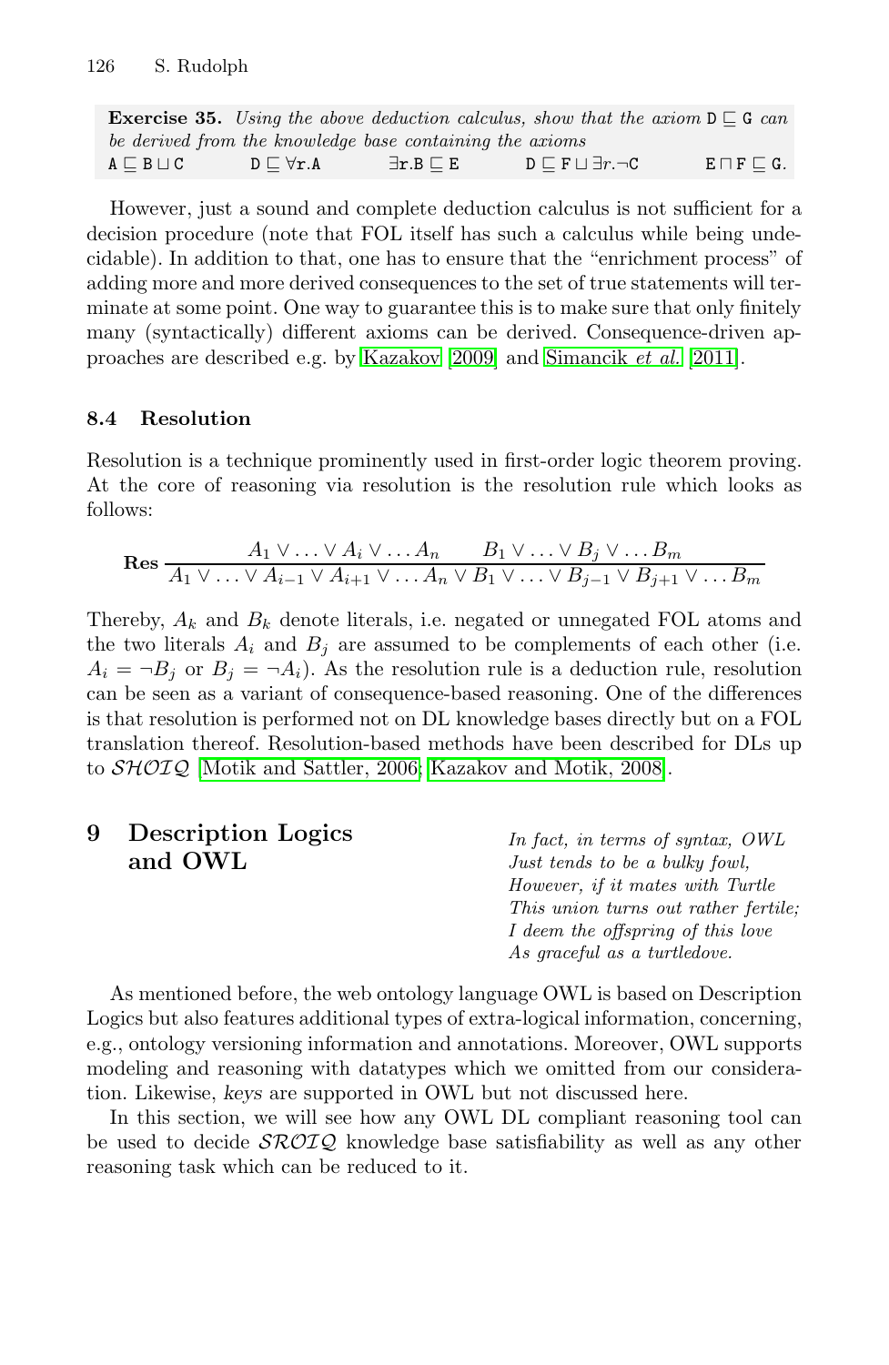**Exercise 35.** *Using the above deduction calculus, show that the axiom* $\mathtt{D} \sqsubseteq \mathtt{G}$ *can be derived from the knowledge base containing the axioms*

$\mathtt{A} \sqsubseteq \mathtt{B} \sqcup \mathtt{C}$ $\qquad$ $\mathtt{D} \sqsubseteq \forall \mathtt{r}.\mathtt{A}$ $\qquad$ $\exists \mathtt{r}.\mathtt{B} \sqsubseteq \mathtt{E}$ $\qquad$ $\mathtt{D} \sqsubseteq \mathtt{F} \sqcup \exists r.\neg\mathtt{C}$ $\qquad$ $\mathtt{E} \sqcap \mathtt{F} \sqsubseteq \mathtt{G}$.

However, just a sound and complete deduction calculus is not sufficient for a decision procedure (note that FOL itself has such a calculus while being undecidable). In addition to that, one has to ensure that the "enrichment process" of adding more and more derived consequences to the set of true statements will terminate at some point. One way to guarantee this is to make sure that only finitely many (syntactically) different axioms can be derived. Consequence-driven approaches are described e.g. by [Kazakov [2009]] and [Simancik *et al.* [2011]].

### 8.4 Resolution

Resolution is a technique prominently used in first-order logic theorem proving. At the core of reasoning via resolution is the resolution rule which looks as follows:

$$\textbf{Res}\ \frac{A_1 \vee \ldots \vee A_i \vee \ldots A_n \qquad B_1 \vee \ldots \vee B_j \vee \ldots B_m}{A_1 \vee \ldots \vee A_{i-1} \vee A_{i+1} \vee \ldots A_n \vee B_1 \vee \ldots \vee B_{j-1} \vee B_{j+1} \vee \ldots B_m}$$

Thereby, $A_k$ and $B_k$ denote literals, i.e. negated or unnegated FOL atoms and the two literals $A_i$ and $B_j$ are assumed to be complements of each other (i.e. $A_i = \neg B_j$ or $B_j = \neg A_i$). As the resolution rule is a deduction rule, resolution can be seen as a variant of consequence-based reasoning. One of the differences is that resolution is performed not on DL knowledge bases directly but on a FOL translation thereof. Resolution-based methods have been described for DLs up to $\mathcal{SHOIQ}$ [Motik and Sattler, 2006; Kazakov and Motik, 2008].

## 9 Description Logics and OWL

*In fact, in terms of syntax, OWL*
*Just tends to be a bulky fowl,*
*However, if it mates with Turtle*
*This union turns out rather fertile;*
*I deem the offspring of this love*
*As graceful as a turtledove.*

As mentioned before, the web ontology language OWL is based on Description Logics but also features additional types of extra-logical information, concerning, e.g., ontology versioning information and annotations. Moreover, OWL supports modeling and reasoning with datatypes which we omitted from our consideration. Likewise, *keys* are supported in OWL but not discussed here.

In this section, we will see how any OWL DL compliant reasoning tool can be used to decide $\mathcal{SROIQ}$ knowledge base satisfiability as well as any other reasoning task which can be reduced to it.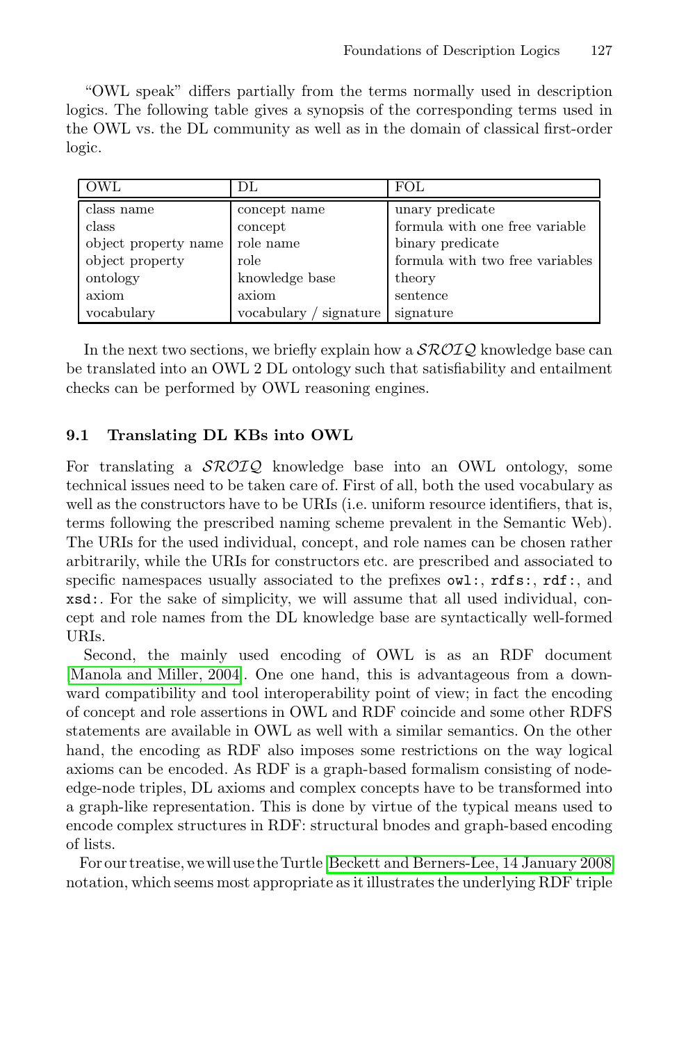"OWL speak" differs partially from the terms normally used in description logics. The following table gives a synopsis of the corresponding terms used in the OWL vs. the DL community as well as in the domain of classical first-order logic.

| OWL | DL | FOL |
| --- | --- | --- |
| class name | concept name | unary predicate |
| class | concept | formula with one free variable |
| object property name | role name | binary predicate |
| object property | role | formula with two free variables |
| ontology | knowledge base | theory |
| axiom | axiom | sentence |
| vocabulary | vocabulary / signature | signature |

In the next two sections, we briefly explain how a $\mathcal{SROIQ}$ knowledge base can be translated into an OWL 2 DL ontology such that satisfiability and entailment checks can be performed by OWL reasoning engines.

### 9.1 Translating DL KBs into OWL

For translating a $\mathcal{SROIQ}$ knowledge base into an OWL ontology, some technical issues need to be taken care of. First of all, both the used vocabulary as well as the constructors have to be URIs (i.e. uniform resource identifiers, that is, terms following the prescribed naming scheme prevalent in the Semantic Web). The URIs for the used individual, concept, and role names can be chosen rather arbitrarily, while the URIs for constructors etc. are prescribed and associated to specific namespaces usually associated to the prefixes `owl:`, `rdfs:`, `rdf:`, and `xsd:`. For the sake of simplicity, we will assume that all used individual, concept and role names from the DL knowledge base are syntactically well-formed URIs.

Second, the mainly used encoding of OWL is as an RDF document [Manola and Miller, 2004]. One one hand, this is advantageous from a downward compatibility and tool interoperability point of view; in fact the encoding of concept and role assertions in OWL and RDF coincide and some other RDFS statements are available in OWL as well with a similar semantics. On the other hand, the encoding as RDF also imposes some restrictions on the way logical axioms can be encoded. As RDF is a graph-based formalism consisting of node-edge-node triples, DL axioms and complex concepts have to be transformed into a graph-like representation. This is done by virtue of the typical means used to encode complex structures in RDF: structural bnodes and graph-based encoding of lists.

For our treatise, we will use the Turtle [Beckett and Berners-Lee, 14 January 2008] notation, which seems most appropriate as it illustrates the underlying RDF triple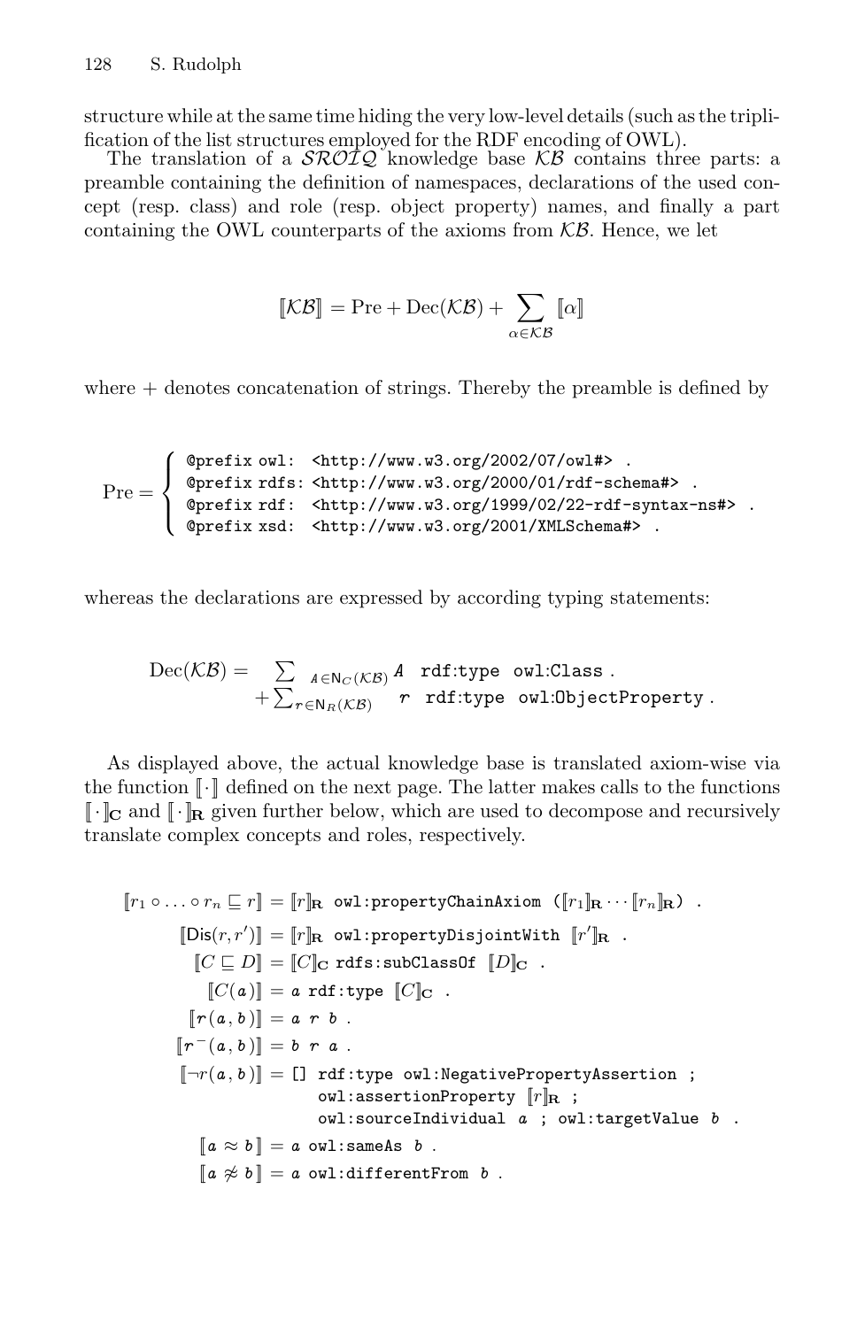structure while at the same time hiding the very low-level details (such as the triplification of the list structures employed for the RDF encoding of OWL).

The translation of a $\mathcal{SROIQ}$ knowledge base $\mathcal{KB}$ contains three parts: a preamble containing the definition of namespaces, declarations of the used concept (resp. class) and role (resp. object property) names, and finally a part containing the OWL counterparts of the axioms from $\mathcal{KB}$. Hence, we let

$$[\![\mathcal{KB}]\!] = \text{Pre} + \text{Dec}(\mathcal{KB}) + \sum_{\alpha \in \mathcal{KB}} [\![\alpha]\!]$$

where + denotes concatenation of strings. Thereby the preamble is defined by

$$\text{Pre} = \begin{cases} \texttt{@prefix owl: <http://www.w3.org/2002/07/owl\#> .} \\ \texttt{@prefix rdfs: <http://www.w3.org/2000/01/rdf-schema\#> .} \\ \texttt{@prefix rdf: <http://www.w3.org/1999/02/22-rdf-syntax-ns\#> .} \\ \texttt{@prefix xsd: <http://www.w3.org/2001/XMLSchema\#> .} \end{cases}$$

whereas the declarations are expressed by according typing statements:

$$\begin{aligned} \text{Dec}(\mathcal{KB}) = & \sum\nolimits_{A \in \mathsf{N}_C(\mathcal{KB})} A \;\; \texttt{rdf:type owl:Class .} \\ & + \sum\nolimits_{r \in \mathsf{N}_R(\mathcal{KB})} r \;\; \texttt{rdf:type owl:ObjectProperty .} \end{aligned}$$

As displayed above, the actual knowledge base is translated axiom-wise via the function $[\![\cdot]\!]$ defined on the next page. The latter makes calls to the functions $[\![\cdot]\!]_{\mathbf{C}}$ and $[\![\cdot]\!]_{\mathbf{R}}$ given further below, which are used to decompose and recursively translate complex concepts and roles, respectively.

$$\begin{aligned}
[\![r_1 \circ \ldots \circ r_n \sqsubseteq r]\!] &= [\![r]\!]_{\mathbf{R}} \; \texttt{owl:propertyChainAxiom (}[\![r_1]\!]_{\mathbf{R}} \cdots [\![r_n]\!]_{\mathbf{R}}\texttt{) .} \\
[\![\mathsf{Dis}(r, r')]\!] &= [\![r]\!]_{\mathbf{R}} \; \texttt{owl:propertyDisjointWith} \; [\![r']\!]_{\mathbf{R}} \; \texttt{.} \\
[\![C \sqsubseteq D]\!] &= [\![C]\!]_{\mathbf{C}} \; \texttt{rdfs:subClassOf} \; [\![D]\!]_{\mathbf{C}} \; \texttt{.} \\
[\![C(a)]\!] &= a \; \texttt{rdf:type} \; [\![C]\!]_{\mathbf{C}} \; \texttt{.} \\
[\![r(a,b)]\!] &= a \; r \; b \; \texttt{.} \\
[\![r^-(a,b)]\!] &= b \; r \; a \; \texttt{.} \\
[\![\neg r(a,b)]\!] &= \texttt{[] rdf:type owl:NegativePropertyAssertion ;} \\
&\qquad \texttt{owl:assertionProperty} \; [\![r]\!]_{\mathbf{R}} \; \texttt{;} \\
&\qquad \texttt{owl:sourceIndividual} \; a \; \texttt{; owl:targetValue} \; b \; \texttt{.} \\
[\![a \approx b]\!] &= a \; \texttt{owl:sameAs} \; b \; \texttt{.} \\
[\![a \not\approx b]\!] &= a \; \texttt{owl:differentFrom} \; b \; \texttt{.}
\end{aligned}$$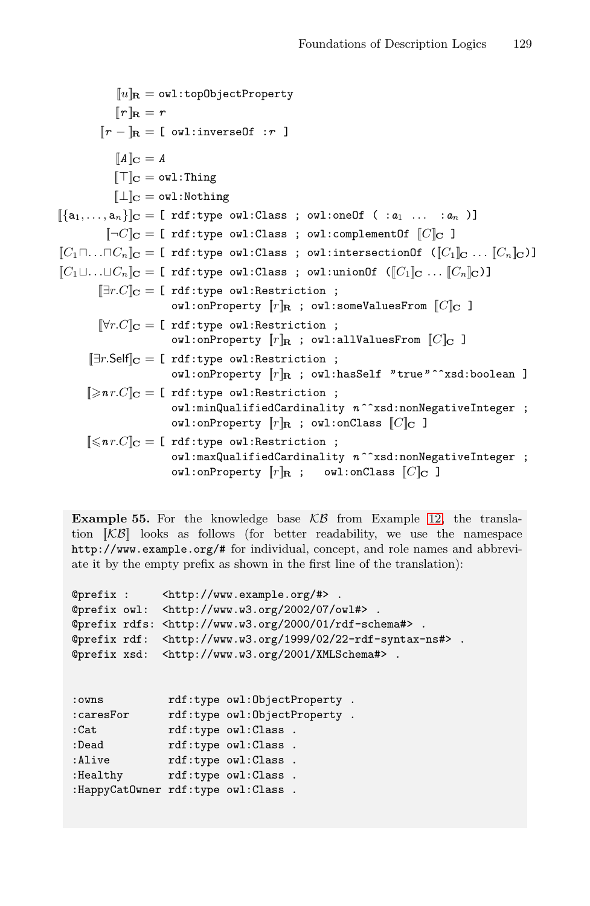$$[\![u]\!]_{\mathbf{R}} = \texttt{owl:topObjectProperty}$$

$$[\![r]\!]_{\mathbf{R}} = r$$

$$[\![r^-]\!]_{\mathbf{R}} = \texttt{[ owl:inverseOf :}r\texttt{ ]}$$

$$[\![A]\!]_{\mathbf{C}} = A$$

$$[\![\top]\!]_{\mathbf{C}} = \texttt{owl:Thing}$$

$$[\![\bot]\!]_{\mathbf{C}} = \texttt{owl:Nothing}$$

$$[\![\{\mathsf{a}_1,\ldots,\mathsf{a}_n\}]\!]_{\mathbf{C}} = \texttt{[ rdf:type owl:Class ; owl:oneOf ( :}a_1 \;\ldots\; \texttt{:}a_n\texttt{ )]}$$

$$[\![\neg C]\!]_{\mathbf{C}} = \texttt{[ rdf:type owl:Class ; owl:complementOf } [\![C]\!]_{\mathbf{C}} \texttt{ ]}$$

$$[\![C_1 \sqcap \ldots \sqcap C_n]\!]_{\mathbf{C}} = \texttt{[ rdf:type owl:Class ; owl:intersectionOf (}[\![C_1]\!]_{\mathbf{C}} \ldots [\![C_n]\!]_{\mathbf{C}}\texttt{)]}$$

$$[\![C_1 \sqcup \ldots \sqcup C_n]\!]_{\mathbf{C}} = \texttt{[ rdf:type owl:Class ; owl:unionOf (}[\![C_1]\!]_{\mathbf{C}} \ldots [\![C_n]\!]_{\mathbf{C}}\texttt{)]}$$

$$[\![\exists r.C]\!]_{\mathbf{C}} = \texttt{[ rdf:type owl:Restriction ; owl:onProperty } [\![r]\!]_{\mathbf{R}} \texttt{ ; owl:someValuesFrom } [\![C]\!]_{\mathbf{C}} \texttt{ ]}$$

$$[\![\forall r.C]\!]_{\mathbf{C}} = \texttt{[ rdf:type owl:Restriction ; owl:onProperty } [\![r]\!]_{\mathbf{R}} \texttt{ ; owl:allValuesFrom } [\![C]\!]_{\mathbf{C}} \texttt{ ]}$$

$$[\![\exists r.\mathsf{Self}]\!]_{\mathbf{C}} = \texttt{[ rdf:type owl:Restriction ; owl:onProperty } [\![r]\!]_{\mathbf{R}} \texttt{ ; owl:hasSelf "true"\^{}\^{}xsd:boolean ]}$$

$$[\![\geqslant n\, r.C]\!]_{\mathbf{C}} = \texttt{[ rdf:type owl:Restriction ; owl:minQualifiedCardinality } n\texttt{\^{}\^{}xsd:nonNegativeInteger ; owl:onProperty } [\![r]\!]_{\mathbf{R}} \texttt{ ; owl:onClass } [\![C]\!]_{\mathbf{C}} \texttt{ ]}$$

$$[\![\leqslant n\, r.C]\!]_{\mathbf{C}} = \texttt{[ rdf:type owl:Restriction ; owl:maxQualifiedCardinality } n\texttt{\^{}\^{}xsd:nonNegativeInteger ; owl:onProperty } [\![r]\!]_{\mathbf{R}} \texttt{ ; owl:onClass } [\![C]\!]_{\mathbf{C}} \texttt{ ]}$$

**Example 55.** For the knowledge base $\mathcal{KB}$ from Example 12, the translation $[\![\mathcal{KB}]\!]$ looks as follows (for better readability, we use the namespace http://www.example.org/# for individual, concept, and role names and abbreviate it by the empty prefix as shown in the first line of the translation):

```
@prefix :     <http://www.example.org/#> .
@prefix owl:  <http://www.w3.org/2002/07/owl#> .
@prefix rdfs: <http://www.w3.org/2000/01/rdf-schema#> .
@prefix rdf:  <http://www.w3.org/1999/02/22-rdf-syntax-ns#> .
@prefix xsd:  <http://www.w3.org/2001/XMLSchema#> .


:owns          rdf:type owl:ObjectProperty .
:caresFor      rdf:type owl:ObjectProperty .
:Cat           rdf:type owl:Class .
:Dead          rdf:type owl:Class .
:Alive         rdf:type owl:Class .
:Healthy       rdf:type owl:Class .
:HappyCatOwner rdf:type owl:Class .
```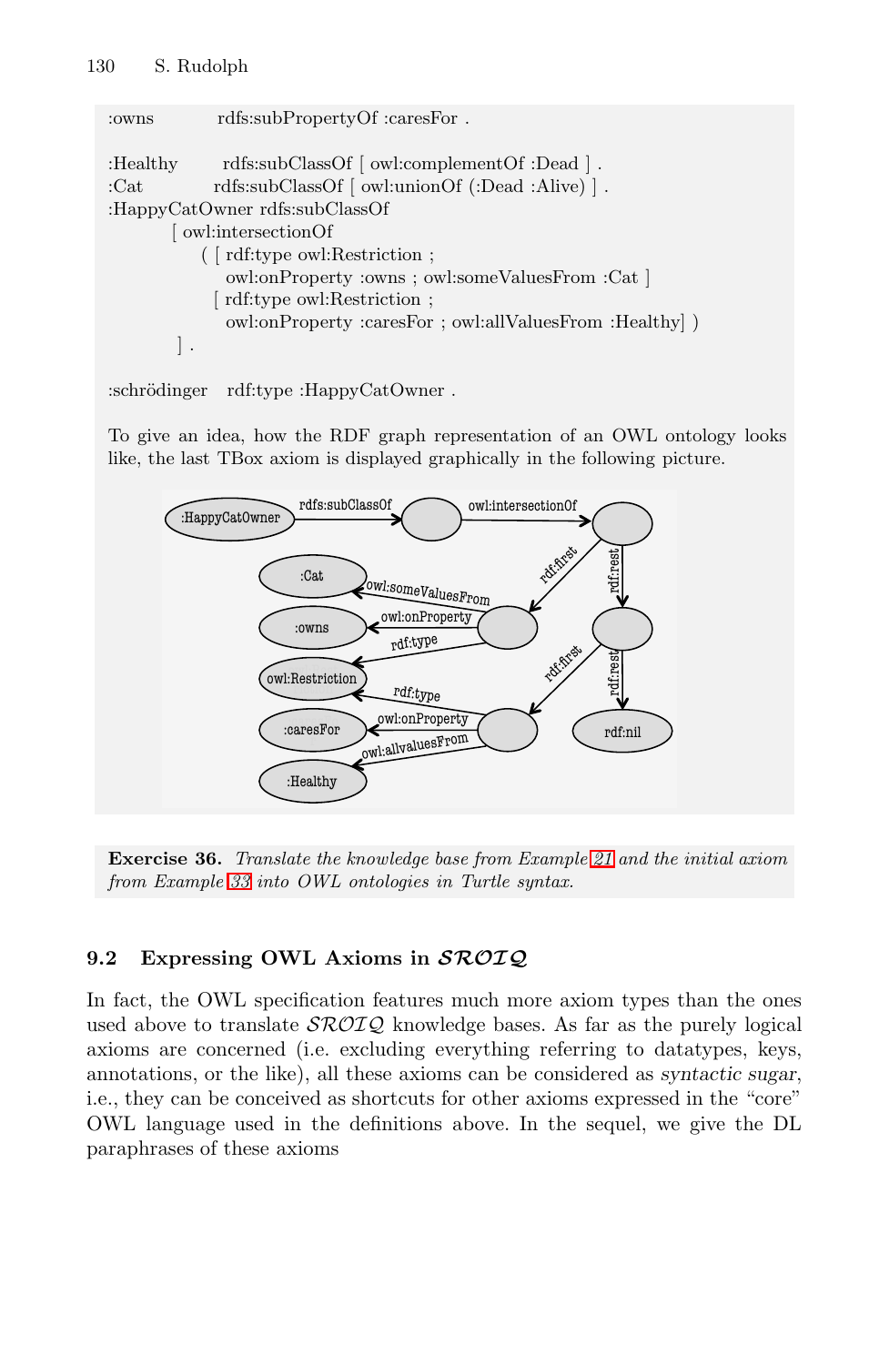```
:owns           rdfs:subPropertyOf :caresFor .

:Healthy        rdfs:subClassOf [ owl:complementOf :Dead ] .
:Cat            rdfs:subClassOf [ owl:unionOf (:Dead :Alive) ] .
:HappyCatOwner rdfs:subClassOf
          [ owl:intersectionOf
               ( [ rdf:type owl:Restriction ;
                   owl:onProperty :owns ; owl:someValuesFrom :Cat ]
                 [ rdf:type owl:Restriction ;
                   owl:onProperty :caresFor ; owl:allValuesFrom :Healthy] )
          ] .

:schrödinger   rdf:type :HappyCatOwner .
```

To give an idea, how the RDF graph representation of an OWL ontology looks like, the last TBox axiom is displayed graphically in the following picture.

**Exercise 36.** *Translate the knowledge base from Example 21 and the initial axiom from Example 33 into OWL ontologies in Turtle syntax.*

## 9.2 Expressing OWL Axioms in $\mathcal{SROIQ}$

In fact, the OWL specification features much more axiom types than the ones used above to translate $\mathcal{SROIQ}$ knowledge bases. As far as the purely logical axioms are concerned (i.e. excluding everything referring to datatypes, keys, annotations, or the like), all these axioms can be considered as *syntactic sugar*, i.e., they can be conceived as shortcuts for other axioms expressed in the "core" OWL language used in the definitions above. In the sequel, we give the DL paraphrases of these axioms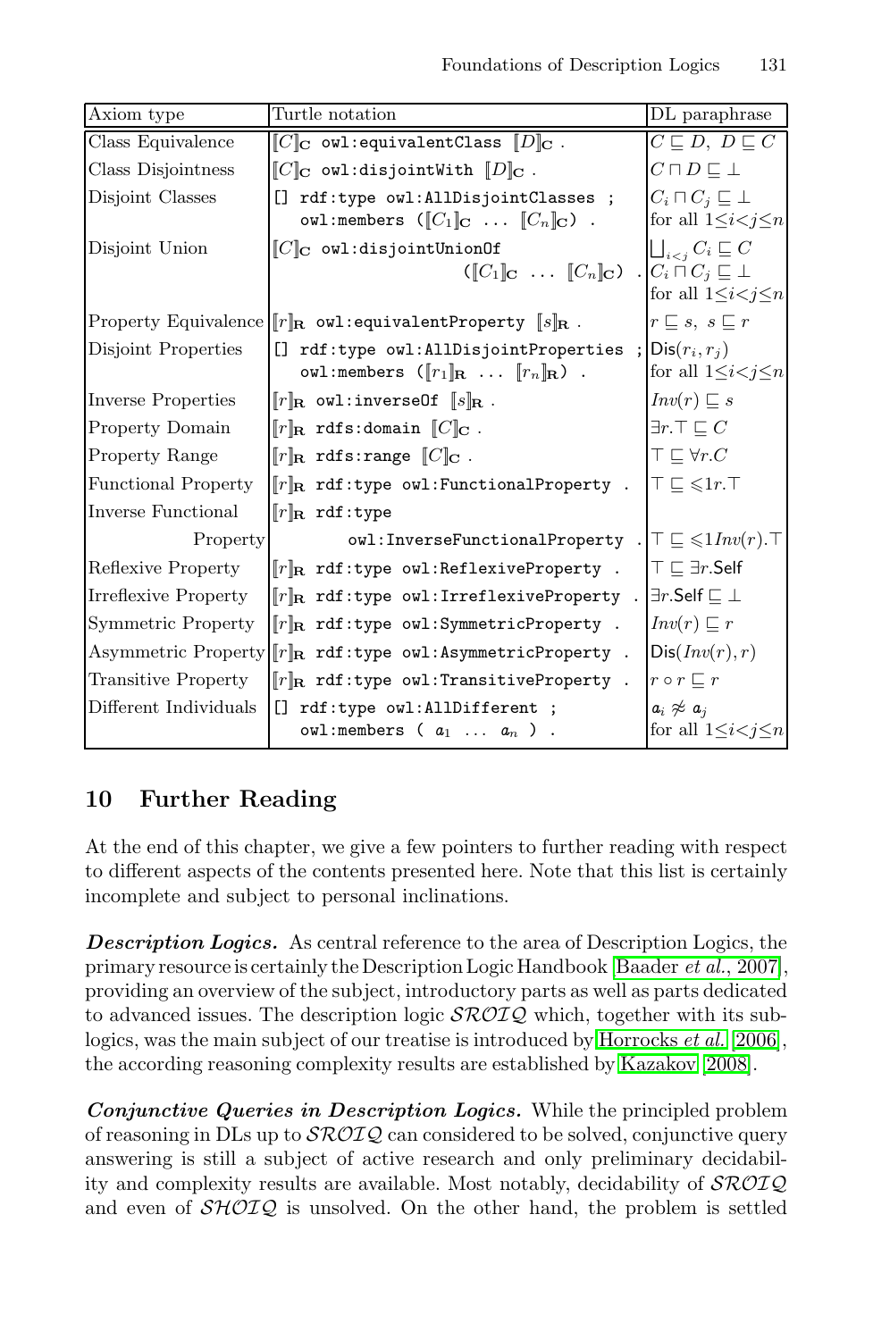| Axiom type | Turtle notation | DL paraphrase |
|---|---|---|
| Class Equivalence | $[\![C]\!]_{\mathbf{C}}$ `owl:equivalentClass` $[\![D]\!]_{\mathbf{C}}$ . | $C \sqsubseteq D,\ D \sqsubseteq C$ |
| Class Disjointness | $[\![C]\!]_{\mathbf{C}}$ `owl:disjointWith` $[\![D]\!]_{\mathbf{C}}$ . | $C \sqcap D \sqsubseteq \bot$ |
| Disjoint Classes | `[] rdf:type owl:AllDisjointClasses ;` `owl:members (`$[\![C_1]\!]_{\mathbf{C}} \ldots [\![C_n]\!]_{\mathbf{C}}$`) .` | $C_i \sqcap C_j \sqsubseteq \bot$ for all $1 \leq i < j \leq n$ |
| Disjoint Union | $[\![C]\!]_{\mathbf{C}}$ `owl:disjointUnionOf` `(`$[\![C_1]\!]_{\mathbf{C}} \ldots [\![C_n]\!]_{\mathbf{C}}$`) .` | $\bigsqcup_{i<j} C_i \sqsubseteq C$ $C_i \sqcap C_j \sqsubseteq \bot$ for all $1 \leq i < j \leq n$ |
| Property Equivalence | $[\![r]\!]_{\mathbf{R}}$ `owl:equivalentProperty` $[\![s]\!]_{\mathbf{R}}$ . | $r \sqsubseteq s,\ s \sqsubseteq r$ |
| Disjoint Properties | `[] rdf:type owl:AllDisjointProperties ;` `owl:members (`$[\![r_1]\!]_{\mathbf{R}} \ldots [\![r_n]\!]_{\mathbf{R}}$`) .` | $\mathsf{Dis}(r_i, r_j)$ for all $1 \leq i < j \leq n$ |
| Inverse Properties | $[\![r]\!]_{\mathbf{R}}$ `owl:inverseOf` $[\![s]\!]_{\mathbf{R}}$ . | $Inv(r) \sqsubseteq s$ |
| Property Domain | $[\![r]\!]_{\mathbf{R}}$ `rdfs:domain` $[\![C]\!]_{\mathbf{C}}$ . | $\exists r.\top \sqsubseteq C$ |
| Property Range | $[\![r]\!]_{\mathbf{R}}$ `rdfs:range` $[\![C]\!]_{\mathbf{C}}$ . | $\top \sqsubseteq \forall r.C$ |
| Functional Property | $[\![r]\!]_{\mathbf{R}}$ `rdf:type owl:FunctionalProperty .` | $\top \sqsubseteq \leqslant 1 r.\top$ |
| Inverse Functional Property | $[\![r]\!]_{\mathbf{R}}$ `rdf:type owl:InverseFunctionalProperty .` | $\top \sqsubseteq \leqslant 1 Inv(r).\top$ |
| Reflexive Property | $[\![r]\!]_{\mathbf{R}}$ `rdf:type owl:ReflexiveProperty .` | $\top \sqsubseteq \exists r.\mathsf{Self}$ |
| Irreflexive Property | $[\![r]\!]_{\mathbf{R}}$ `rdf:type owl:IrreflexiveProperty .` | $\exists r.\mathsf{Self} \sqsubseteq \bot$ |
| Symmetric Property | $[\![r]\!]_{\mathbf{R}}$ `rdf:type owl:SymmetricProperty .` | $Inv(r) \sqsubseteq r$ |
| Asymmetric Property | $[\![r]\!]_{\mathbf{R}}$ `rdf:type owl:AsymmetricProperty .` | $\mathsf{Dis}(Inv(r), r)$ |
| Transitive Property | $[\![r]\!]_{\mathbf{R}}$ `rdf:type owl:TransitiveProperty .` | $r \circ r \sqsubseteq r$ |
| Different Individuals | `[] rdf:type owl:AllDifferent ;` `owl:members (` $a_1 \ldots a_n$ `) .` | $a_i \not\approx a_j$ for all $1 \leq i < j \leq n$ |

## 10 Further Reading

At the end of this chapter, we give a few pointers to further reading with respect to different aspects of the contents presented here. Note that this list is certainly incomplete and subject to personal inclinations.

***Description Logics.*** As central reference to the area of Description Logics, the primary resource is certainly the Description Logic Handbook [Baader *et al.*, 2007], providing an overview of the subject, introductory parts as well as parts dedicated to advanced issues. The description logic $\mathcal{SROIQ}$ which, together with its sublogics, was the main subject of our treatise is introduced by Horrocks *et al.* [2006], the according reasoning complexity results are established by Kazakov [2008].

***Conjunctive Queries in Description Logics.*** While the principled problem of reasoning in DLs up to $\mathcal{SROIQ}$ can considered to be solved, conjunctive query answering is still a subject of active research and only preliminary decidability and complexity results are available. Most notably, decidability of $\mathcal{SROIQ}$ and even of $\mathcal{SHOIQ}$ is unsolved. On the other hand, the problem is settled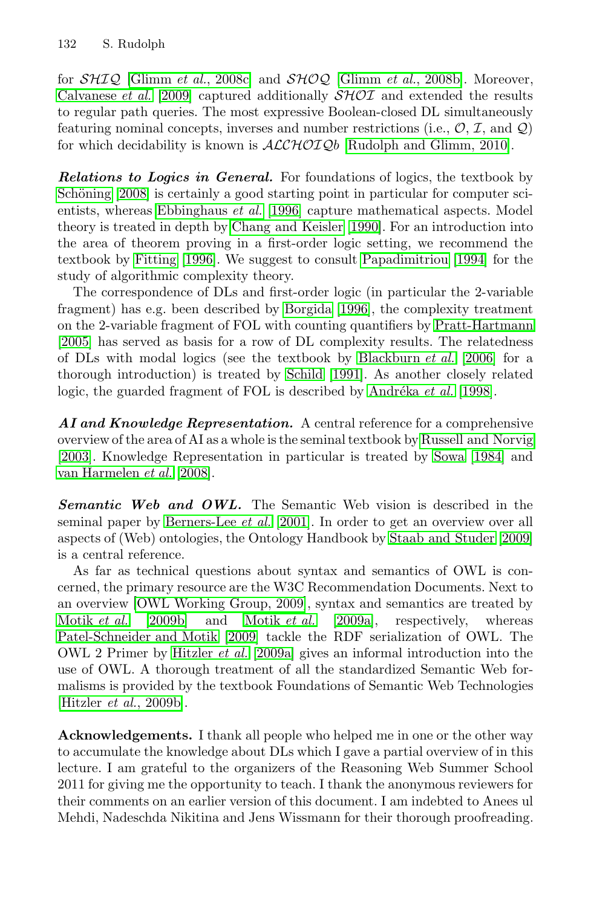for $\mathcal{SHIQ}$ [Glimm *et al.*, 2008c] and $\mathcal{SHOQ}$ [Glimm *et al.*, 2008b]. Moreover, Calvanese *et al.* [2009] captured additionally $\mathcal{SHOI}$ and extended the results to regular path queries. The most expressive Boolean-closed DL simultaneously featuring nominal concepts, inverses and number restrictions (i.e., $\mathcal{O}$, $\mathcal{I}$, and $\mathcal{Q}$) for which decidability is known is $\mathcal{ALCHOIQ}b$ [Rudolph and Glimm, 2010].

***Relations to Logics in General.*** For foundations of logics, the textbook by Schöning [2008] is certainly a good starting point in particular for computer scientists, whereas Ebbinghaus *et al.* [1996] capture mathematical aspects. Model theory is treated in depth by Chang and Keisler [1990]. For an introduction into the area of theorem proving in a first-order logic setting, we recommend the textbook by Fitting [1996]. We suggest to consult Papadimitriou [1994] for the study of algorithmic complexity theory.

The correspondence of DLs and first-order logic (in particular the 2-variable fragment) has e.g. been described by Borgida [1996], the complexity treatment on the 2-variable fragment of FOL with counting quantifiers by Pratt-Hartmann [2005] has served as basis for a row of DL complexity results. The relatedness of DLs with modal logics (see the textbook by Blackburn *et al.* [2006] for a thorough introduction) is treated by Schild [1991]. As another closely related logic, the guarded fragment of FOL is described by Andréka *et al.* [1998].

***AI and Knowledge Representation.*** A central reference for a comprehensive overview of the area of AI as a whole is the seminal textbook by Russell and Norvig [2003]. Knowledge Representation in particular is treated by Sowa [1984] and van Harmelen *et al.* [2008].

***Semantic Web and OWL.*** The Semantic Web vision is described in the seminal paper by Berners-Lee *et al.* [2001]. In order to get an overview over all aspects of (Web) ontologies, the Ontology Handbook by Staab and Studer [2009] is a central reference.

As far as technical questions about syntax and semantics of OWL is concerned, the primary resource are the W3C Recommendation Documents. Next to an overview [OWL Working Group, 2009], syntax and semantics are treated by Motik *et al.* [2009b] and Motik *et al.* [2009a], respectively, whereas Patel-Schneider and Motik [2009] tackle the RDF serialization of OWL. The OWL 2 Primer by Hitzler *et al.* [2009a] gives an informal introduction into the use of OWL. A thorough treatment of all the standardized Semantic Web formalisms is provided by the textbook Foundations of Semantic Web Technologies [Hitzler *et al.*, 2009b].

**Acknowledgements.** I thank all people who helped me in one or the other way to accumulate the knowledge about DLs which I gave a partial overview of in this lecture. I am grateful to the organizers of the Reasoning Web Summer School 2011 for giving me the opportunity to teach. I thank the anonymous reviewers for their comments on an earlier version of this document. I am indebted to Anees ul Mehdi, Nadeschda Nikitina and Jens Wissmann for their thorough proofreading.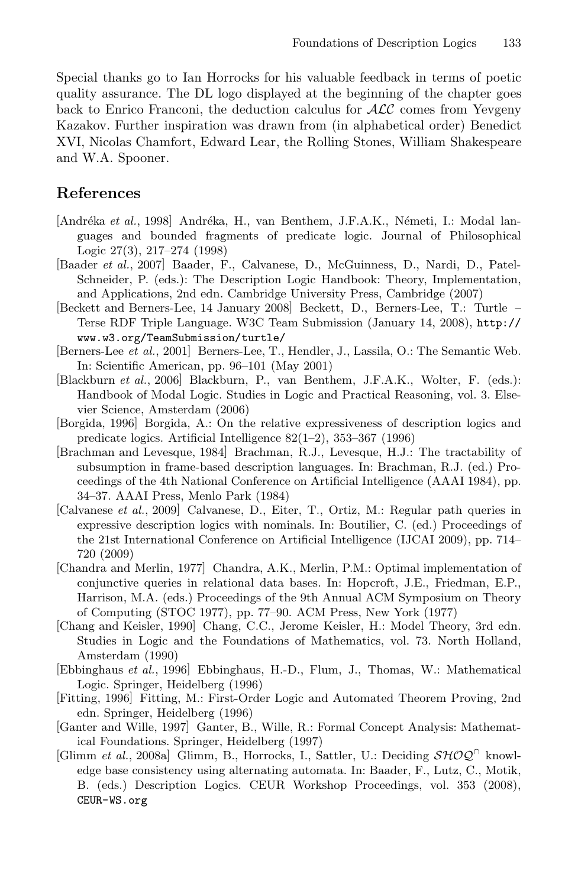Special thanks go to Ian Horrocks for his valuable feedback in terms of poetic quality assurance. The DL logo displayed at the beginning of the chapter goes back to Enrico Franconi, the deduction calculus for $\mathcal{ALC}$ comes from Yevgeny Kazakov. Further inspiration was drawn from (in alphabetical order) Benedict XVI, Nicolas Chamfort, Edward Lear, the Rolling Stones, William Shakespeare and W.A. Spooner.

## References

[Andréka *et al.*, 1998] Andréka, H., van Benthem, J.F.A.K., Németi, I.: Modal languages and bounded fragments of predicate logic. Journal of Philosophical Logic 27(3), 217–274 (1998)

[Baader *et al.*, 2007] Baader, F., Calvanese, D., McGuinness, D., Nardi, D., Patel-Schneider, P. (eds.): The Description Logic Handbook: Theory, Implementation, and Applications, 2nd edn. Cambridge University Press, Cambridge (2007)

[Beckett and Berners-Lee, 14 January 2008] Beckett, D., Berners-Lee, T.: Turtle – Terse RDF Triple Language. W3C Team Submission (January 14, 2008), `http://www.w3.org/TeamSubmission/turtle/`

[Berners-Lee *et al.*, 2001] Berners-Lee, T., Hendler, J., Lassila, O.: The Semantic Web. In: Scientific American, pp. 96–101 (May 2001)

[Blackburn *et al.*, 2006] Blackburn, P., van Benthem, J.F.A.K., Wolter, F. (eds.): Handbook of Modal Logic. Studies in Logic and Practical Reasoning, vol. 3. Elsevier Science, Amsterdam (2006)

[Borgida, 1996] Borgida, A.: On the relative expressiveness of description logics and predicate logics. Artificial Intelligence 82(1–2), 353–367 (1996)

[Brachman and Levesque, 1984] Brachman, R.J., Levesque, H.J.: The tractability of subsumption in frame-based description languages. In: Brachman, R.J. (ed.) Proceedings of the 4th National Conference on Artificial Intelligence (AAAI 1984), pp. 34–37. AAAI Press, Menlo Park (1984)

[Calvanese *et al.*, 2009] Calvanese, D., Eiter, T., Ortiz, M.: Regular path queries in expressive description logics with nominals. In: Boutilier, C. (ed.) Proceedings of the 21st International Conference on Artificial Intelligence (IJCAI 2009), pp. 714–720 (2009)

[Chandra and Merlin, 1977] Chandra, A.K., Merlin, P.M.: Optimal implementation of conjunctive queries in relational data bases. In: Hopcroft, J.E., Friedman, E.P., Harrison, M.A. (eds.) Proceedings of the 9th Annual ACM Symposium on Theory of Computing (STOC 1977), pp. 77–90. ACM Press, New York (1977)

[Chang and Keisler, 1990] Chang, C.C., Jerome Keisler, H.: Model Theory, 3rd edn. Studies in Logic and the Foundations of Mathematics, vol. 73. North Holland, Amsterdam (1990)

[Ebbinghaus *et al.*, 1996] Ebbinghaus, H.-D., Flum, J., Thomas, W.: Mathematical Logic. Springer, Heidelberg (1996)

[Fitting, 1996] Fitting, M.: First-Order Logic and Automated Theorem Proving, 2nd edn. Springer, Heidelberg (1996)

[Ganter and Wille, 1997] Ganter, B., Wille, R.: Formal Concept Analysis: Mathematical Foundations. Springer, Heidelberg (1997)

[Glimm *et al.*, 2008a] Glimm, B., Horrocks, I., Sattler, U.: Deciding $\mathcal{SHOQ}^{\sqcap}$ knowledge base consistency using alternating automata. In: Baader, F., Lutz, C., Motik, B. (eds.) Description Logics. CEUR Workshop Proceedings, vol. 353 (2008), `CEUR-WS.org`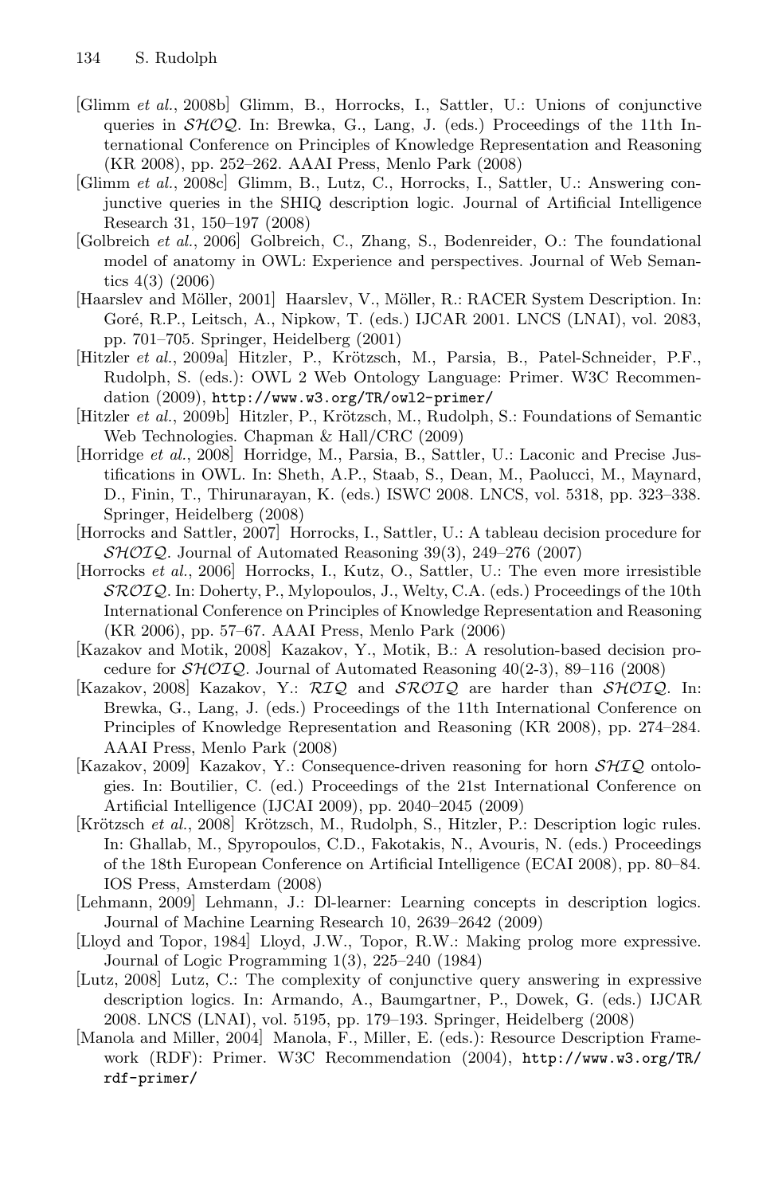[Glimm *et al.*, 2008b] Glimm, B., Horrocks, I., Sattler, U.: Unions of conjunctive queries in $\mathcal{SHOQ}$. In: Brewka, G., Lang, J. (eds.) Proceedings of the 11th International Conference on Principles of Knowledge Representation and Reasoning (KR 2008), pp. 252–262. AAAI Press, Menlo Park (2008)

[Glimm *et al.*, 2008c] Glimm, B., Lutz, C., Horrocks, I., Sattler, U.: Answering conjunctive queries in the SHIQ description logic. Journal of Artificial Intelligence Research 31, 150–197 (2008)

[Golbreich *et al.*, 2006] Golbreich, C., Zhang, S., Bodenreider, O.: The foundational model of anatomy in OWL: Experience and perspectives. Journal of Web Semantics 4(3) (2006)

[Haarslev and Möller, 2001] Haarslev, V., Möller, R.: RACER System Description. In: Goré, R.P., Leitsch, A., Nipkow, T. (eds.) IJCAR 2001. LNCS (LNAI), vol. 2083, pp. 701–705. Springer, Heidelberg (2001)

[Hitzler *et al.*, 2009a] Hitzler, P., Krötzsch, M., Parsia, B., Patel-Schneider, P.F., Rudolph, S. (eds.): OWL 2 Web Ontology Language: Primer. W3C Recommendation (2009), http://www.w3.org/TR/owl2-primer/

[Hitzler *et al.*, 2009b] Hitzler, P., Krötzsch, M., Rudolph, S.: Foundations of Semantic Web Technologies. Chapman & Hall/CRC (2009)

[Horridge *et al.*, 2008] Horridge, M., Parsia, B., Sattler, U.: Laconic and Precise Justifications in OWL. In: Sheth, A.P., Staab, S., Dean, M., Paolucci, M., Maynard, D., Finin, T., Thirunarayan, K. (eds.) ISWC 2008. LNCS, vol. 5318, pp. 323–338. Springer, Heidelberg (2008)

[Horrocks and Sattler, 2007] Horrocks, I., Sattler, U.: A tableau decision procedure for $\mathcal{SHOIQ}$. Journal of Automated Reasoning 39(3), 249–276 (2007)

[Horrocks *et al.*, 2006] Horrocks, I., Kutz, O., Sattler, U.: The even more irresistible $\mathcal{SROIQ}$. In: Doherty, P., Mylopoulos, J., Welty, C.A. (eds.) Proceedings of the 10th International Conference on Principles of Knowledge Representation and Reasoning (KR 2006), pp. 57–67. AAAI Press, Menlo Park (2006)

[Kazakov and Motik, 2008] Kazakov, Y., Motik, B.: A resolution-based decision procedure for $\mathcal{SHOIQ}$. Journal of Automated Reasoning 40(2-3), 89–116 (2008)

[Kazakov, 2008] Kazakov, Y.: $\mathcal{RIQ}$ and $\mathcal{SROIQ}$ are harder than $\mathcal{SHOIQ}$. In: Brewka, G., Lang, J. (eds.) Proceedings of the 11th International Conference on Principles of Knowledge Representation and Reasoning (KR 2008), pp. 274–284. AAAI Press, Menlo Park (2008)

[Kazakov, 2009] Kazakov, Y.: Consequence-driven reasoning for horn $\mathcal{SHIQ}$ ontologies. In: Boutilier, C. (ed.) Proceedings of the 21st International Conference on Artificial Intelligence (IJCAI 2009), pp. 2040–2045 (2009)

[Krötzsch *et al.*, 2008] Krötzsch, M., Rudolph, S., Hitzler, P.: Description logic rules. In: Ghallab, M., Spyropoulos, C.D., Fakotakis, N., Avouris, N. (eds.) Proceedings of the 18th European Conference on Artificial Intelligence (ECAI 2008), pp. 80–84. IOS Press, Amsterdam (2008)

[Lehmann, 2009] Lehmann, J.: Dl-learner: Learning concepts in description logics. Journal of Machine Learning Research 10, 2639–2642 (2009)

[Lloyd and Topor, 1984] Lloyd, J.W., Topor, R.W.: Making prolog more expressive. Journal of Logic Programming 1(3), 225–240 (1984)

[Lutz, 2008] Lutz, C.: The complexity of conjunctive query answering in expressive description logics. In: Armando, A., Baumgartner, P., Dowek, G. (eds.) IJCAR 2008. LNCS (LNAI), vol. 5195, pp. 179–193. Springer, Heidelberg (2008)

[Manola and Miller, 2004] Manola, F., Miller, E. (eds.): Resource Description Framework (RDF): Primer. W3C Recommendation (2004), http://www.w3.org/TR/rdf-primer/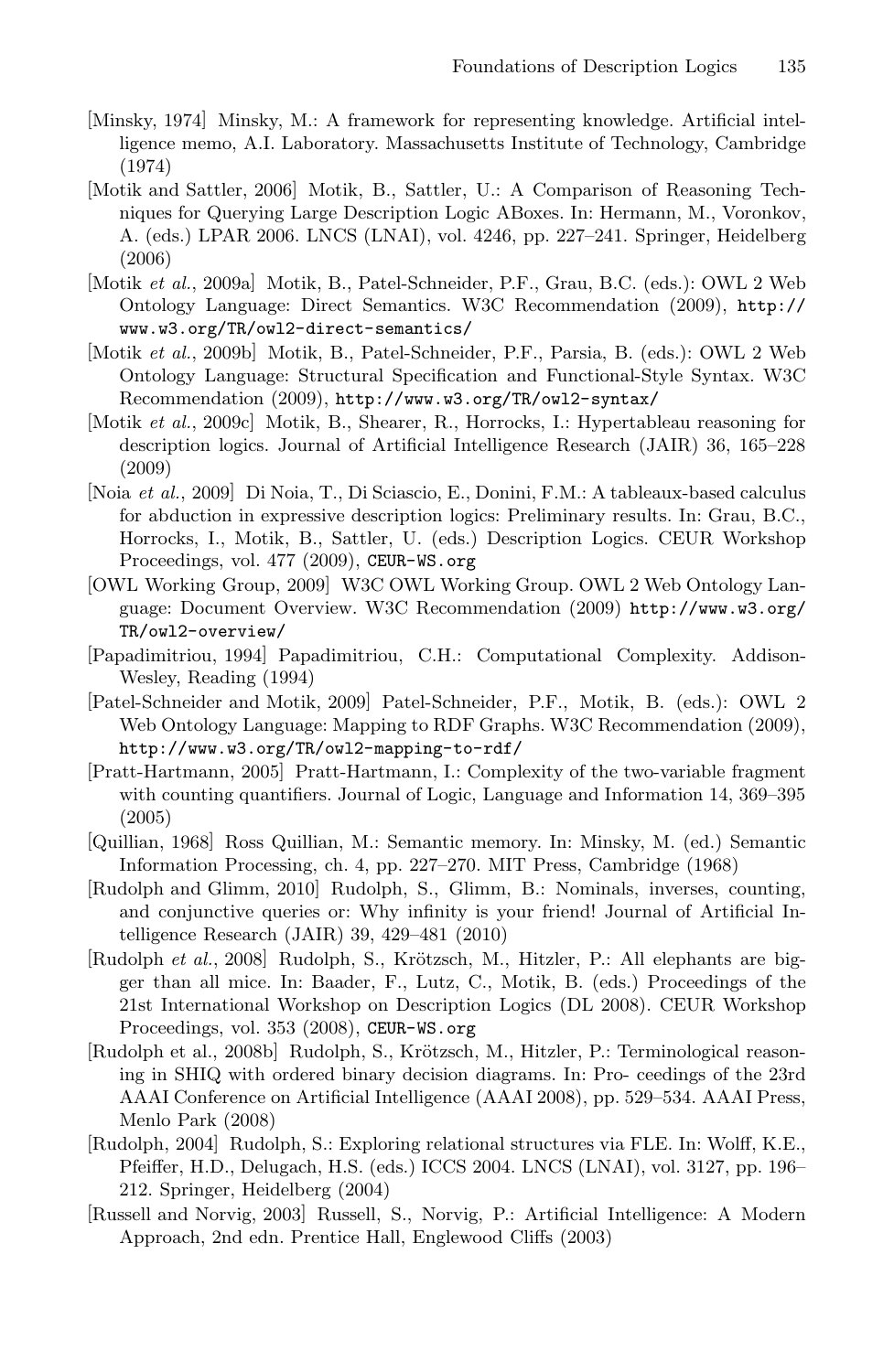[Minsky, 1974] Minsky, M.: A framework for representing knowledge. Artificial intelligence memo, A.I. Laboratory. Massachusetts Institute of Technology, Cambridge (1974)

[Motik and Sattler, 2006] Motik, B., Sattler, U.: A Comparison of Reasoning Techniques for Querying Large Description Logic ABoxes. In: Hermann, M., Voronkov, A. (eds.) LPAR 2006. LNCS (LNAI), vol. 4246, pp. 227–241. Springer, Heidelberg (2006)

[Motik *et al.*, 2009a] Motik, B., Patel-Schneider, P.F., Grau, B.C. (eds.): OWL 2 Web Ontology Language: Direct Semantics. W3C Recommendation (2009), `http://www.w3.org/TR/owl2-direct-semantics/`

[Motik *et al.*, 2009b] Motik, B., Patel-Schneider, P.F., Parsia, B. (eds.): OWL 2 Web Ontology Language: Structural Specification and Functional-Style Syntax. W3C Recommendation (2009), `http://www.w3.org/TR/owl2-syntax/`

[Motik *et al.*, 2009c] Motik, B., Shearer, R., Horrocks, I.: Hypertableau reasoning for description logics. Journal of Artificial Intelligence Research (JAIR) 36, 165–228 (2009)

[Noia *et al.*, 2009] Di Noia, T., Di Sciascio, E., Donini, F.M.: A tableaux-based calculus for abduction in expressive description logics: Preliminary results. In: Grau, B.C., Horrocks, I., Motik, B., Sattler, U. (eds.) Description Logics. CEUR Workshop Proceedings, vol. 477 (2009), `CEUR-WS.org`

[OWL Working Group, 2009] W3C OWL Working Group. OWL 2 Web Ontology Language: Document Overview. W3C Recommendation (2009) `http://www.w3.org/TR/owl2-overview/`

[Papadimitriou, 1994] Papadimitriou, C.H.: Computational Complexity. Addison-Wesley, Reading (1994)

[Patel-Schneider and Motik, 2009] Patel-Schneider, P.F., Motik, B. (eds.): OWL 2 Web Ontology Language: Mapping to RDF Graphs. W3C Recommendation (2009), `http://www.w3.org/TR/owl2-mapping-to-rdf/`

[Pratt-Hartmann, 2005] Pratt-Hartmann, I.: Complexity of the two-variable fragment with counting quantifiers. Journal of Logic, Language and Information 14, 369–395 (2005)

[Quillian, 1968] Ross Quillian, M.: Semantic memory. In: Minsky, M. (ed.) Semantic Information Processing, ch. 4, pp. 227–270. MIT Press, Cambridge (1968)

[Rudolph and Glimm, 2010] Rudolph, S., Glimm, B.: Nominals, inverses, counting, and conjunctive queries or: Why infinity is your friend! Journal of Artificial Intelligence Research (JAIR) 39, 429–481 (2010)

[Rudolph *et al.*, 2008] Rudolph, S., Krötzsch, M., Hitzler, P.: All elephants are bigger than all mice. In: Baader, F., Lutz, C., Motik, B. (eds.) Proceedings of the 21st International Workshop on Description Logics (DL 2008). CEUR Workshop Proceedings, vol. 353 (2008), `CEUR-WS.org`

[Rudolph et al., 2008b] Rudolph, S., Krötzsch, M., Hitzler, P.: Terminological reasoning in SHIQ with ordered binary decision diagrams. In: Pro- ceedings of the 23rd AAAI Conference on Artificial Intelligence (AAAI 2008), pp. 529–534. AAAI Press, Menlo Park (2008)

[Rudolph, 2004] Rudolph, S.: Exploring relational structures via FLE. In: Wolff, K.E., Pfeiffer, H.D., Delugach, H.S. (eds.) ICCS 2004. LNCS (LNAI), vol. 3127, pp. 196–212. Springer, Heidelberg (2004)

[Russell and Norvig, 2003] Russell, S., Norvig, P.: Artificial Intelligence: A Modern Approach, 2nd edn. Prentice Hall, Englewood Cliffs (2003)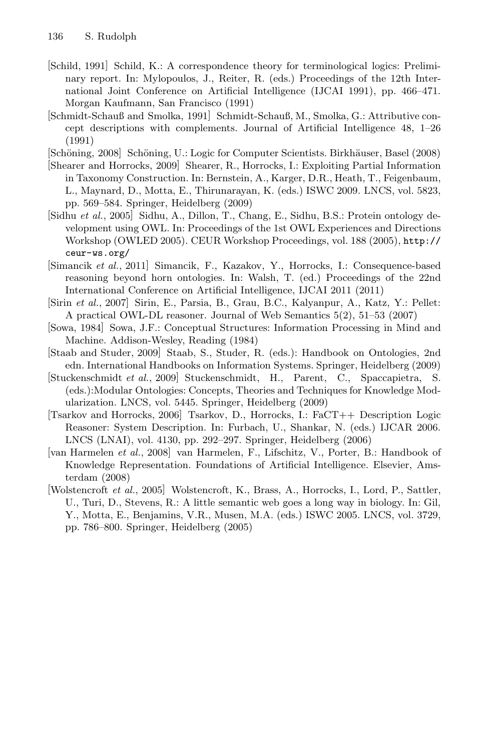[Schild, 1991] Schild, K.: A correspondence theory for terminological logics: Preliminary report. In: Mylopoulos, J., Reiter, R. (eds.) Proceedings of the 12th International Joint Conference on Artificial Intelligence (IJCAI 1991), pp. 466–471. Morgan Kaufmann, San Francisco (1991)

[Schmidt-Schauß and Smolka, 1991] Schmidt-Schauß, M., Smolka, G.: Attributive concept descriptions with complements. Journal of Artificial Intelligence 48, 1–26 (1991)

[Schöning, 2008] Schöning, U.: Logic for Computer Scientists. Birkhäuser, Basel (2008)

[Shearer and Horrocks, 2009] Shearer, R., Horrocks, I.: Exploiting Partial Information in Taxonomy Construction. In: Bernstein, A., Karger, D.R., Heath, T., Feigenbaum, L., Maynard, D., Motta, E., Thirunarayan, K. (eds.) ISWC 2009. LNCS, vol. 5823, pp. 569–584. Springer, Heidelberg (2009)

[Sidhu *et al.*, 2005] Sidhu, A., Dillon, T., Chang, E., Sidhu, B.S.: Protein ontology development using OWL. In: Proceedings of the 1st OWL Experiences and Directions Workshop (OWLED 2005). CEUR Workshop Proceedings, vol. 188 (2005), `http://ceur-ws.org/`

[Simancik *et al.*, 2011] Simancik, F., Kazakov, Y., Horrocks, I.: Consequence-based reasoning beyond horn ontologies. In: Walsh, T. (ed.) Proceedings of the 22nd International Conference on Artificial Intelligence, IJCAI 2011 (2011)

[Sirin *et al.*, 2007] Sirin, E., Parsia, B., Grau, B.C., Kalyanpur, A., Katz, Y.: Pellet: A practical OWL-DL reasoner. Journal of Web Semantics 5(2), 51–53 (2007)

[Sowa, 1984] Sowa, J.F.: Conceptual Structures: Information Processing in Mind and Machine. Addison-Wesley, Reading (1984)

[Staab and Studer, 2009] Staab, S., Studer, R. (eds.): Handbook on Ontologies, 2nd edn. International Handbooks on Information Systems. Springer, Heidelberg (2009)

[Stuckenschmidt *et al.*, 2009] Stuckenschmidt, H., Parent, C., Spaccapietra, S. (eds.):Modular Ontologies: Concepts, Theories and Techniques for Knowledge Modularization. LNCS, vol. 5445. Springer, Heidelberg (2009)

[Tsarkov and Horrocks, 2006] Tsarkov, D., Horrocks, I.: FaCT++ Description Logic Reasoner: System Description. In: Furbach, U., Shankar, N. (eds.) IJCAR 2006. LNCS (LNAI), vol. 4130, pp. 292–297. Springer, Heidelberg (2006)

[van Harmelen *et al.*, 2008] van Harmelen, F., Lifschitz, V., Porter, B.: Handbook of Knowledge Representation. Foundations of Artificial Intelligence. Elsevier, Amsterdam (2008)

[Wolstencroft *et al.*, 2005] Wolstencroft, K., Brass, A., Horrocks, I., Lord, P., Sattler, U., Turi, D., Stevens, R.: A little semantic web goes a long way in biology. In: Gil, Y., Motta, E., Benjamins, V.R., Musen, M.A. (eds.) ISWC 2005. LNCS, vol. 3729, pp. 786–800. Springer, Heidelberg (2005)